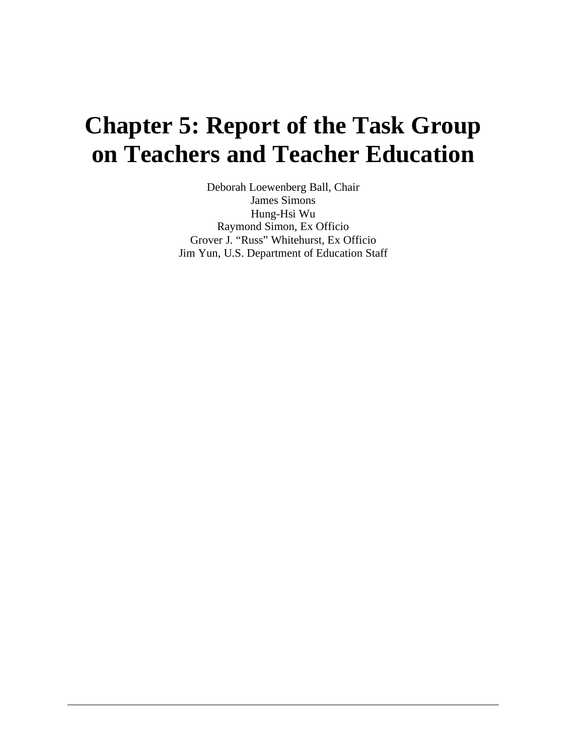# Chapter 5: Report of the Task Group on Teachers and Teacher Education

Deborah Loewenberg Ball, Chair
James Simons
Hung-Hsi Wu
Raymond Simon, Ex Officio
Grover J. "Russ" Whitehurst, Ex Officio
Jim Yun, U.S. Department of Education Staff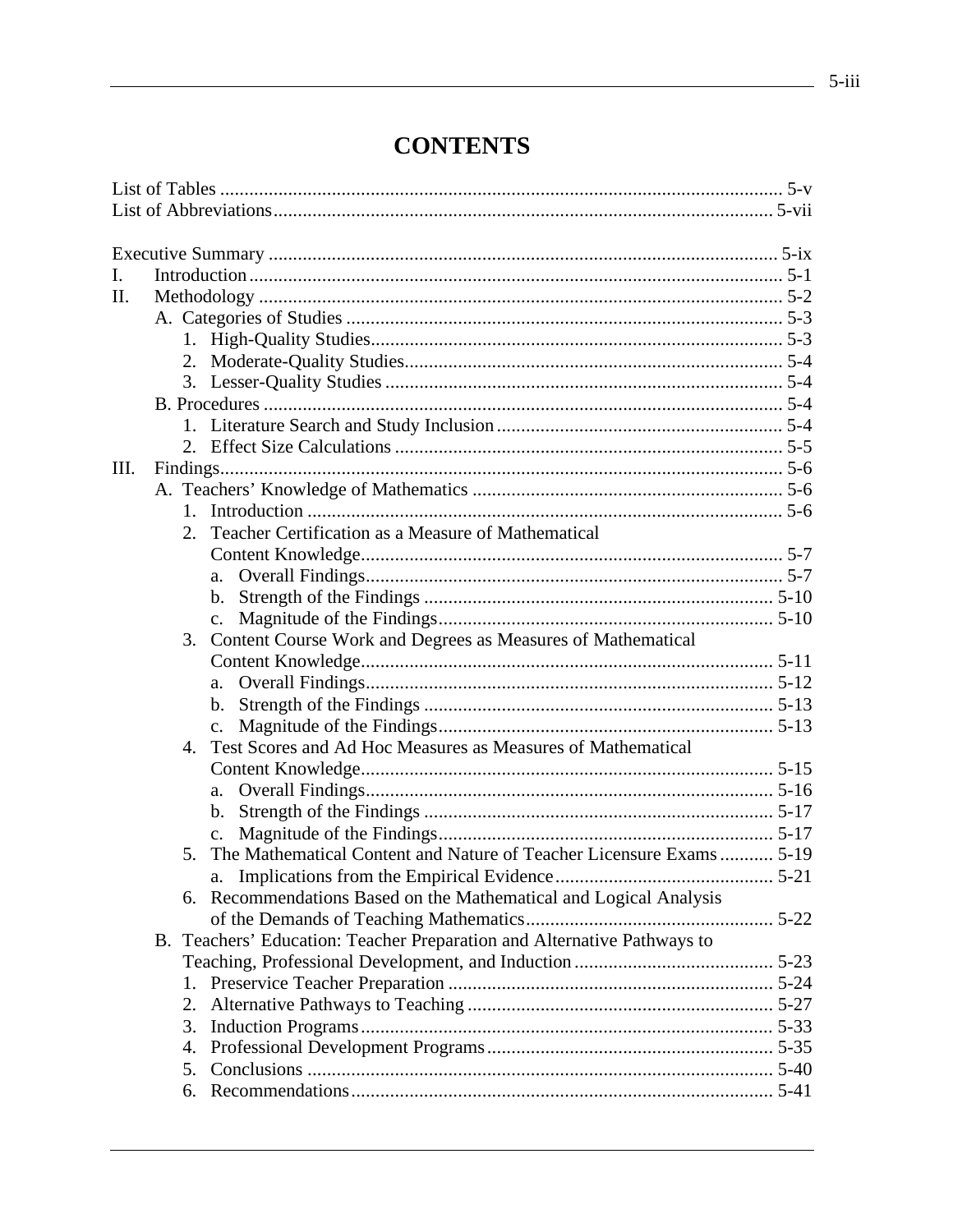# CONTENTS

List of Tables ........ 5-v
List of Abbreviations ........ 5-vii

Executive Summary ........ 5-ix

I. Introduction ........ 5-1

II. Methodology ........ 5-2
- A. Categories of Studies ........ 5-3
  1. High-Quality Studies ........ 5-3
  2. Moderate-Quality Studies ........ 5-4
  3. Lesser-Quality Studies ........ 5-4
- B. Procedures ........ 5-4
  1. Literature Search and Study Inclusion ........ 5-4
  2. Effect Size Calculations ........ 5-5

III. Findings ........ 5-6
- A. Teachers' Knowledge of Mathematics ........ 5-6
  1. Introduction ........ 5-6
  2. Teacher Certification as a Measure of Mathematical Content Knowledge ........ 5-7
     a. Overall Findings ........ 5-7
     b. Strength of the Findings ........ 5-10
     c. Magnitude of the Findings ........ 5-10
  3. Content Course Work and Degrees as Measures of Mathematical Content Knowledge ........ 5-11
     a. Overall Findings ........ 5-12
     b. Strength of the Findings ........ 5-13
     c. Magnitude of the Findings ........ 5-13
  4. Test Scores and Ad Hoc Measures as Measures of Mathematical Content Knowledge ........ 5-15
     a. Overall Findings ........ 5-16
     b. Strength of the Findings ........ 5-17
     c. Magnitude of the Findings ........ 5-17
  5. The Mathematical Content and Nature of Teacher Licensure Exams ........ 5-19
     a. Implications from the Empirical Evidence ........ 5-21
  6. Recommendations Based on the Mathematical and Logical Analysis of the Demands of Teaching Mathematics ........ 5-22
- B. Teachers' Education: Teacher Preparation and Alternative Pathways to Teaching, Professional Development, and Induction ........ 5-23
  1. Preservice Teacher Preparation ........ 5-24
  2. Alternative Pathways to Teaching ........ 5-27
  3. Induction Programs ........ 5-33
  4. Professional Development Programs ........ 5-35
  5. Conclusions ........ 5-40
  6. Recommendations ........ 5-41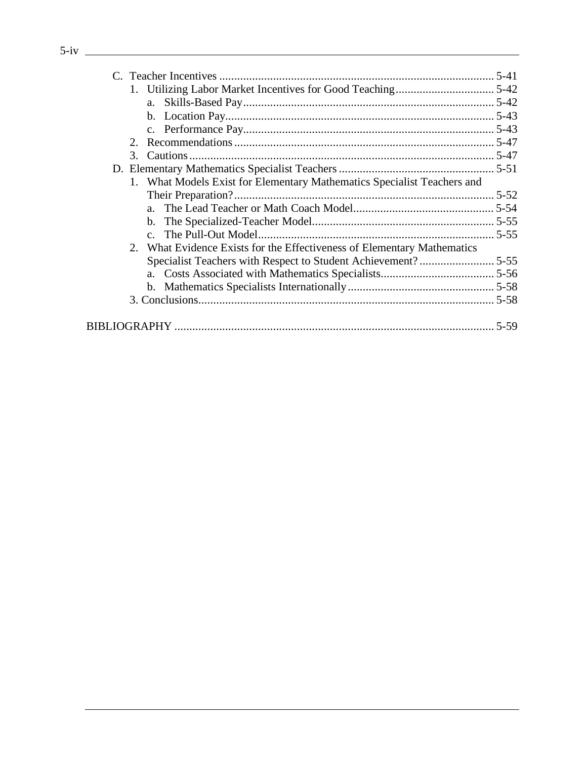- C. Teacher Incentives ........................................................................................... 5-41
  - 1. Utilizing Labor Market Incentives for Good Teaching ................................. 5-42
    - a. Skills-Based Pay .................................................................................... 5-42
    - b. Location Pay .......................................................................................... 5-43
    - c. Performance Pay .................................................................................... 5-43
  - 2. Recommendations ...................................................................................... 5-47
  - 3. Cautions ..................................................................................................... 5-47
- D. Elementary Mathematics Specialist Teachers .................................................... 5-51
  - 1. What Models Exist for Elementary Mathematics Specialist Teachers and Their Preparation? ....................................................................................... 5-52
    - a. The Lead Teacher or Math Coach Model ............................................... 5-54
    - b. The Specialized-Teacher Model ............................................................. 5-55
    - c. The Pull-Out Model ............................................................................... 5-55
  - 2. What Evidence Exists for the Effectiveness of Elementary Mathematics Specialist Teachers with Respect to Student Achievement? ......................... 5-55
    - a. Costs Associated with Mathematics Specialists ...................................... 5-56
    - b. Mathematics Specialists Internationally ................................................. 5-58
  - 3. Conclusions ................................................................................................... 5-58

BIBLIOGRAPHY ........................................................................................................... 5-59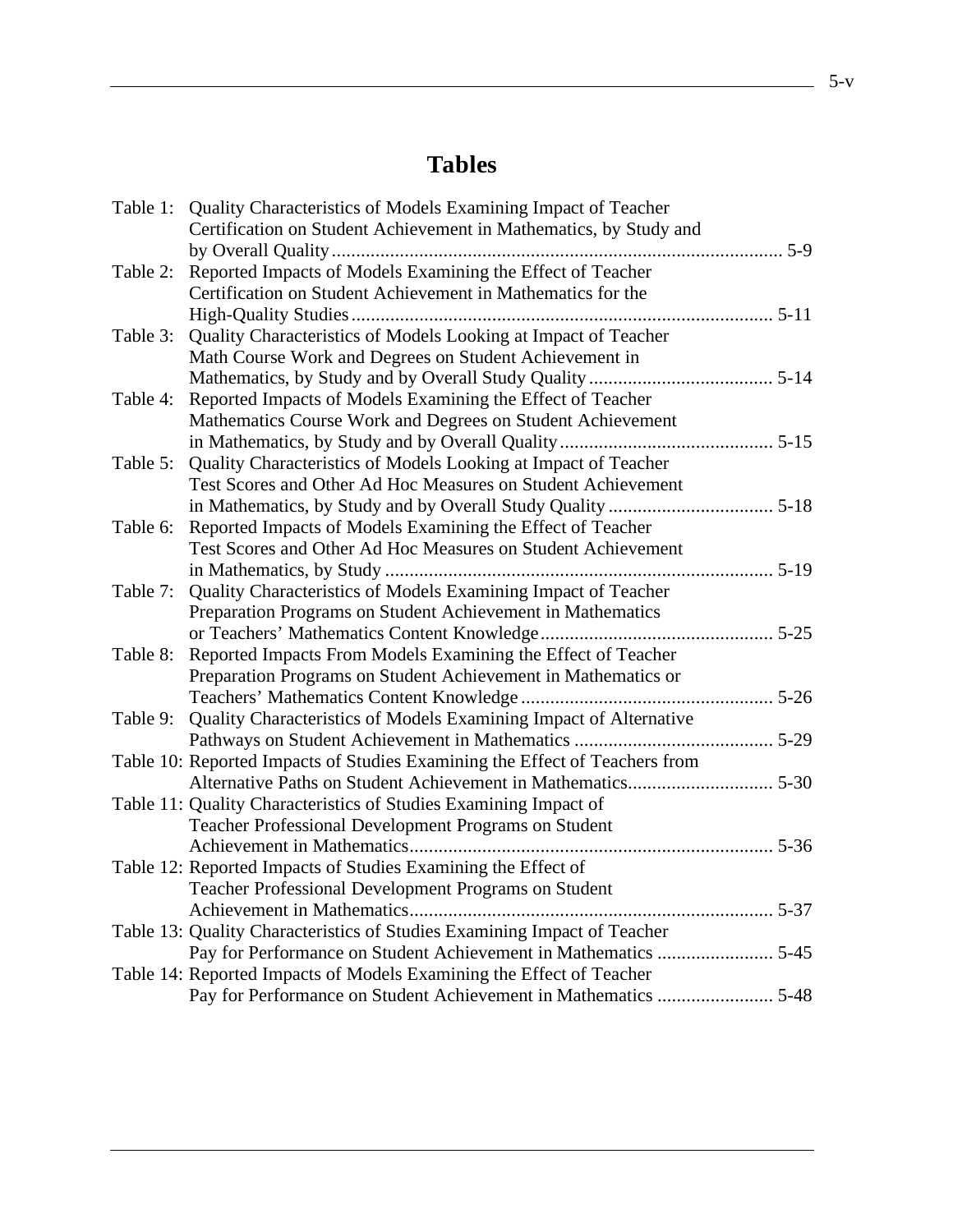# Tables

Table 1: Quality Characteristics of Models Examining Impact of Teacher Certification on Student Achievement in Mathematics, by Study and by Overall Quality ........ 5-9

Table 2: Reported Impacts of Models Examining the Effect of Teacher Certification on Student Achievement in Mathematics for the High-Quality Studies ........ 5-11

Table 3: Quality Characteristics of Models Looking at Impact of Teacher Math Course Work and Degrees on Student Achievement in Mathematics, by Study and by Overall Study Quality ........ 5-14

Table 4: Reported Impacts of Models Examining the Effect of Teacher Mathematics Course Work and Degrees on Student Achievement in Mathematics, by Study and by Overall Quality ........ 5-15

Table 5: Quality Characteristics of Models Looking at Impact of Teacher Test Scores and Other Ad Hoc Measures on Student Achievement in Mathematics, by Study and by Overall Study Quality ........ 5-18

Table 6: Reported Impacts of Models Examining the Effect of Teacher Test Scores and Other Ad Hoc Measures on Student Achievement in Mathematics, by Study ........ 5-19

Table 7: Quality Characteristics of Models Examining Impact of Teacher Preparation Programs on Student Achievement in Mathematics or Teachers' Mathematics Content Knowledge ........ 5-25

Table 8: Reported Impacts From Models Examining the Effect of Teacher Preparation Programs on Student Achievement in Mathematics or Teachers' Mathematics Content Knowledge ........ 5-26

Table 9: Quality Characteristics of Models Examining Impact of Alternative Pathways on Student Achievement in Mathematics ........ 5-29

Table 10: Reported Impacts of Studies Examining the Effect of Teachers from Alternative Paths on Student Achievement in Mathematics ........ 5-30

Table 11: Quality Characteristics of Studies Examining Impact of Teacher Professional Development Programs on Student Achievement in Mathematics ........ 5-36

Table 12: Reported Impacts of Studies Examining the Effect of Teacher Professional Development Programs on Student Achievement in Mathematics ........ 5-37

Table 13: Quality Characteristics of Studies Examining Impact of Teacher Pay for Performance on Student Achievement in Mathematics ........ 5-45

Table 14: Reported Impacts of Models Examining the Effect of Teacher Pay for Performance on Student Achievement in Mathematics ........ 5-48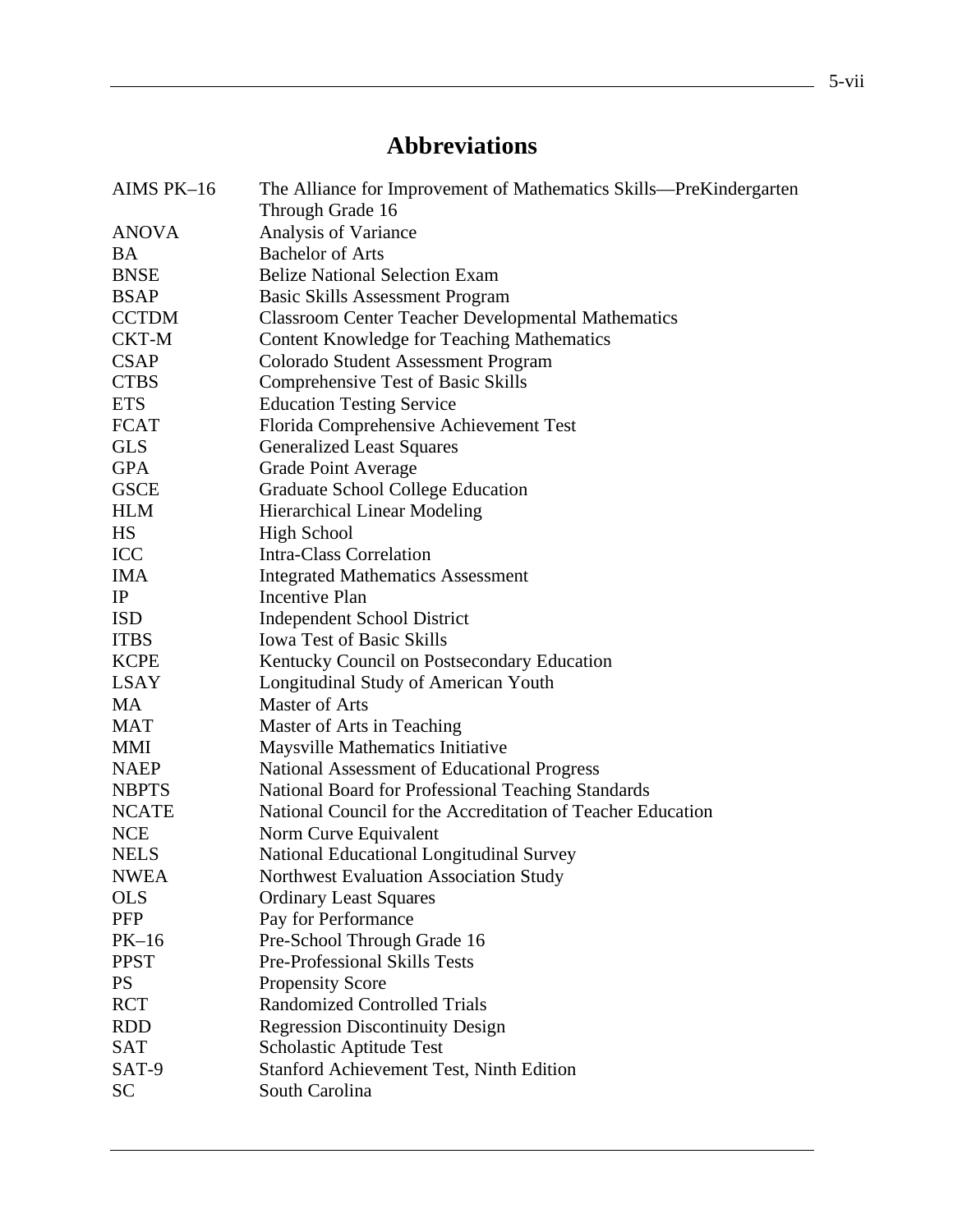# Abbreviations

| | |
|---|---|
| AIMS PK–16 | The Alliance for Improvement of Mathematics Skills—PreKindergarten Through Grade 16 |
| ANOVA | Analysis of Variance |
| BA | Bachelor of Arts |
| BNSE | Belize National Selection Exam |
| BSAP | Basic Skills Assessment Program |
| CCTDM | Classroom Center Teacher Developmental Mathematics |
| CKT-M | Content Knowledge for Teaching Mathematics |
| CSAP | Colorado Student Assessment Program |
| CTBS | Comprehensive Test of Basic Skills |
| ETS | Education Testing Service |
| FCAT | Florida Comprehensive Achievement Test |
| GLS | Generalized Least Squares |
| GPA | Grade Point Average |
| GSCE | Graduate School College Education |
| HLM | Hierarchical Linear Modeling |
| HS | High School |
| ICC | Intra-Class Correlation |
| IMA | Integrated Mathematics Assessment |
| IP | Incentive Plan |
| ISD | Independent School District |
| ITBS | Iowa Test of Basic Skills |
| KCPE | Kentucky Council on Postsecondary Education |
| LSAY | Longitudinal Study of American Youth |
| MA | Master of Arts |
| MAT | Master of Arts in Teaching |
| MMI | Maysville Mathematics Initiative |
| NAEP | National Assessment of Educational Progress |
| NBPTS | National Board for Professional Teaching Standards |
| NCATE | National Council for the Accreditation of Teacher Education |
| NCE | Norm Curve Equivalent |
| NELS | National Educational Longitudinal Survey |
| NWEA | Northwest Evaluation Association Study |
| OLS | Ordinary Least Squares |
| PFP | Pay for Performance |
| PK–16 | Pre-School Through Grade 16 |
| PPST | Pre-Professional Skills Tests |
| PS | Propensity Score |
| RCT | Randomized Controlled Trials |
| RDD | Regression Discontinuity Design |
| SAT | Scholastic Aptitude Test |
| SAT-9 | Stanford Achievement Test, Ninth Edition |
| SC | South Carolina |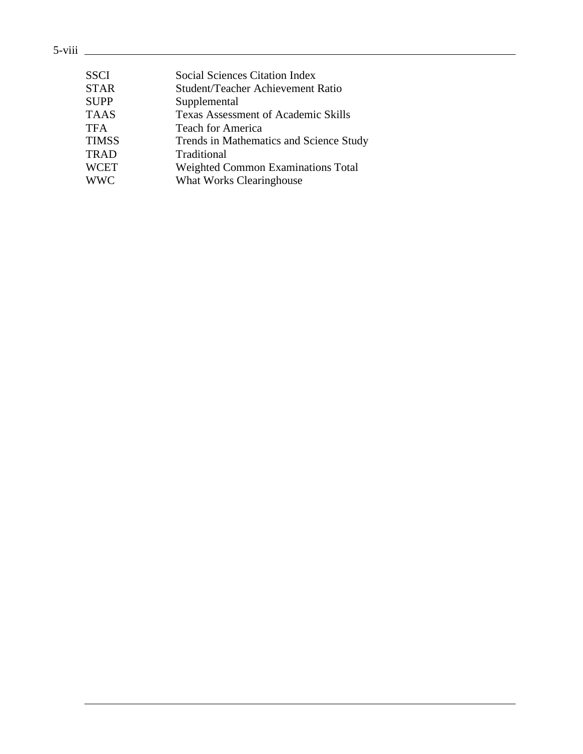| | |
|---|---|
| SSCI | Social Sciences Citation Index |
| STAR | Student/Teacher Achievement Ratio |
| SUPP | Supplemental |
| TAAS | Texas Assessment of Academic Skills |
| TFA | Teach for America |
| TIMSS | Trends in Mathematics and Science Study |
| TRAD | Traditional |
| WCET | Weighted Common Examinations Total |
| WWC | What Works Clearinghouse |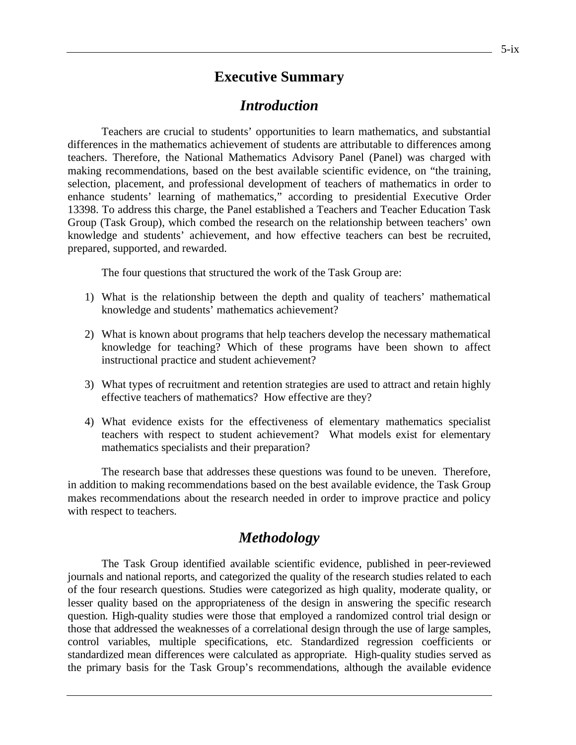# Executive Summary

## *Introduction*

Teachers are crucial to students' opportunities to learn mathematics, and substantial differences in the mathematics achievement of students are attributable to differences among teachers. Therefore, the National Mathematics Advisory Panel (Panel) was charged with making recommendations, based on the best available scientific evidence, on "the training, selection, placement, and professional development of teachers of mathematics in order to enhance students' learning of mathematics," according to presidential Executive Order 13398. To address this charge, the Panel established a Teachers and Teacher Education Task Group (Task Group), which combed the research on the relationship between teachers' own knowledge and students' achievement, and how effective teachers can best be recruited, prepared, supported, and rewarded.

The four questions that structured the work of the Task Group are:

1) What is the relationship between the depth and quality of teachers' mathematical knowledge and students' mathematics achievement?

2) What is known about programs that help teachers develop the necessary mathematical knowledge for teaching? Which of these programs have been shown to affect instructional practice and student achievement?

3) What types of recruitment and retention strategies are used to attract and retain highly effective teachers of mathematics? How effective are they?

4) What evidence exists for the effectiveness of elementary mathematics specialist teachers with respect to student achievement? What models exist for elementary mathematics specialists and their preparation?

The research base that addresses these questions was found to be uneven. Therefore, in addition to making recommendations based on the best available evidence, the Task Group makes recommendations about the research needed in order to improve practice and policy with respect to teachers.

## *Methodology*

The Task Group identified available scientific evidence, published in peer-reviewed journals and national reports, and categorized the quality of the research studies related to each of the four research questions. Studies were categorized as high quality, moderate quality, or lesser quality based on the appropriateness of the design in answering the specific research question. High-quality studies were those that employed a randomized control trial design or those that addressed the weaknesses of a correlational design through the use of large samples, control variables, multiple specifications, etc. Standardized regression coefficients or standardized mean differences were calculated as appropriate. High-quality studies served as the primary basis for the Task Group's recommendations, although the available evidence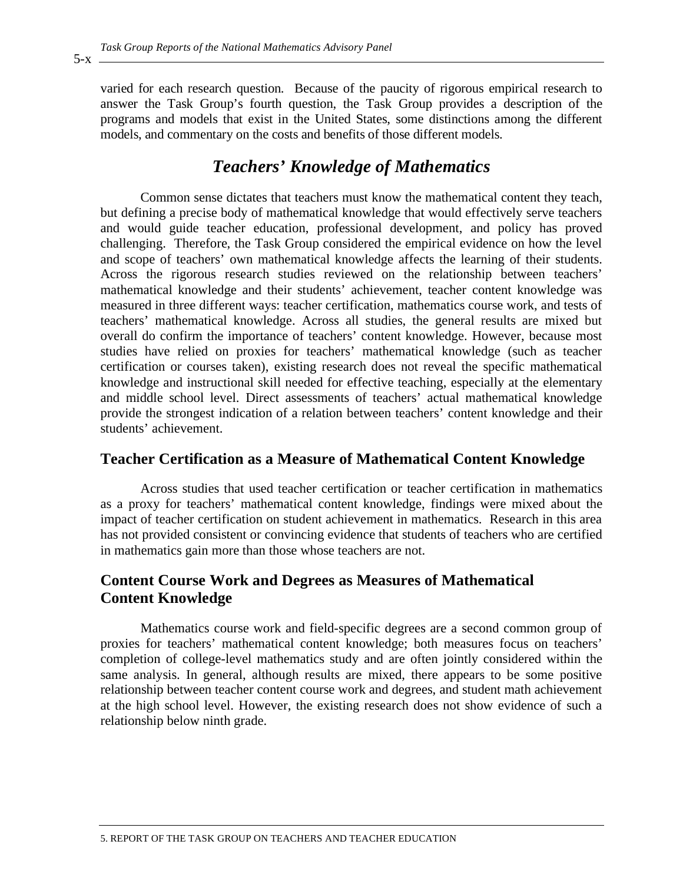varied for each research question. Because of the paucity of rigorous empirical research to answer the Task Group's fourth question, the Task Group provides a description of the programs and models that exist in the United States, some distinctions among the different models, and commentary on the costs and benefits of those different models.

## *Teachers' Knowledge of Mathematics*

Common sense dictates that teachers must know the mathematical content they teach, but defining a precise body of mathematical knowledge that would effectively serve teachers and would guide teacher education, professional development, and policy has proved challenging. Therefore, the Task Group considered the empirical evidence on how the level and scope of teachers' own mathematical knowledge affects the learning of their students. Across the rigorous research studies reviewed on the relationship between teachers' mathematical knowledge and their students' achievement, teacher content knowledge was measured in three different ways: teacher certification, mathematics course work, and tests of teachers' mathematical knowledge. Across all studies, the general results are mixed but overall do confirm the importance of teachers' content knowledge. However, because most studies have relied on proxies for teachers' mathematical knowledge (such as teacher certification or courses taken), existing research does not reveal the specific mathematical knowledge and instructional skill needed for effective teaching, especially at the elementary and middle school level. Direct assessments of teachers' actual mathematical knowledge provide the strongest indication of a relation between teachers' content knowledge and their students' achievement.

### Teacher Certification as a Measure of Mathematical Content Knowledge

Across studies that used teacher certification or teacher certification in mathematics as a proxy for teachers' mathematical content knowledge, findings were mixed about the impact of teacher certification on student achievement in mathematics. Research in this area has not provided consistent or convincing evidence that students of teachers who are certified in mathematics gain more than those whose teachers are not.

### Content Course Work and Degrees as Measures of Mathematical Content Knowledge

Mathematics course work and field-specific degrees are a second common group of proxies for teachers' mathematical content knowledge; both measures focus on teachers' completion of college-level mathematics study and are often jointly considered within the same analysis. In general, although results are mixed, there appears to be some positive relationship between teacher content course work and degrees, and student math achievement at the high school level. However, the existing research does not show evidence of such a relationship below ninth grade.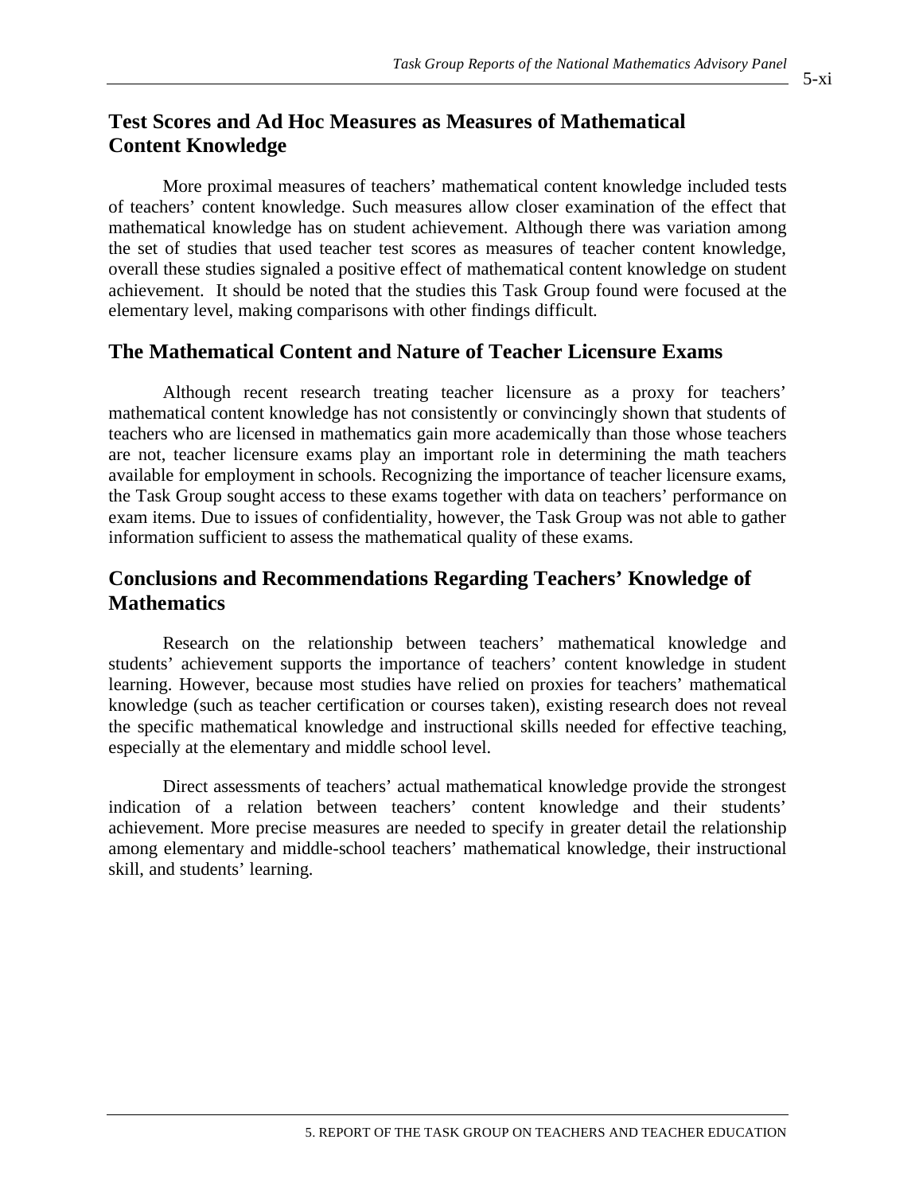## Test Scores and Ad Hoc Measures as Measures of Mathematical Content Knowledge

More proximal measures of teachers' mathematical content knowledge included tests of teachers' content knowledge. Such measures allow closer examination of the effect that mathematical knowledge has on student achievement. Although there was variation among the set of studies that used teacher test scores as measures of teacher content knowledge, overall these studies signaled a positive effect of mathematical content knowledge on student achievement. It should be noted that the studies this Task Group found were focused at the elementary level, making comparisons with other findings difficult.

## The Mathematical Content and Nature of Teacher Licensure Exams

Although recent research treating teacher licensure as a proxy for teachers' mathematical content knowledge has not consistently or convincingly shown that students of teachers who are licensed in mathematics gain more academically than those whose teachers are not, teacher licensure exams play an important role in determining the math teachers available for employment in schools. Recognizing the importance of teacher licensure exams, the Task Group sought access to these exams together with data on teachers' performance on exam items. Due to issues of confidentiality, however, the Task Group was not able to gather information sufficient to assess the mathematical quality of these exams.

## Conclusions and Recommendations Regarding Teachers' Knowledge of Mathematics

Research on the relationship between teachers' mathematical knowledge and students' achievement supports the importance of teachers' content knowledge in student learning. However, because most studies have relied on proxies for teachers' mathematical knowledge (such as teacher certification or courses taken), existing research does not reveal the specific mathematical knowledge and instructional skills needed for effective teaching, especially at the elementary and middle school level.

Direct assessments of teachers' actual mathematical knowledge provide the strongest indication of a relation between teachers' content knowledge and their students' achievement. More precise measures are needed to specify in greater detail the relationship among elementary and middle-school teachers' mathematical knowledge, their instructional skill, and students' learning.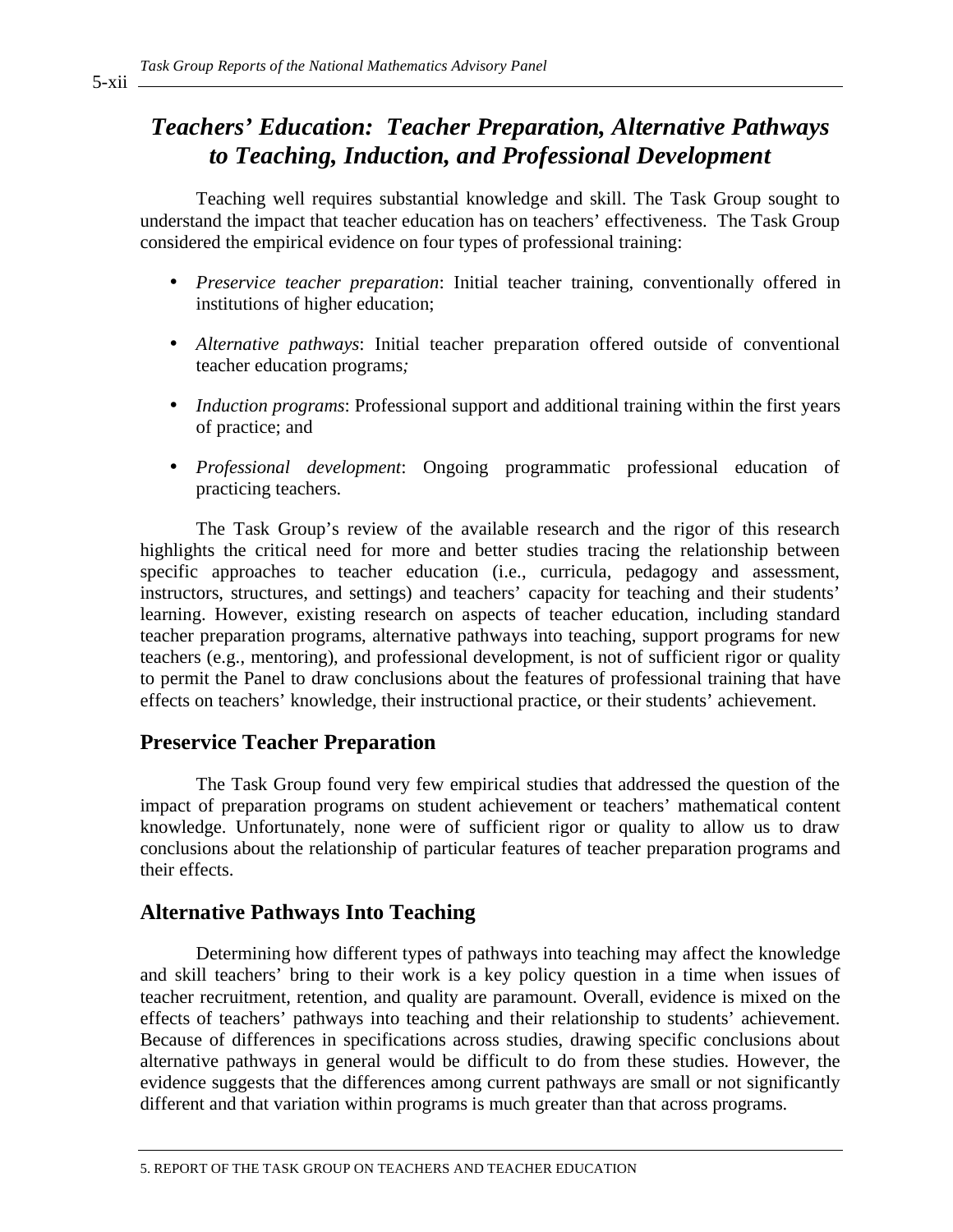# *Teachers' Education: Teacher Preparation, Alternative Pathways to Teaching, Induction, and Professional Development*

Teaching well requires substantial knowledge and skill. The Task Group sought to understand the impact that teacher education has on teachers' effectiveness. The Task Group considered the empirical evidence on four types of professional training:

- *Preservice teacher preparation*: Initial teacher training, conventionally offered in institutions of higher education;
- *Alternative pathways*: Initial teacher preparation offered outside of conventional teacher education programs*;*
- *Induction programs*: Professional support and additional training within the first years of practice; and
- *Professional development*: Ongoing programmatic professional education of practicing teachers.

The Task Group's review of the available research and the rigor of this research highlights the critical need for more and better studies tracing the relationship between specific approaches to teacher education (i.e., curricula, pedagogy and assessment, instructors, structures, and settings) and teachers' capacity for teaching and their students' learning. However, existing research on aspects of teacher education, including standard teacher preparation programs, alternative pathways into teaching, support programs for new teachers (e.g., mentoring), and professional development, is not of sufficient rigor or quality to permit the Panel to draw conclusions about the features of professional training that have effects on teachers' knowledge, their instructional practice, or their students' achievement.

## Preservice Teacher Preparation

The Task Group found very few empirical studies that addressed the question of the impact of preparation programs on student achievement or teachers' mathematical content knowledge. Unfortunately, none were of sufficient rigor or quality to allow us to draw conclusions about the relationship of particular features of teacher preparation programs and their effects.

## Alternative Pathways Into Teaching

Determining how different types of pathways into teaching may affect the knowledge and skill teachers' bring to their work is a key policy question in a time when issues of teacher recruitment, retention, and quality are paramount. Overall, evidence is mixed on the effects of teachers' pathways into teaching and their relationship to students' achievement. Because of differences in specifications across studies, drawing specific conclusions about alternative pathways in general would be difficult to do from these studies. However, the evidence suggests that the differences among current pathways are small or not significantly different and that variation within programs is much greater than that across programs.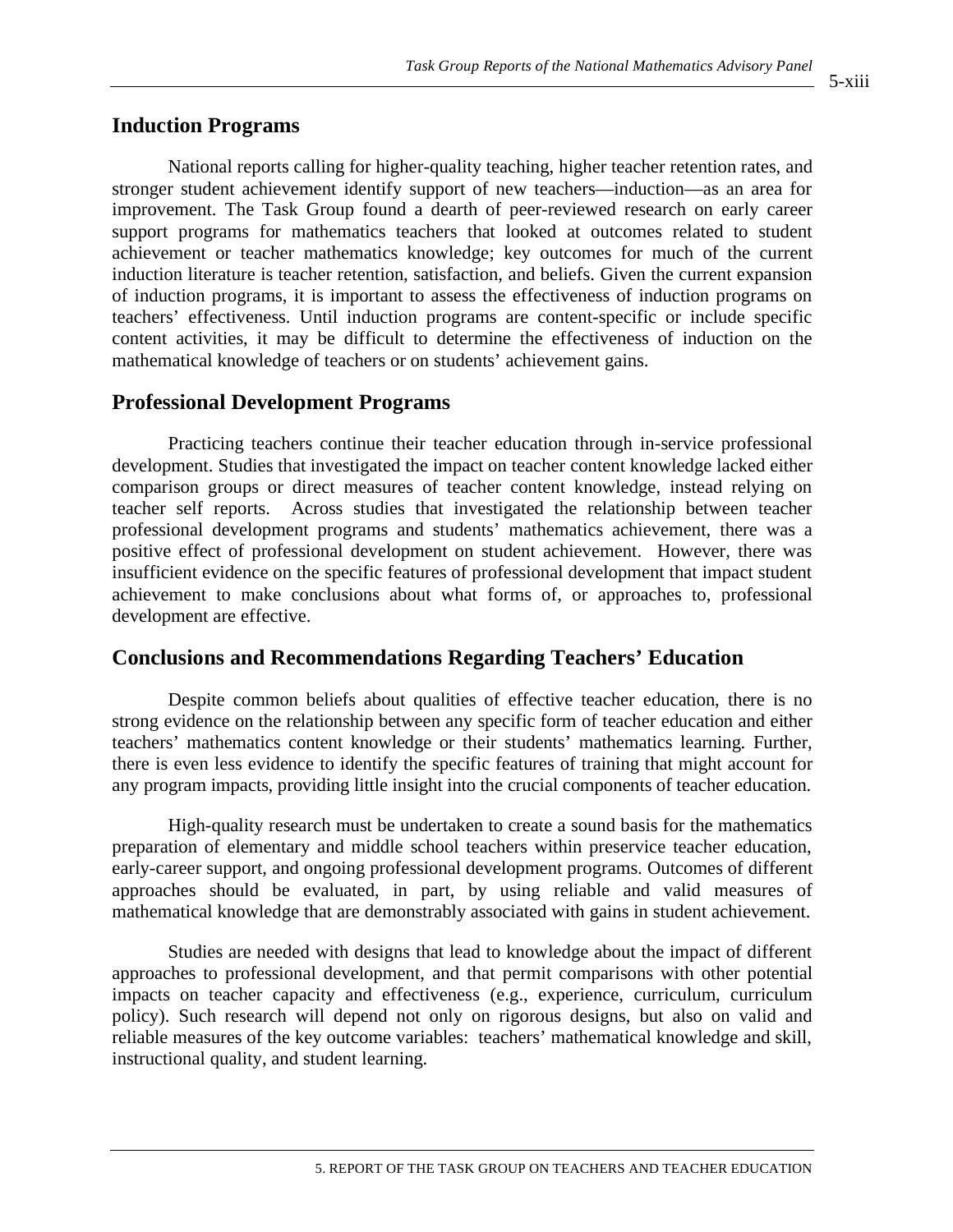## Induction Programs

National reports calling for higher-quality teaching, higher teacher retention rates, and stronger student achievement identify support of new teachers—induction—as an area for improvement. The Task Group found a dearth of peer-reviewed research on early career support programs for mathematics teachers that looked at outcomes related to student achievement or teacher mathematics knowledge; key outcomes for much of the current induction literature is teacher retention, satisfaction, and beliefs. Given the current expansion of induction programs, it is important to assess the effectiveness of induction programs on teachers' effectiveness. Until induction programs are content-specific or include specific content activities, it may be difficult to determine the effectiveness of induction on the mathematical knowledge of teachers or on students' achievement gains.

## Professional Development Programs

Practicing teachers continue their teacher education through in-service professional development. Studies that investigated the impact on teacher content knowledge lacked either comparison groups or direct measures of teacher content knowledge, instead relying on teacher self reports. Across studies that investigated the relationship between teacher professional development programs and students' mathematics achievement, there was a positive effect of professional development on student achievement. However, there was insufficient evidence on the specific features of professional development that impact student achievement to make conclusions about what forms of, or approaches to, professional development are effective.

## Conclusions and Recommendations Regarding Teachers' Education

Despite common beliefs about qualities of effective teacher education, there is no strong evidence on the relationship between any specific form of teacher education and either teachers' mathematics content knowledge or their students' mathematics learning. Further, there is even less evidence to identify the specific features of training that might account for any program impacts, providing little insight into the crucial components of teacher education.

High-quality research must be undertaken to create a sound basis for the mathematics preparation of elementary and middle school teachers within preservice teacher education, early-career support, and ongoing professional development programs. Outcomes of different approaches should be evaluated, in part, by using reliable and valid measures of mathematical knowledge that are demonstrably associated with gains in student achievement.

Studies are needed with designs that lead to knowledge about the impact of different approaches to professional development, and that permit comparisons with other potential impacts on teacher capacity and effectiveness (e.g., experience, curriculum, curriculum policy). Such research will depend not only on rigorous designs, but also on valid and reliable measures of the key outcome variables: teachers' mathematical knowledge and skill, instructional quality, and student learning.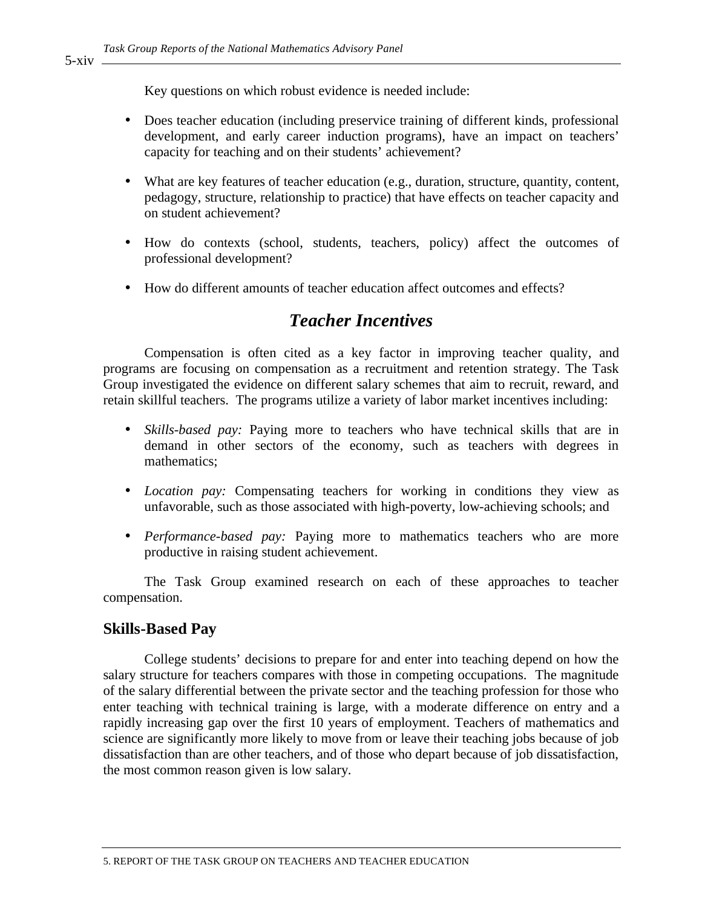Key questions on which robust evidence is needed include:

- Does teacher education (including preservice training of different kinds, professional development, and early career induction programs), have an impact on teachers' capacity for teaching and on their students' achievement?
- What are key features of teacher education (e.g., duration, structure, quantity, content, pedagogy, structure, relationship to practice) that have effects on teacher capacity and on student achievement?
- How do contexts (school, students, teachers, policy) affect the outcomes of professional development?
- How do different amounts of teacher education affect outcomes and effects?

## *Teacher Incentives*

Compensation is often cited as a key factor in improving teacher quality, and programs are focusing on compensation as a recruitment and retention strategy. The Task Group investigated the evidence on different salary schemes that aim to recruit, reward, and retain skillful teachers. The programs utilize a variety of labor market incentives including:

- *Skills-based pay:* Paying more to teachers who have technical skills that are in demand in other sectors of the economy, such as teachers with degrees in mathematics;
- *Location pay:* Compensating teachers for working in conditions they view as unfavorable, such as those associated with high-poverty, low-achieving schools; and
- *Performance-based pay:* Paying more to mathematics teachers who are more productive in raising student achievement.

The Task Group examined research on each of these approaches to teacher compensation.

### Skills-Based Pay

College students' decisions to prepare for and enter into teaching depend on how the salary structure for teachers compares with those in competing occupations. The magnitude of the salary differential between the private sector and the teaching profession for those who enter teaching with technical training is large, with a moderate difference on entry and a rapidly increasing gap over the first 10 years of employment. Teachers of mathematics and science are significantly more likely to move from or leave their teaching jobs because of job dissatisfaction than are other teachers, and of those who depart because of job dissatisfaction, the most common reason given is low salary.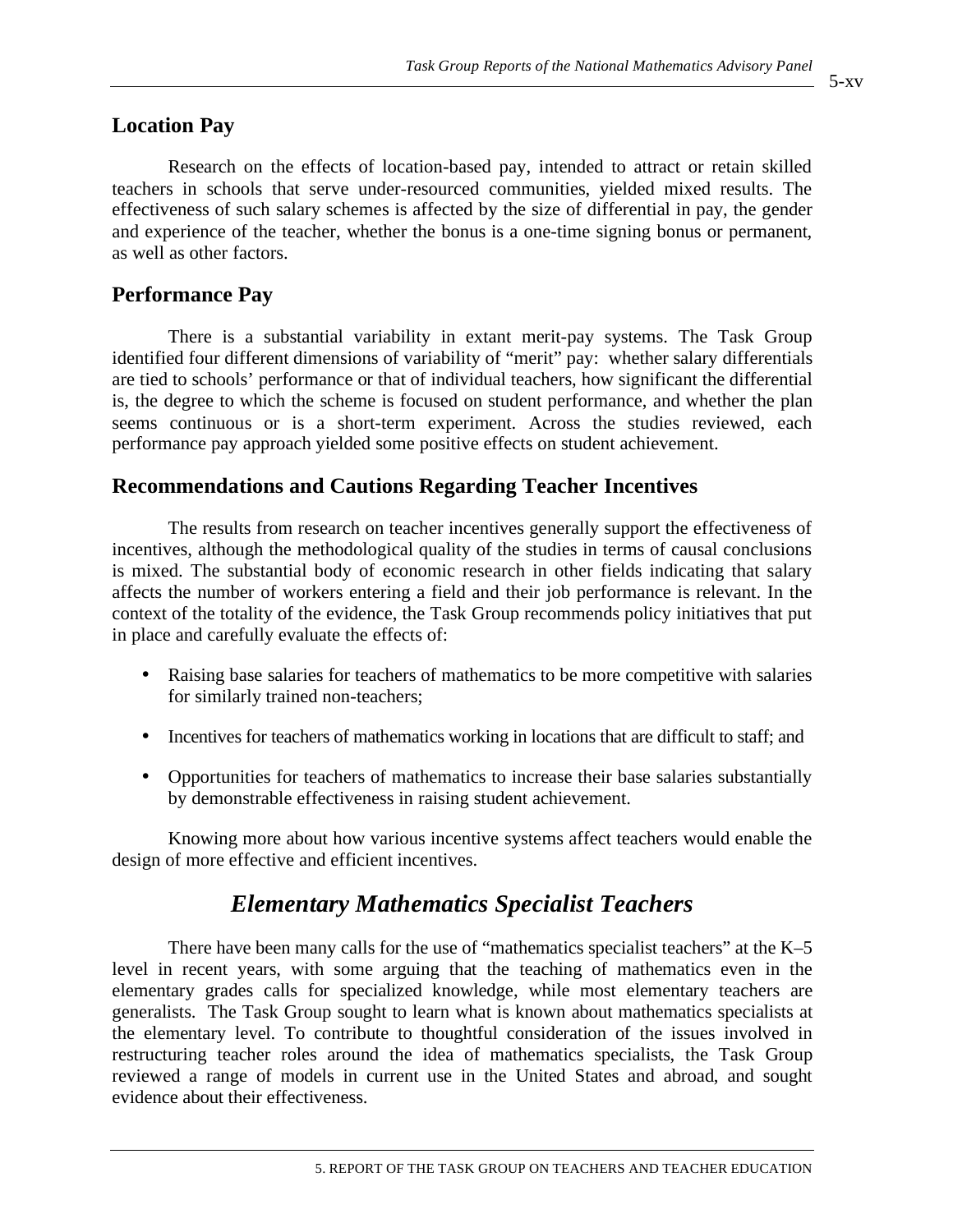## Location Pay

Research on the effects of location-based pay, intended to attract or retain skilled teachers in schools that serve under-resourced communities, yielded mixed results. The effectiveness of such salary schemes is affected by the size of differential in pay, the gender and experience of the teacher, whether the bonus is a one-time signing bonus or permanent, as well as other factors.

## Performance Pay

There is a substantial variability in extant merit-pay systems. The Task Group identified four different dimensions of variability of "merit" pay: whether salary differentials are tied to schools' performance or that of individual teachers, how significant the differential is, the degree to which the scheme is focused on student performance, and whether the plan seems continuous or is a short-term experiment. Across the studies reviewed, each performance pay approach yielded some positive effects on student achievement.

## Recommendations and Cautions Regarding Teacher Incentives

The results from research on teacher incentives generally support the effectiveness of incentives, although the methodological quality of the studies in terms of causal conclusions is mixed. The substantial body of economic research in other fields indicating that salary affects the number of workers entering a field and their job performance is relevant. In the context of the totality of the evidence, the Task Group recommends policy initiatives that put in place and carefully evaluate the effects of:

- Raising base salaries for teachers of mathematics to be more competitive with salaries for similarly trained non-teachers;
- Incentives for teachers of mathematics working in locations that are difficult to staff; and
- Opportunities for teachers of mathematics to increase their base salaries substantially by demonstrable effectiveness in raising student achievement.

Knowing more about how various incentive systems affect teachers would enable the design of more effective and efficient incentives.

# *Elementary Mathematics Specialist Teachers*

There have been many calls for the use of "mathematics specialist teachers" at the K–5 level in recent years, with some arguing that the teaching of mathematics even in the elementary grades calls for specialized knowledge, while most elementary teachers are generalists. The Task Group sought to learn what is known about mathematics specialists at the elementary level. To contribute to thoughtful consideration of the issues involved in restructuring teacher roles around the idea of mathematics specialists, the Task Group reviewed a range of models in current use in the United States and abroad, and sought evidence about their effectiveness.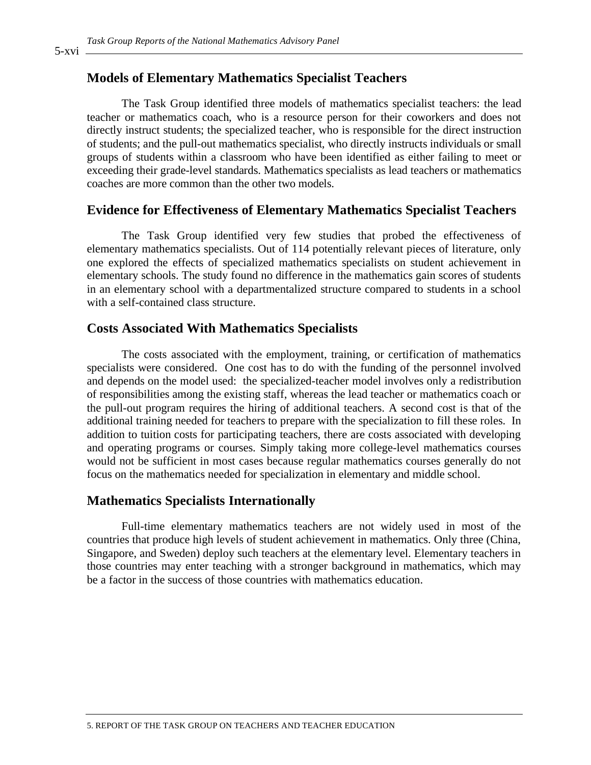## Models of Elementary Mathematics Specialist Teachers

The Task Group identified three models of mathematics specialist teachers: the lead teacher or mathematics coach, who is a resource person for their coworkers and does not directly instruct students; the specialized teacher, who is responsible for the direct instruction of students; and the pull-out mathematics specialist, who directly instructs individuals or small groups of students within a classroom who have been identified as either failing to meet or exceeding their grade-level standards. Mathematics specialists as lead teachers or mathematics coaches are more common than the other two models.

## Evidence for Effectiveness of Elementary Mathematics Specialist Teachers

The Task Group identified very few studies that probed the effectiveness of elementary mathematics specialists. Out of 114 potentially relevant pieces of literature, only one explored the effects of specialized mathematics specialists on student achievement in elementary schools. The study found no difference in the mathematics gain scores of students in an elementary school with a departmentalized structure compared to students in a school with a self-contained class structure.

## Costs Associated With Mathematics Specialists

The costs associated with the employment, training, or certification of mathematics specialists were considered. One cost has to do with the funding of the personnel involved and depends on the model used: the specialized-teacher model involves only a redistribution of responsibilities among the existing staff, whereas the lead teacher or mathematics coach or the pull-out program requires the hiring of additional teachers. A second cost is that of the additional training needed for teachers to prepare with the specialization to fill these roles. In addition to tuition costs for participating teachers, there are costs associated with developing and operating programs or courses. Simply taking more college-level mathematics courses would not be sufficient in most cases because regular mathematics courses generally do not focus on the mathematics needed for specialization in elementary and middle school.

## Mathematics Specialists Internationally

Full-time elementary mathematics teachers are not widely used in most of the countries that produce high levels of student achievement in mathematics. Only three (China, Singapore, and Sweden) deploy such teachers at the elementary level. Elementary teachers in those countries may enter teaching with a stronger background in mathematics, which may be a factor in the success of those countries with mathematics education.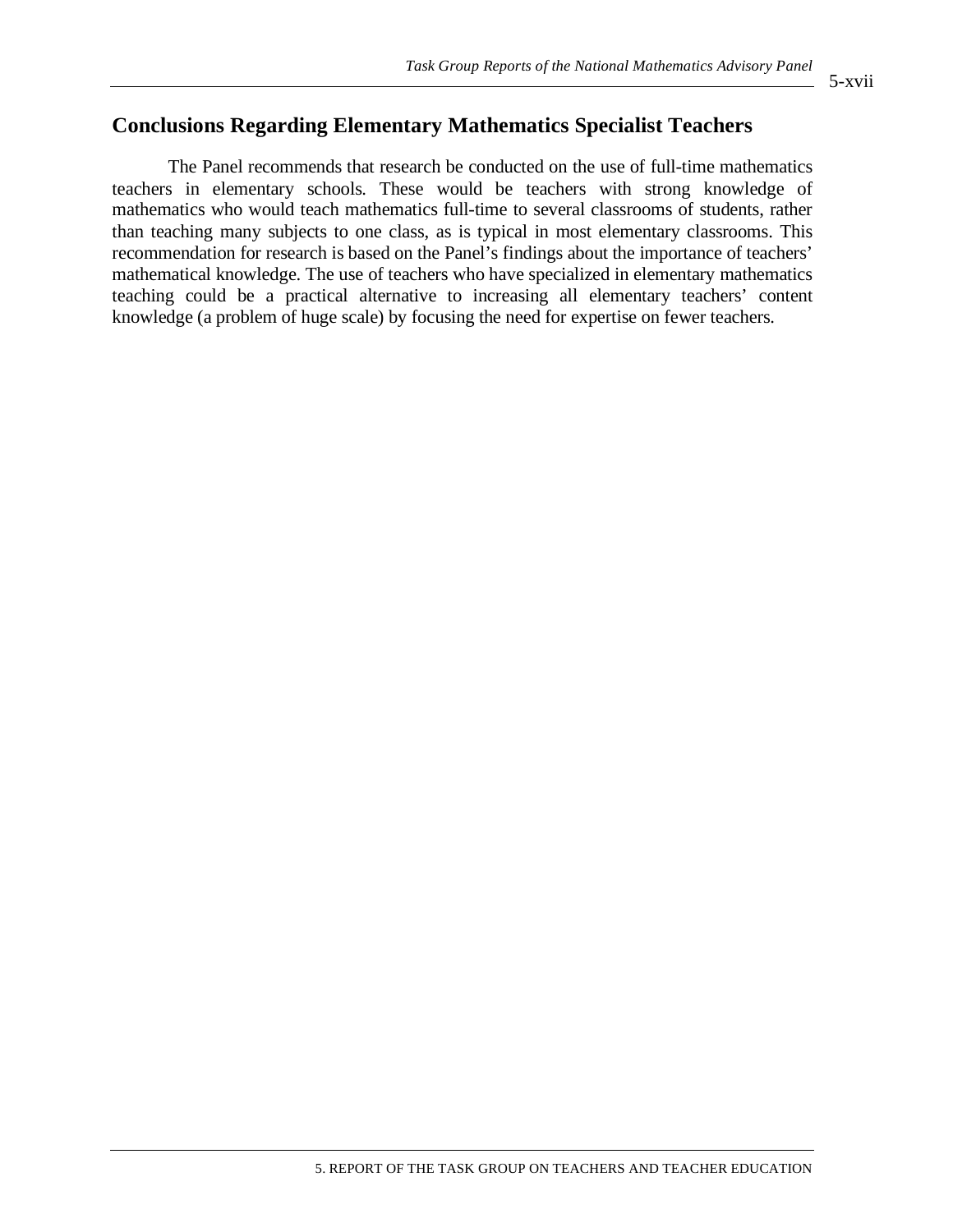## Conclusions Regarding Elementary Mathematics Specialist Teachers

The Panel recommends that research be conducted on the use of full-time mathematics teachers in elementary schools. These would be teachers with strong knowledge of mathematics who would teach mathematics full-time to several classrooms of students, rather than teaching many subjects to one class, as is typical in most elementary classrooms. This recommendation for research is based on the Panel's findings about the importance of teachers' mathematical knowledge. The use of teachers who have specialized in elementary mathematics teaching could be a practical alternative to increasing all elementary teachers' content knowledge (a problem of huge scale) by focusing the need for expertise on fewer teachers.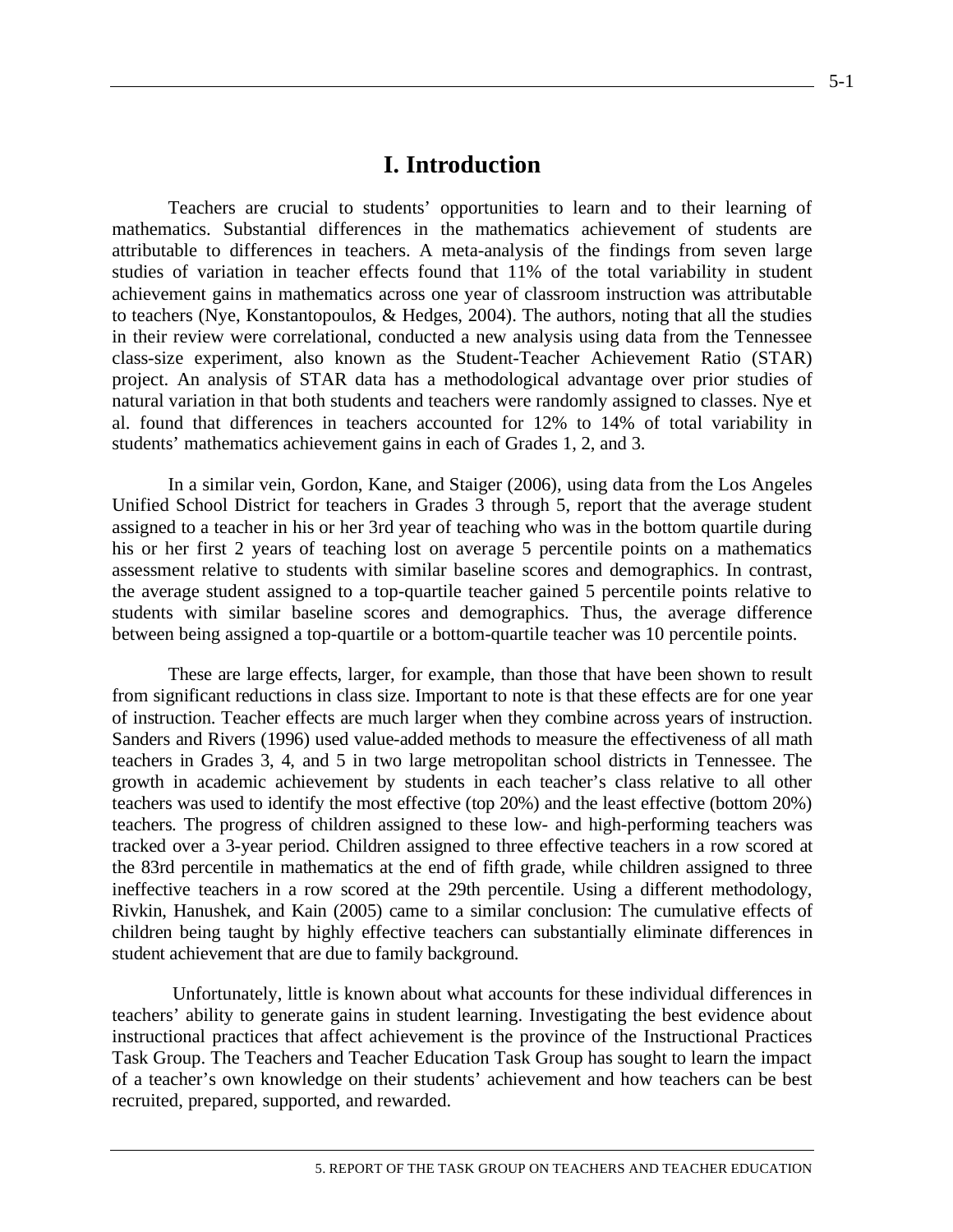# I. Introduction

Teachers are crucial to students' opportunities to learn and to their learning of mathematics. Substantial differences in the mathematics achievement of students are attributable to differences in teachers. A meta-analysis of the findings from seven large studies of variation in teacher effects found that 11% of the total variability in student achievement gains in mathematics across one year of classroom instruction was attributable to teachers (Nye, Konstantopoulos, & Hedges, 2004). The authors, noting that all the studies in their review were correlational, conducted a new analysis using data from the Tennessee class-size experiment, also known as the Student-Teacher Achievement Ratio (STAR) project. An analysis of STAR data has a methodological advantage over prior studies of natural variation in that both students and teachers were randomly assigned to classes. Nye et al. found that differences in teachers accounted for 12% to 14% of total variability in students' mathematics achievement gains in each of Grades 1, 2, and 3.

In a similar vein, Gordon, Kane, and Staiger (2006), using data from the Los Angeles Unified School District for teachers in Grades 3 through 5, report that the average student assigned to a teacher in his or her 3rd year of teaching who was in the bottom quartile during his or her first 2 years of teaching lost on average 5 percentile points on a mathematics assessment relative to students with similar baseline scores and demographics. In contrast, the average student assigned to a top-quartile teacher gained 5 percentile points relative to students with similar baseline scores and demographics. Thus, the average difference between being assigned a top-quartile or a bottom-quartile teacher was 10 percentile points.

These are large effects, larger, for example, than those that have been shown to result from significant reductions in class size. Important to note is that these effects are for one year of instruction. Teacher effects are much larger when they combine across years of instruction. Sanders and Rivers (1996) used value-added methods to measure the effectiveness of all math teachers in Grades 3, 4, and 5 in two large metropolitan school districts in Tennessee. The growth in academic achievement by students in each teacher's class relative to all other teachers was used to identify the most effective (top 20%) and the least effective (bottom 20%) teachers. The progress of children assigned to these low- and high-performing teachers was tracked over a 3-year period. Children assigned to three effective teachers in a row scored at the 83rd percentile in mathematics at the end of fifth grade, while children assigned to three ineffective teachers in a row scored at the 29th percentile. Using a different methodology, Rivkin, Hanushek, and Kain (2005) came to a similar conclusion: The cumulative effects of children being taught by highly effective teachers can substantially eliminate differences in student achievement that are due to family background.

Unfortunately, little is known about what accounts for these individual differences in teachers' ability to generate gains in student learning. Investigating the best evidence about instructional practices that affect achievement is the province of the Instructional Practices Task Group. The Teachers and Teacher Education Task Group has sought to learn the impact of a teacher's own knowledge on their students' achievement and how teachers can be best recruited, prepared, supported, and rewarded.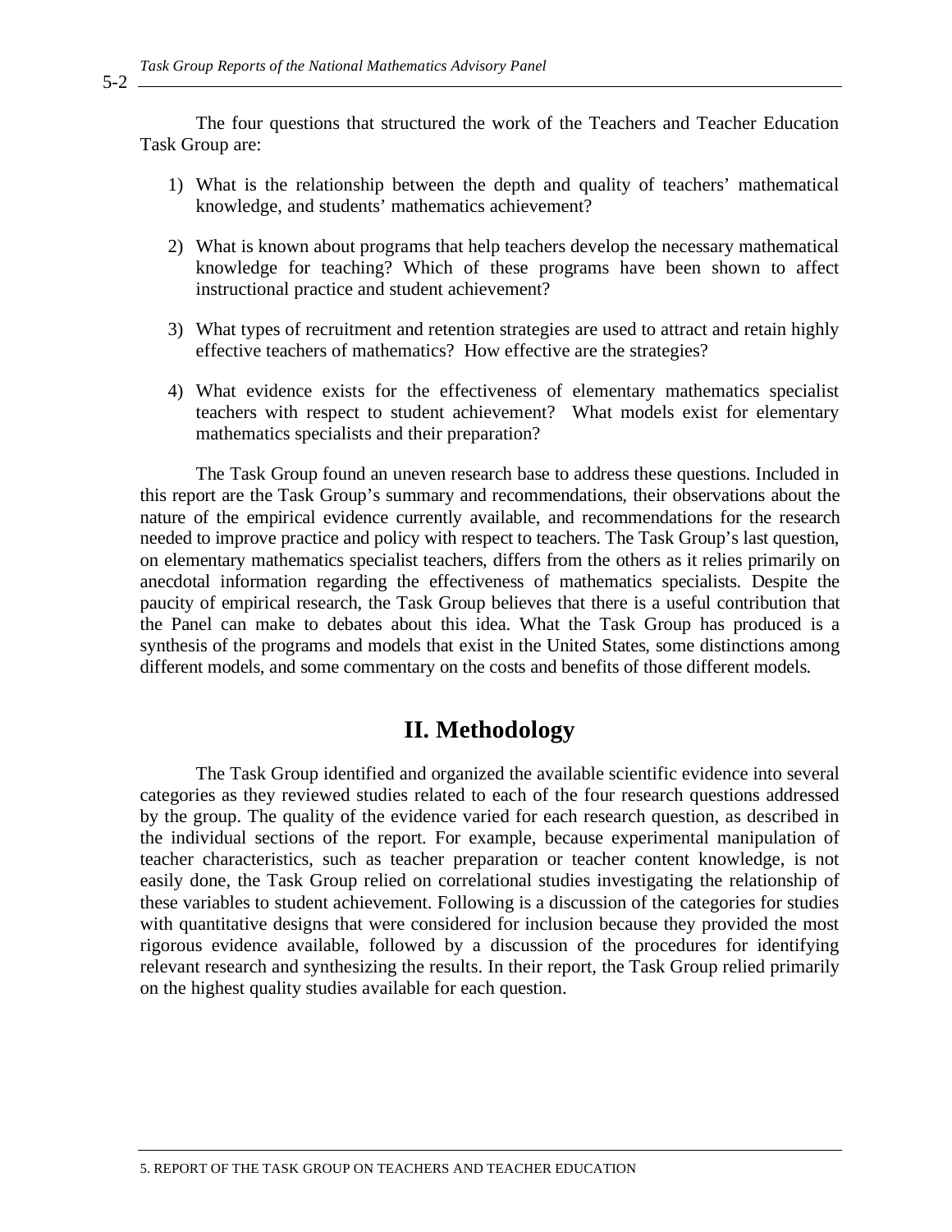The four questions that structured the work of the Teachers and Teacher Education Task Group are:

1) What is the relationship between the depth and quality of teachers' mathematical knowledge, and students' mathematics achievement?

2) What is known about programs that help teachers develop the necessary mathematical knowledge for teaching? Which of these programs have been shown to affect instructional practice and student achievement?

3) What types of recruitment and retention strategies are used to attract and retain highly effective teachers of mathematics? How effective are the strategies?

4) What evidence exists for the effectiveness of elementary mathematics specialist teachers with respect to student achievement? What models exist for elementary mathematics specialists and their preparation?

The Task Group found an uneven research base to address these questions. Included in this report are the Task Group's summary and recommendations, their observations about the nature of the empirical evidence currently available, and recommendations for the research needed to improve practice and policy with respect to teachers. The Task Group's last question, on elementary mathematics specialist teachers, differs from the others as it relies primarily on anecdotal information regarding the effectiveness of mathematics specialists. Despite the paucity of empirical research, the Task Group believes that there is a useful contribution that the Panel can make to debates about this idea. What the Task Group has produced is a synthesis of the programs and models that exist in the United States, some distinctions among different models, and some commentary on the costs and benefits of those different models.

# II. Methodology

The Task Group identified and organized the available scientific evidence into several categories as they reviewed studies related to each of the four research questions addressed by the group. The quality of the evidence varied for each research question, as described in the individual sections of the report. For example, because experimental manipulation of teacher characteristics, such as teacher preparation or teacher content knowledge, is not easily done, the Task Group relied on correlational studies investigating the relationship of these variables to student achievement. Following is a discussion of the categories for studies with quantitative designs that were considered for inclusion because they provided the most rigorous evidence available, followed by a discussion of the procedures for identifying relevant research and synthesizing the results. In their report, the Task Group relied primarily on the highest quality studies available for each question.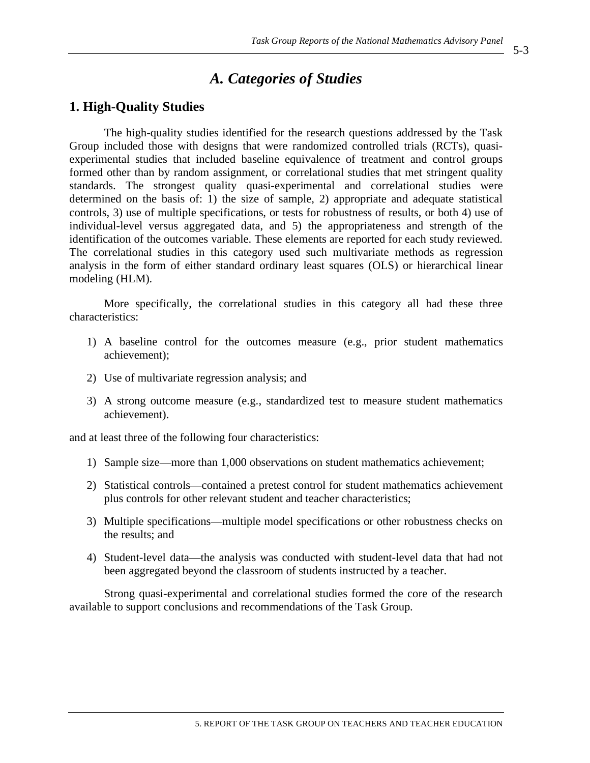## *A. Categories of Studies*

### 1. High-Quality Studies

The high-quality studies identified for the research questions addressed by the Task Group included those with designs that were randomized controlled trials (RCTs), quasi-experimental studies that included baseline equivalence of treatment and control groups formed other than by random assignment, or correlational studies that met stringent quality standards. The strongest quality quasi-experimental and correlational studies were determined on the basis of: 1) the size of sample, 2) appropriate and adequate statistical controls, 3) use of multiple specifications, or tests for robustness of results, or both 4) use of individual-level versus aggregated data, and 5) the appropriateness and strength of the identification of the outcomes variable. These elements are reported for each study reviewed. The correlational studies in this category used such multivariate methods as regression analysis in the form of either standard ordinary least squares (OLS) or hierarchical linear modeling (HLM).

More specifically, the correlational studies in this category all had these three characteristics:

1) A baseline control for the outcomes measure (e.g., prior student mathematics achievement);
2) Use of multivariate regression analysis; and
3) A strong outcome measure (e.g., standardized test to measure student mathematics achievement).

and at least three of the following four characteristics:

1) Sample size—more than 1,000 observations on student mathematics achievement;
2) Statistical controls—contained a pretest control for student mathematics achievement plus controls for other relevant student and teacher characteristics;
3) Multiple specifications—multiple model specifications or other robustness checks on the results; and
4) Student-level data—the analysis was conducted with student-level data that had not been aggregated beyond the classroom of students instructed by a teacher.

Strong quasi-experimental and correlational studies formed the core of the research available to support conclusions and recommendations of the Task Group.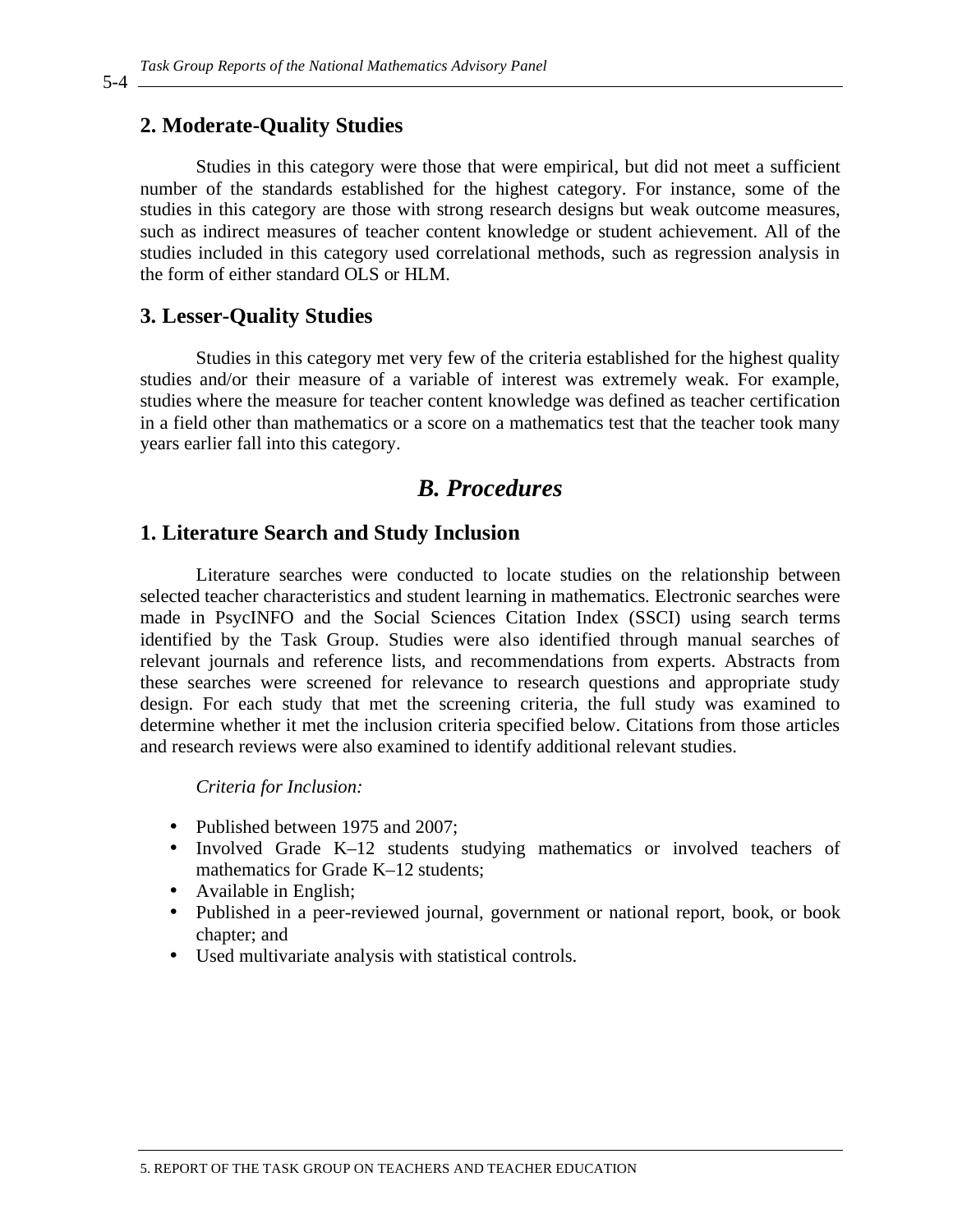## 2. Moderate-Quality Studies

Studies in this category were those that were empirical, but did not meet a sufficient number of the standards established for the highest category. For instance, some of the studies in this category are those with strong research designs but weak outcome measures, such as indirect measures of teacher content knowledge or student achievement. All of the studies included in this category used correlational methods, such as regression analysis in the form of either standard OLS or HLM.

## 3. Lesser-Quality Studies

Studies in this category met very few of the criteria established for the highest quality studies and/or their measure of a variable of interest was extremely weak. For example, studies where the measure for teacher content knowledge was defined as teacher certification in a field other than mathematics or a score on a mathematics test that the teacher took many years earlier fall into this category.

# *B. Procedures*

## 1. Literature Search and Study Inclusion

Literature searches were conducted to locate studies on the relationship between selected teacher characteristics and student learning in mathematics. Electronic searches were made in PsycINFO and the Social Sciences Citation Index (SSCI) using search terms identified by the Task Group. Studies were also identified through manual searches of relevant journals and reference lists, and recommendations from experts. Abstracts from these searches were screened for relevance to research questions and appropriate study design. For each study that met the screening criteria, the full study was examined to determine whether it met the inclusion criteria specified below. Citations from those articles and research reviews were also examined to identify additional relevant studies.

*Criteria for Inclusion:*

- Published between 1975 and 2007;
- Involved Grade K–12 students studying mathematics or involved teachers of mathematics for Grade K–12 students;
- Available in English;
- Published in a peer-reviewed journal, government or national report, book, or book chapter; and
- Used multivariate analysis with statistical controls.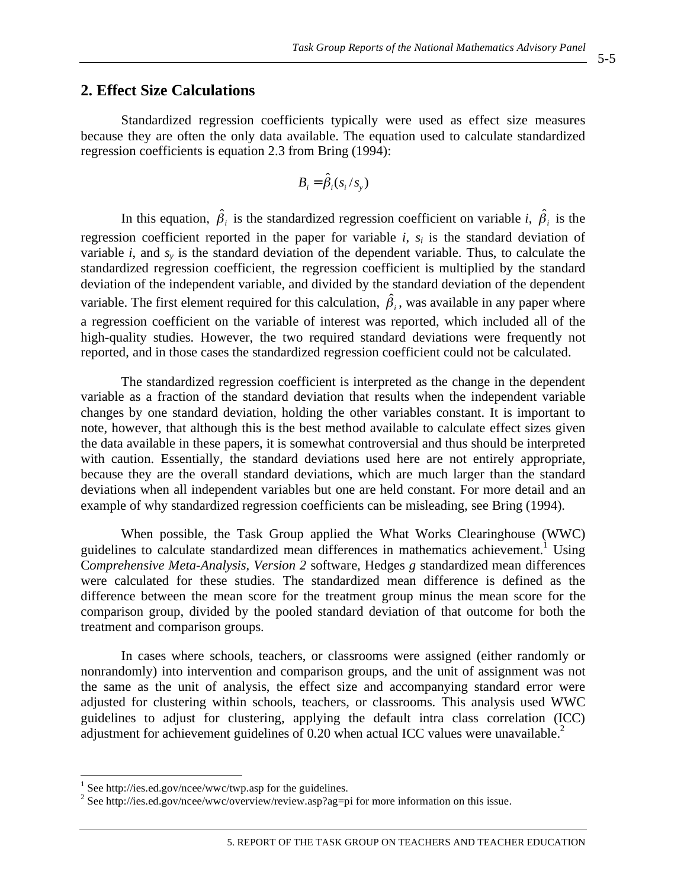## 2. Effect Size Calculations

Standardized regression coefficients typically were used as effect size measures because they are often the only data available. The equation used to calculate standardized regression coefficients is equation 2.3 from Bring (1994):

$$B_i = \hat{\beta}_i (s_i / s_y)$$

In this equation, $\hat{\beta}_i$ is the standardized regression coefficient on variable *i*, $\hat{\beta}_i$ is the regression coefficient reported in the paper for variable *i*, $s_i$ is the standard deviation of variable *i*, and $s_y$ is the standard deviation of the dependent variable. Thus, to calculate the standardized regression coefficient, the regression coefficient is multiplied by the standard deviation of the independent variable, and divided by the standard deviation of the dependent variable. The first element required for this calculation, $\hat{\beta}_i$, was available in any paper where a regression coefficient on the variable of interest was reported, which included all of the high-quality studies. However, the two required standard deviations were frequently not reported, and in those cases the standardized regression coefficient could not be calculated.

The standardized regression coefficient is interpreted as the change in the dependent variable as a fraction of the standard deviation that results when the independent variable changes by one standard deviation, holding the other variables constant. It is important to note, however, that although this is the best method available to calculate effect sizes given the data available in these papers, it is somewhat controversial and thus should be interpreted with caution. Essentially, the standard deviations used here are not entirely appropriate, because they are the overall standard deviations, which are much larger than the standard deviations when all independent variables but one are held constant. For more detail and an example of why standardized regression coefficients can be misleading, see Bring (1994).

When possible, the Task Group applied the What Works Clearinghouse (WWC) guidelines to calculate standardized mean differences in mathematics achievement.[1] Using C*omprehensive Meta-Analysis, Version 2* software, Hedges *g* standardized mean differences were calculated for these studies. The standardized mean difference is defined as the difference between the mean score for the treatment group minus the mean score for the comparison group, divided by the pooled standard deviation of that outcome for both the treatment and comparison groups.

In cases where schools, teachers, or classrooms were assigned (either randomly or nonrandomly) into intervention and comparison groups, and the unit of assignment was not the same as the unit of analysis, the effect size and accompanying standard error were adjusted for clustering within schools, teachers, or classrooms. This analysis used WWC guidelines to adjust for clustering, applying the default intra class correlation (ICC) adjustment for achievement guidelines of 0.20 when actual ICC values were unavailable.[2]

---

[1] See http://ies.ed.gov/ncee/wwc/twp.asp for the guidelines.

[2] See http://ies.ed.gov/ncee/wwc/overview/review.asp?ag=pi for more information on this issue.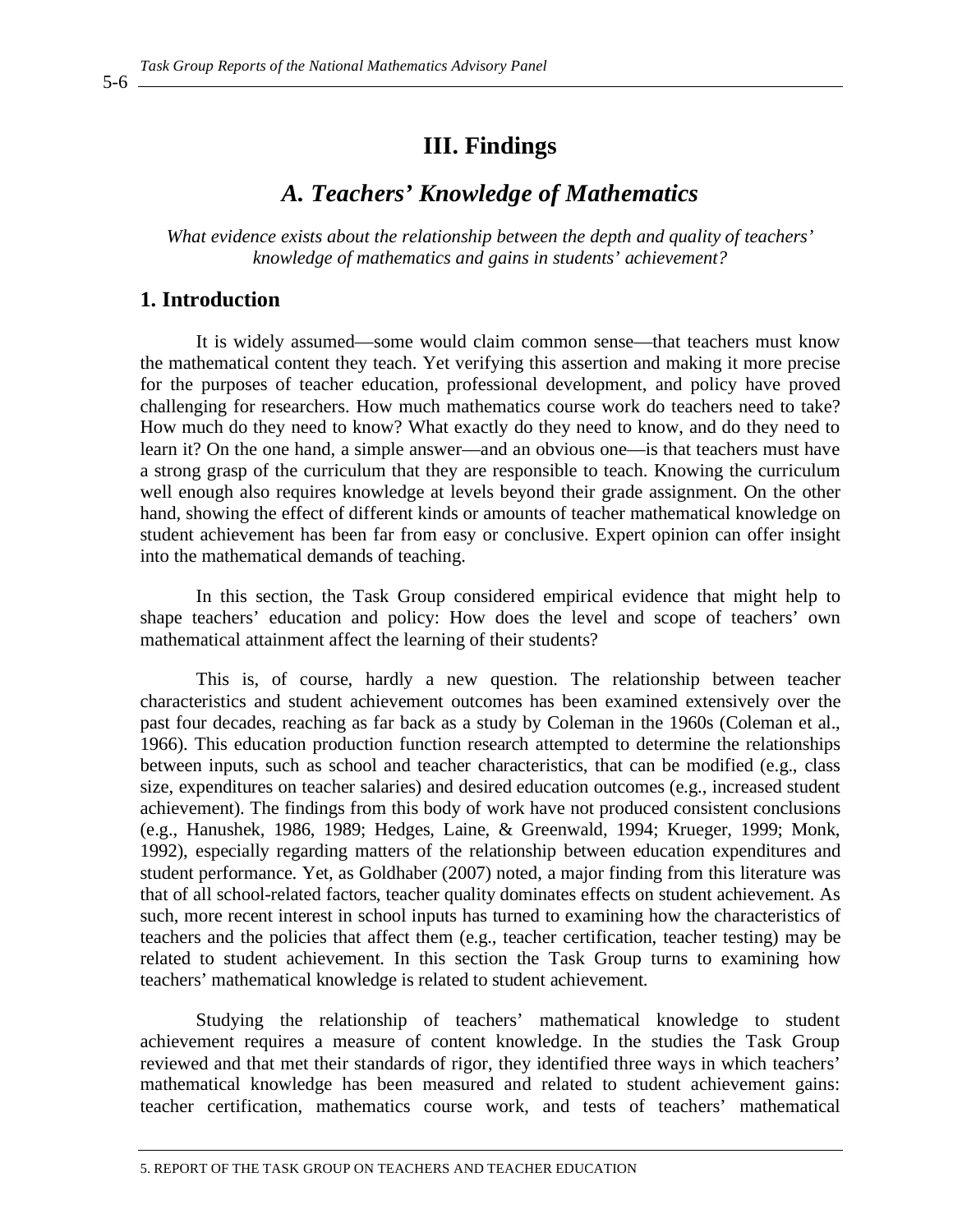# III. Findings

## *A. Teachers' Knowledge of Mathematics*

*What evidence exists about the relationship between the depth and quality of teachers' knowledge of mathematics and gains in students' achievement?*

### 1. Introduction

It is widely assumed—some would claim common sense—that teachers must know the mathematical content they teach. Yet verifying this assertion and making it more precise for the purposes of teacher education, professional development, and policy have proved challenging for researchers. How much mathematics course work do teachers need to take? How much do they need to know? What exactly do they need to know, and do they need to learn it? On the one hand, a simple answer—and an obvious one—is that teachers must have a strong grasp of the curriculum that they are responsible to teach. Knowing the curriculum well enough also requires knowledge at levels beyond their grade assignment. On the other hand, showing the effect of different kinds or amounts of teacher mathematical knowledge on student achievement has been far from easy or conclusive. Expert opinion can offer insight into the mathematical demands of teaching.

In this section, the Task Group considered empirical evidence that might help to shape teachers' education and policy: How does the level and scope of teachers' own mathematical attainment affect the learning of their students?

This is, of course, hardly a new question. The relationship between teacher characteristics and student achievement outcomes has been examined extensively over the past four decades, reaching as far back as a study by Coleman in the 1960s (Coleman et al., 1966). This education production function research attempted to determine the relationships between inputs, such as school and teacher characteristics, that can be modified (e.g., class size, expenditures on teacher salaries) and desired education outcomes (e.g., increased student achievement). The findings from this body of work have not produced consistent conclusions (e.g., Hanushek, 1986, 1989; Hedges, Laine, & Greenwald, 1994; Krueger, 1999; Monk, 1992), especially regarding matters of the relationship between education expenditures and student performance. Yet, as Goldhaber (2007) noted, a major finding from this literature was that of all school-related factors, teacher quality dominates effects on student achievement. As such, more recent interest in school inputs has turned to examining how the characteristics of teachers and the policies that affect them (e.g., teacher certification, teacher testing) may be related to student achievement. In this section the Task Group turns to examining how teachers' mathematical knowledge is related to student achievement.

Studying the relationship of teachers' mathematical knowledge to student achievement requires a measure of content knowledge. In the studies the Task Group reviewed and that met their standards of rigor, they identified three ways in which teachers' mathematical knowledge has been measured and related to student achievement gains: teacher certification, mathematics course work, and tests of teachers' mathematical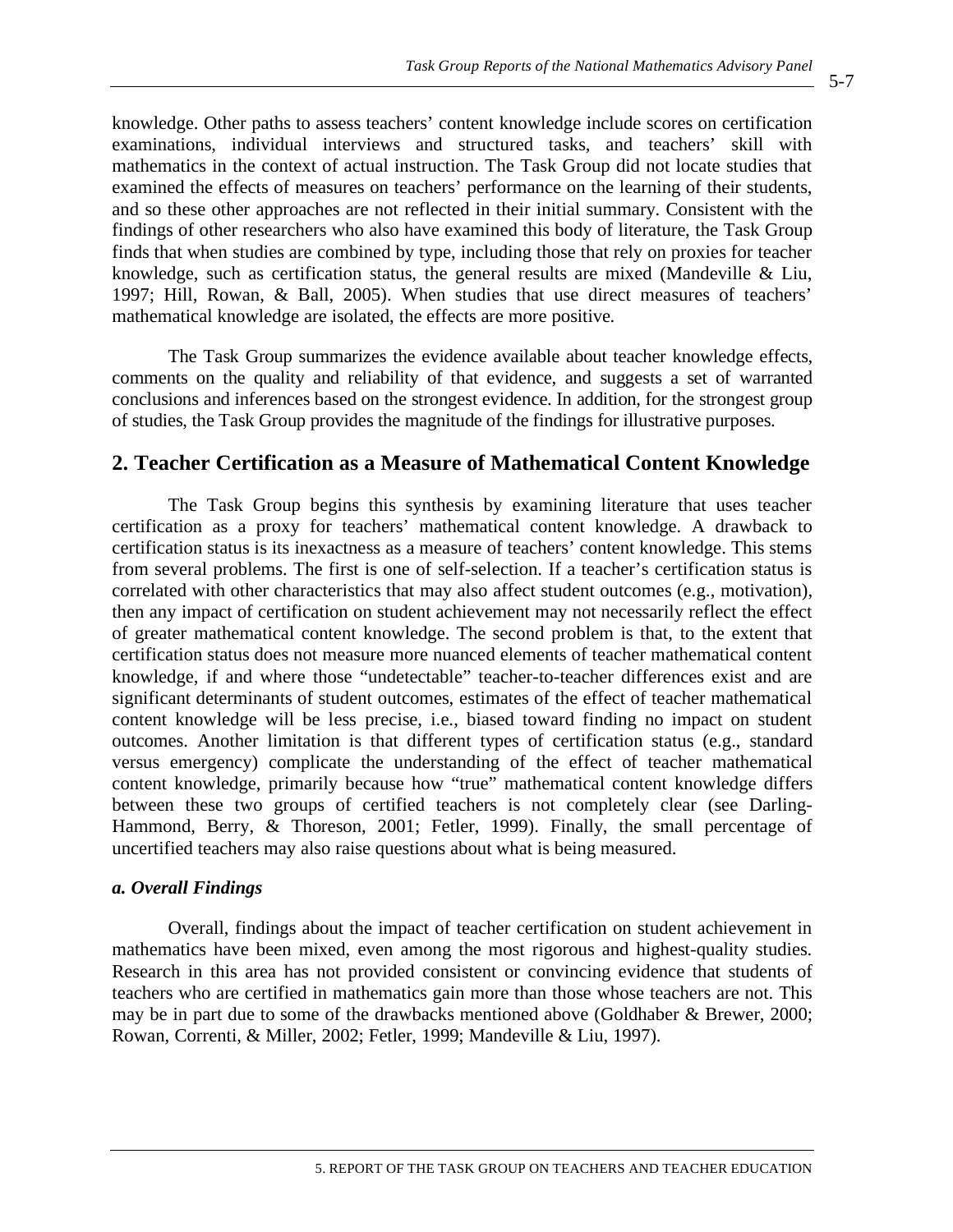knowledge. Other paths to assess teachers' content knowledge include scores on certification examinations, individual interviews and structured tasks, and teachers' skill with mathematics in the context of actual instruction. The Task Group did not locate studies that examined the effects of measures on teachers' performance on the learning of their students, and so these other approaches are not reflected in their initial summary. Consistent with the findings of other researchers who also have examined this body of literature, the Task Group finds that when studies are combined by type, including those that rely on proxies for teacher knowledge, such as certification status, the general results are mixed (Mandeville & Liu, 1997; Hill, Rowan, & Ball, 2005). When studies that use direct measures of teachers' mathematical knowledge are isolated, the effects are more positive.

The Task Group summarizes the evidence available about teacher knowledge effects, comments on the quality and reliability of that evidence, and suggests a set of warranted conclusions and inferences based on the strongest evidence. In addition, for the strongest group of studies, the Task Group provides the magnitude of the findings for illustrative purposes.

## 2. Teacher Certification as a Measure of Mathematical Content Knowledge

The Task Group begins this synthesis by examining literature that uses teacher certification as a proxy for teachers' mathematical content knowledge. A drawback to certification status is its inexactness as a measure of teachers' content knowledge. This stems from several problems. The first is one of self-selection. If a teacher's certification status is correlated with other characteristics that may also affect student outcomes (e.g., motivation), then any impact of certification on student achievement may not necessarily reflect the effect of greater mathematical content knowledge. The second problem is that, to the extent that certification status does not measure more nuanced elements of teacher mathematical content knowledge, if and where those "undetectable" teacher-to-teacher differences exist and are significant determinants of student outcomes, estimates of the effect of teacher mathematical content knowledge will be less precise, i.e., biased toward finding no impact on student outcomes. Another limitation is that different types of certification status (e.g., standard versus emergency) complicate the understanding of the effect of teacher mathematical content knowledge, primarily because how "true" mathematical content knowledge differs between these two groups of certified teachers is not completely clear (see Darling-Hammond, Berry, & Thoreson, 2001; Fetler, 1999). Finally, the small percentage of uncertified teachers may also raise questions about what is being measured.

### *a. Overall Findings*

Overall, findings about the impact of teacher certification on student achievement in mathematics have been mixed, even among the most rigorous and highest-quality studies. Research in this area has not provided consistent or convincing evidence that students of teachers who are certified in mathematics gain more than those whose teachers are not. This may be in part due to some of the drawbacks mentioned above (Goldhaber & Brewer, 2000; Rowan, Correnti, & Miller, 2002; Fetler, 1999; Mandeville & Liu, 1997).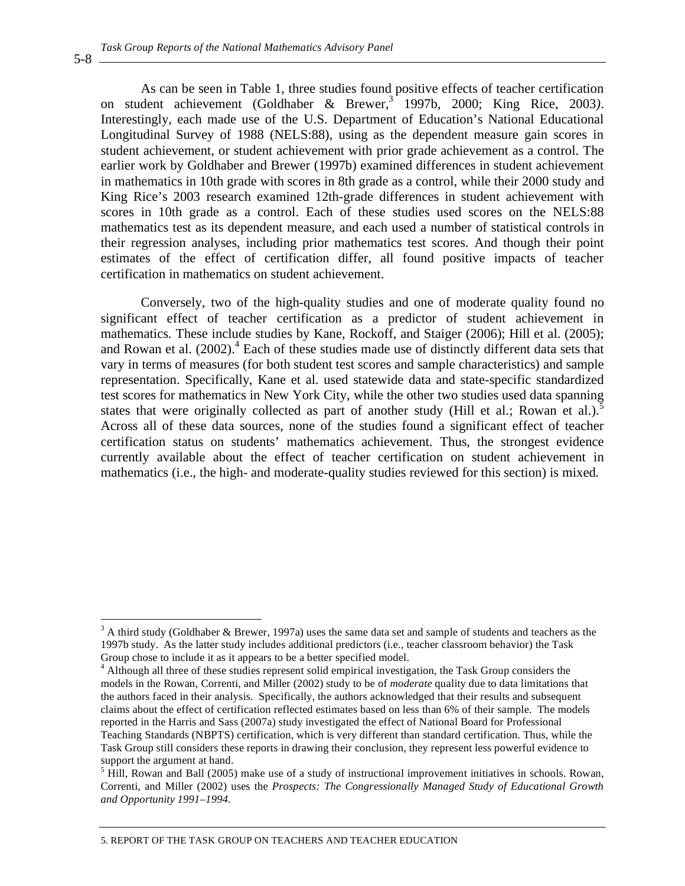As can be seen in Table 1, three studies found positive effects of teacher certification on student achievement (Goldhaber & Brewer,[3] 1997b, 2000; King Rice, 2003). Interestingly, each made use of the U.S. Department of Education's National Educational Longitudinal Survey of 1988 (NELS:88), using as the dependent measure gain scores in student achievement, or student achievement with prior grade achievement as a control. The earlier work by Goldhaber and Brewer (1997b) examined differences in student achievement in mathematics in 10th grade with scores in 8th grade as a control, while their 2000 study and King Rice's 2003 research examined 12th-grade differences in student achievement with scores in 10th grade as a control. Each of these studies used scores on the NELS:88 mathematics test as its dependent measure, and each used a number of statistical controls in their regression analyses, including prior mathematics test scores. And though their point estimates of the effect of certification differ, all found positive impacts of teacher certification in mathematics on student achievement.

Conversely, two of the high-quality studies and one of moderate quality found no significant effect of teacher certification as a predictor of student achievement in mathematics. These include studies by Kane, Rockoff, and Staiger (2006); Hill et al. (2005); and Rowan et al. (2002).[4] Each of these studies made use of distinctly different data sets that vary in terms of measures (for both student test scores and sample characteristics) and sample representation. Specifically, Kane et al. used statewide data and state-specific standardized test scores for mathematics in New York City, while the other two studies used data spanning states that were originally collected as part of another study (Hill et al.; Rowan et al.).[5] Across all of these data sources, none of the studies found a significant effect of teacher certification status on students' mathematics achievement. Thus, the strongest evidence currently available about the effect of teacher certification on student achievement in mathematics (i.e., the high- and moderate-quality studies reviewed for this section) is mixed.

---

[3] A third study (Goldhaber & Brewer, 1997a) uses the same data set and sample of students and teachers as the 1997b study. As the latter study includes additional predictors (i.e., teacher classroom behavior) the Task Group chose to include it as it appears to be a better specified model.

[4] Although all three of these studies represent solid empirical investigation, the Task Group considers the models in the Rowan, Correnti, and Miller (2002) study to be of *moderate* quality due to data limitations that the authors faced in their analysis. Specifically, the authors acknowledged that their results and subsequent claims about the effect of certification reflected estimates based on less than 6% of their sample. The models reported in the Harris and Sass (2007a) study investigated the effect of National Board for Professional Teaching Standards (NBPTS) certification, which is very different than standard certification. Thus, while the Task Group still considers these reports in drawing their conclusion, they represent less powerful evidence to support the argument at hand.

[5] Hill, Rowan and Ball (2005) make use of a study of instructional improvement initiatives in schools. Rowan, Correnti, and Miller (2002) uses the *Prospects: The Congressionally Managed Study of Educational Growth and Opportunity 1991–1994.*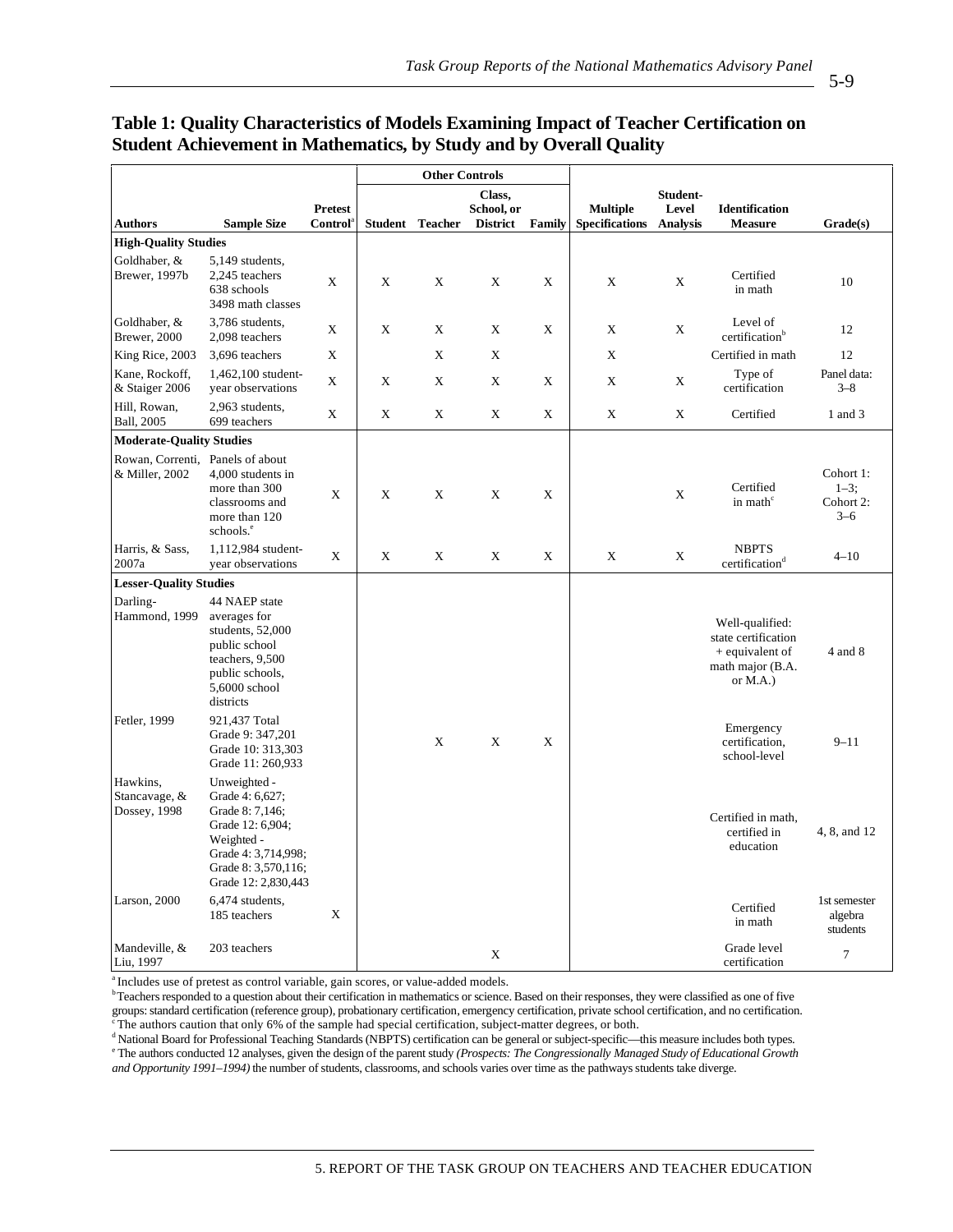**Table 1: Quality Characteristics of Models Examining Impact of Teacher Certification on Student Achievement in Mathematics, by Study and by Overall Quality**

| | | | Other Controls | | | | | | | |
|---|---|---|---|---|---|---|---|---|---|---|
| **Authors** | **Sample Size** | **Pretest Control**[a] | **Student** | **Teacher** | **Class, School, or District** | **Family** | **Multiple Specifications** | **Student-Level Analysis** | **Identification Measure** | **Grade(s)** |
| **High-Quality Studies** | | | | | | | | | | |
| Goldhaber, & Brewer, 1997b | 5,149 students, 2,245 teachers 638 schools 3498 math classes | X | X | X | X | X | X | X | Certified in math | 10 |
| Goldhaber, & Brewer, 2000 | 3,786 students, 2,098 teachers | X | X | X | X | X | X | X | Level of certification[b] | 12 |
| King Rice, 2003 | 3,696 teachers | X | | X | X | | X | | Certified in math | 12 |
| Kane, Rockoff, & Staiger 2006 | 1,462,100 student-year observations | X | X | X | X | X | X | X | Type of certification | Panel data: 3–8 |
| Hill, Rowan, Ball, 2005 | 2,963 students, 699 teachers | X | X | X | X | X | X | X | Certified | 1 and 3 |
| **Moderate-Quality Studies** | | | | | | | | | | |
| Rowan, Correnti, & Miller, 2002 | Panels of about 4,000 students in more than 300 classrooms and more than 120 schools.[e] | X | X | X | X | X | | X | Certified in math[c] | Cohort 1: 1–3; Cohort 2: 3–6 |
| Harris, & Sass, 2007a | 1,112,984 student-year observations | X | X | X | X | X | X | X | NBPTS certification[d] | 4–10 |
| **Lesser-Quality Studies** | | | | | | | | | | |
| Darling-Hammond, 1999 | 44 NAEP state averages for students, 52,000 public school teachers, 9,500 public schools, 5,6000 school districts | | | | | | | | Well-qualified: state certification + equivalent of math major (B.A. or M.A.) | 4 and 8 |
| Fetler, 1999 | 921,437 Total Grade 9: 347,201 Grade 10: 313,303 Grade 11: 260,933 | | | X | X | X | | | Emergency certification, school-level | 9–11 |
| Hawkins, Stancavage, & Dossey, 1998 | Unweighted - Grade 4: 6,627; Grade 8: 7,146; Grade 12: 6,904; Weighted - Grade 4: 3,714,998; Grade 8: 3,570,116; Grade 12: 2,830,443 | | | | | | | | Certified in math, certified in education | 4, 8, and 12 |
| Larson, 2000 | 6,474 students, 185 teachers | X | | | | | | | Certified in math | 1st semester algebra students |
| Mandeville, & Liu, 1997 | 203 teachers | | | | X | | | | Grade level certification | 7 |

[a] Includes use of pretest as control variable, gain scores, or value-added models.
[b] Teachers responded to a question about their certification in mathematics or science. Based on their responses, they were classified as one of five groups: standard certification (reference group), probationary certification, emergency certification, private school certification, and no certification.
[c] The authors caution that only 6% of the sample had special certification, subject-matter degrees, or both.
[d] National Board for Professional Teaching Standards (NBPTS) certification can be general or subject-specific—this measure includes both types.
[e] The authors conducted 12 analyses, given the design of the parent study *(Prospects: The Congressionally Managed Study of Educational Growth and Opportunity 1991–1994)* the number of students, classrooms, and schools varies over time as the pathways students take diverge.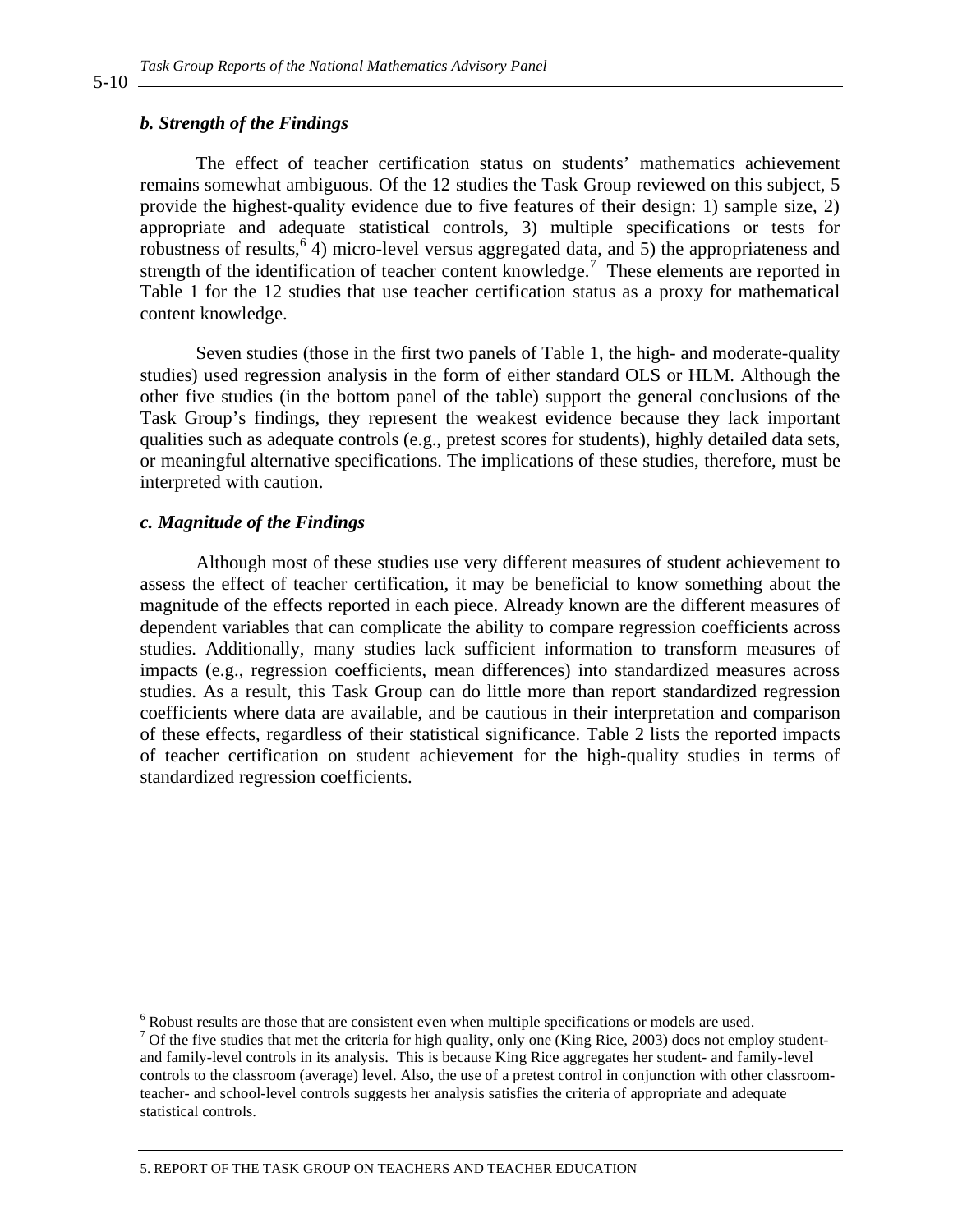### *b. Strength of the Findings*

The effect of teacher certification status on students' mathematics achievement remains somewhat ambiguous. Of the 12 studies the Task Group reviewed on this subject, 5 provide the highest-quality evidence due to five features of their design: 1) sample size, 2) appropriate and adequate statistical controls, 3) multiple specifications or tests for robustness of results,[6] 4) micro-level versus aggregated data, and 5) the appropriateness and strength of the identification of teacher content knowledge.[7] These elements are reported in Table 1 for the 12 studies that use teacher certification status as a proxy for mathematical content knowledge.

Seven studies (those in the first two panels of Table 1, the high- and moderate-quality studies) used regression analysis in the form of either standard OLS or HLM. Although the other five studies (in the bottom panel of the table) support the general conclusions of the Task Group's findings, they represent the weakest evidence because they lack important qualities such as adequate controls (e.g., pretest scores for students), highly detailed data sets, or meaningful alternative specifications. The implications of these studies, therefore, must be interpreted with caution.

### *c. Magnitude of the Findings*

Although most of these studies use very different measures of student achievement to assess the effect of teacher certification, it may be beneficial to know something about the magnitude of the effects reported in each piece. Already known are the different measures of dependent variables that can complicate the ability to compare regression coefficients across studies. Additionally, many studies lack sufficient information to transform measures of impacts (e.g., regression coefficients, mean differences) into standardized measures across studies. As a result, this Task Group can do little more than report standardized regression coefficients where data are available, and be cautious in their interpretation and comparison of these effects, regardless of their statistical significance. Table 2 lists the reported impacts of teacher certification on student achievement for the high-quality studies in terms of standardized regression coefficients.

---

[6] Robust results are those that are consistent even when multiple specifications or models are used.

[7] Of the five studies that met the criteria for high quality, only one (King Rice, 2003) does not employ student- and family-level controls in its analysis. This is because King Rice aggregates her student- and family-level controls to the classroom (average) level. Also, the use of a pretest control in conjunction with other classroom- teacher- and school-level controls suggests her analysis satisfies the criteria of appropriate and adequate statistical controls.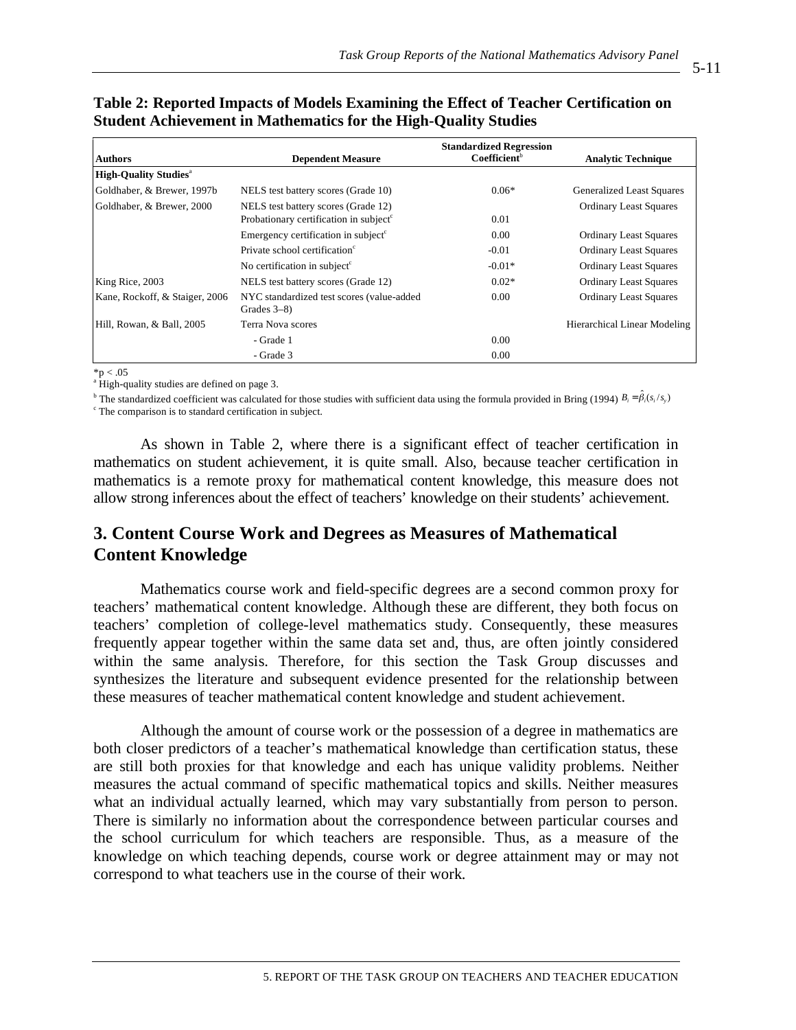**Table 2: Reported Impacts of Models Examining the Effect of Teacher Certification on Student Achievement in Mathematics for the High-Quality Studies**

| Authors | Dependent Measure | Standardized Regression Coefficient[b] | Analytic Technique |
|---|---|---|---|
| **High-Quality Studies**[a] | | | |
| Goldhaber, & Brewer, 1997b | NELS test battery scores (Grade 10) | 0.06* | Generalized Least Squares |
| Goldhaber, & Brewer, 2000 | NELS test battery scores (Grade 12) | | Ordinary Least Squares |
| | Probationary certification in subject[c] | 0.01 | |
| | Emergency certification in subject[c] | 0.00 | Ordinary Least Squares |
| | Private school certification[c] | -0.01 | Ordinary Least Squares |
| | No certification in subject[c] | -0.01* | Ordinary Least Squares |
| King Rice, 2003 | NELS test battery scores (Grade 12) | 0.02* | Ordinary Least Squares |
| Kane, Rockoff, & Staiger, 2006 | NYC standardized test scores (value-added Grades 3–8) | 0.00 | Ordinary Least Squares |
| Hill, Rowan, & Ball, 2005 | Terra Nova scores | | Hierarchical Linear Modeling |
| | - Grade 1 | 0.00 | |
| | - Grade 3 | 0.00 | |

*$p < .05$

[a] High-quality studies are defined on page 3.

[b] The standardized coefficient was calculated for those studies with sufficient data using the formula provided in Bring (1994) $B_i = \hat{\beta}_i(s_i / s_y)$

[c] The comparison is to standard certification in subject.

As shown in Table 2, where there is a significant effect of teacher certification in mathematics on student achievement, it is quite small. Also, because teacher certification in mathematics is a remote proxy for mathematical content knowledge, this measure does not allow strong inferences about the effect of teachers' knowledge on their students' achievement.

## 3. Content Course Work and Degrees as Measures of Mathematical Content Knowledge

Mathematics course work and field-specific degrees are a second common proxy for teachers' mathematical content knowledge. Although these are different, they both focus on teachers' completion of college-level mathematics study. Consequently, these measures frequently appear together within the same data set and, thus, are often jointly considered within the same analysis. Therefore, for this section the Task Group discusses and synthesizes the literature and subsequent evidence presented for the relationship between these measures of teacher mathematical content knowledge and student achievement.

Although the amount of course work or the possession of a degree in mathematics are both closer predictors of a teacher's mathematical knowledge than certification status, these are still both proxies for that knowledge and each has unique validity problems. Neither measures the actual command of specific mathematical topics and skills. Neither measures what an individual actually learned, which may vary substantially from person to person. There is similarly no information about the correspondence between particular courses and the school curriculum for which teachers are responsible. Thus, as a measure of the knowledge on which teaching depends, course work or degree attainment may or may not correspond to what teachers use in the course of their work.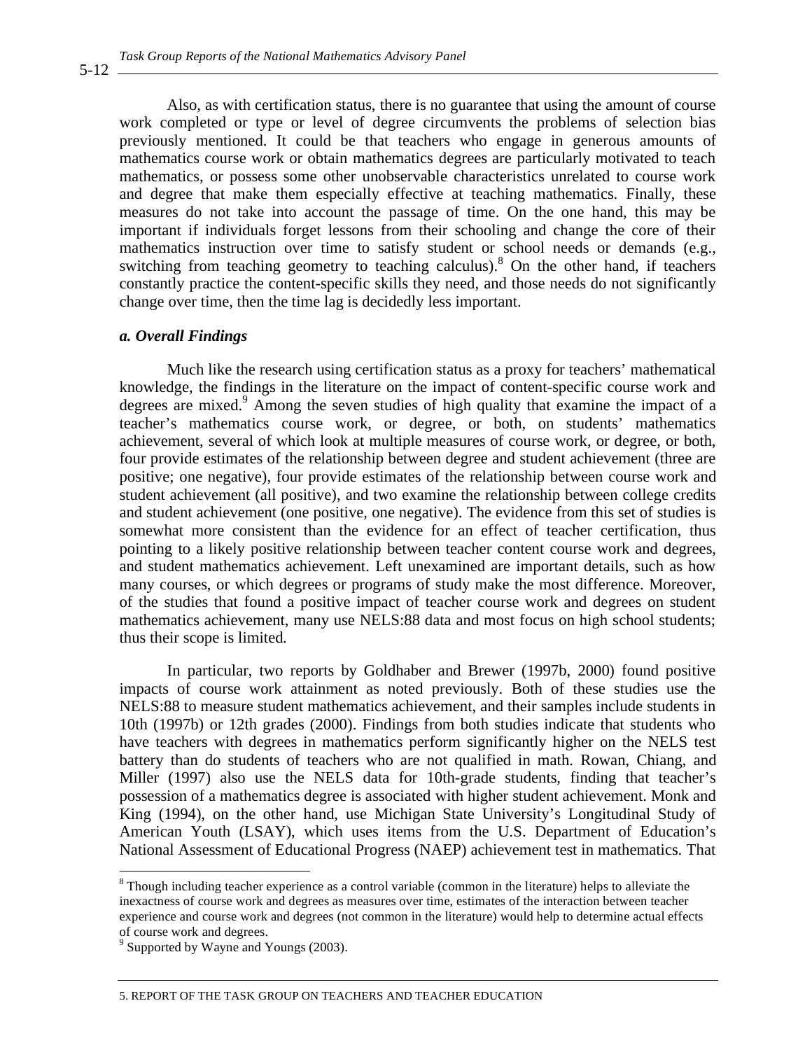Also, as with certification status, there is no guarantee that using the amount of course work completed or type or level of degree circumvents the problems of selection bias previously mentioned. It could be that teachers who engage in generous amounts of mathematics course work or obtain mathematics degrees are particularly motivated to teach mathematics, or possess some other unobservable characteristics unrelated to course work and degree that make them especially effective at teaching mathematics. Finally, these measures do not take into account the passage of time. On the one hand, this may be important if individuals forget lessons from their schooling and change the core of their mathematics instruction over time to satisfy student or school needs or demands (e.g., switching from teaching geometry to teaching calculus).[8] On the other hand, if teachers constantly practice the content-specific skills they need, and those needs do not significantly change over time, then the time lag is decidedly less important.

### *a. Overall Findings*

Much like the research using certification status as a proxy for teachers' mathematical knowledge, the findings in the literature on the impact of content-specific course work and degrees are mixed.[9] Among the seven studies of high quality that examine the impact of a teacher's mathematics course work, or degree, or both, on students' mathematics achievement, several of which look at multiple measures of course work, or degree, or both, four provide estimates of the relationship between degree and student achievement (three are positive; one negative), four provide estimates of the relationship between course work and student achievement (all positive), and two examine the relationship between college credits and student achievement (one positive, one negative). The evidence from this set of studies is somewhat more consistent than the evidence for an effect of teacher certification, thus pointing to a likely positive relationship between teacher content course work and degrees, and student mathematics achievement. Left unexamined are important details, such as how many courses, or which degrees or programs of study make the most difference. Moreover, of the studies that found a positive impact of teacher course work and degrees on student mathematics achievement, many use NELS:88 data and most focus on high school students; thus their scope is limited.

In particular, two reports by Goldhaber and Brewer (1997b, 2000) found positive impacts of course work attainment as noted previously. Both of these studies use the NELS:88 to measure student mathematics achievement, and their samples include students in 10th (1997b) or 12th grades (2000). Findings from both studies indicate that students who have teachers with degrees in mathematics perform significantly higher on the NELS test battery than do students of teachers who are not qualified in math. Rowan, Chiang, and Miller (1997) also use the NELS data for 10th-grade students, finding that teacher's possession of a mathematics degree is associated with higher student achievement. Monk and King (1994), on the other hand, use Michigan State University's Longitudinal Study of American Youth (LSAY), which uses items from the U.S. Department of Education's National Assessment of Educational Progress (NAEP) achievement test in mathematics. That

---

[8] Though including teacher experience as a control variable (common in the literature) helps to alleviate the inexactness of course work and degrees as measures over time, estimates of the interaction between teacher experience and course work and degrees (not common in the literature) would help to determine actual effects of course work and degrees.

[9] Supported by Wayne and Youngs (2003).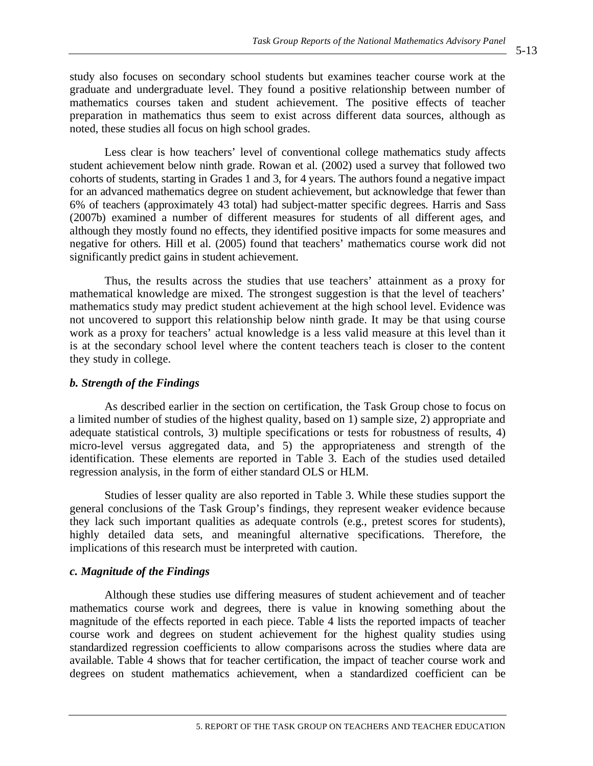study also focuses on secondary school students but examines teacher course work at the graduate and undergraduate level. They found a positive relationship between number of mathematics courses taken and student achievement. The positive effects of teacher preparation in mathematics thus seem to exist across different data sources, although as noted, these studies all focus on high school grades.

Less clear is how teachers' level of conventional college mathematics study affects student achievement below ninth grade. Rowan et al. (2002) used a survey that followed two cohorts of students, starting in Grades 1 and 3, for 4 years. The authors found a negative impact for an advanced mathematics degree on student achievement, but acknowledge that fewer than 6% of teachers (approximately 43 total) had subject-matter specific degrees. Harris and Sass (2007b) examined a number of different measures for students of all different ages, and although they mostly found no effects, they identified positive impacts for some measures and negative for others. Hill et al. (2005) found that teachers' mathematics course work did not significantly predict gains in student achievement.

Thus, the results across the studies that use teachers' attainment as a proxy for mathematical knowledge are mixed. The strongest suggestion is that the level of teachers' mathematics study may predict student achievement at the high school level. Evidence was not uncovered to support this relationship below ninth grade. It may be that using course work as a proxy for teachers' actual knowledge is a less valid measure at this level than it is at the secondary school level where the content teachers teach is closer to the content they study in college.

### *b. Strength of the Findings*

As described earlier in the section on certification, the Task Group chose to focus on a limited number of studies of the highest quality, based on 1) sample size, 2) appropriate and adequate statistical controls, 3) multiple specifications or tests for robustness of results, 4) micro-level versus aggregated data, and 5) the appropriateness and strength of the identification. These elements are reported in Table 3. Each of the studies used detailed regression analysis, in the form of either standard OLS or HLM.

Studies of lesser quality are also reported in Table 3. While these studies support the general conclusions of the Task Group's findings, they represent weaker evidence because they lack such important qualities as adequate controls (e.g., pretest scores for students), highly detailed data sets, and meaningful alternative specifications. Therefore, the implications of this research must be interpreted with caution.

### *c. Magnitude of the Findings*

Although these studies use differing measures of student achievement and of teacher mathematics course work and degrees, there is value in knowing something about the magnitude of the effects reported in each piece. Table 4 lists the reported impacts of teacher course work and degrees on student achievement for the highest quality studies using standardized regression coefficients to allow comparisons across the studies where data are available. Table 4 shows that for teacher certification, the impact of teacher course work and degrees on student mathematics achievement, when a standardized coefficient can be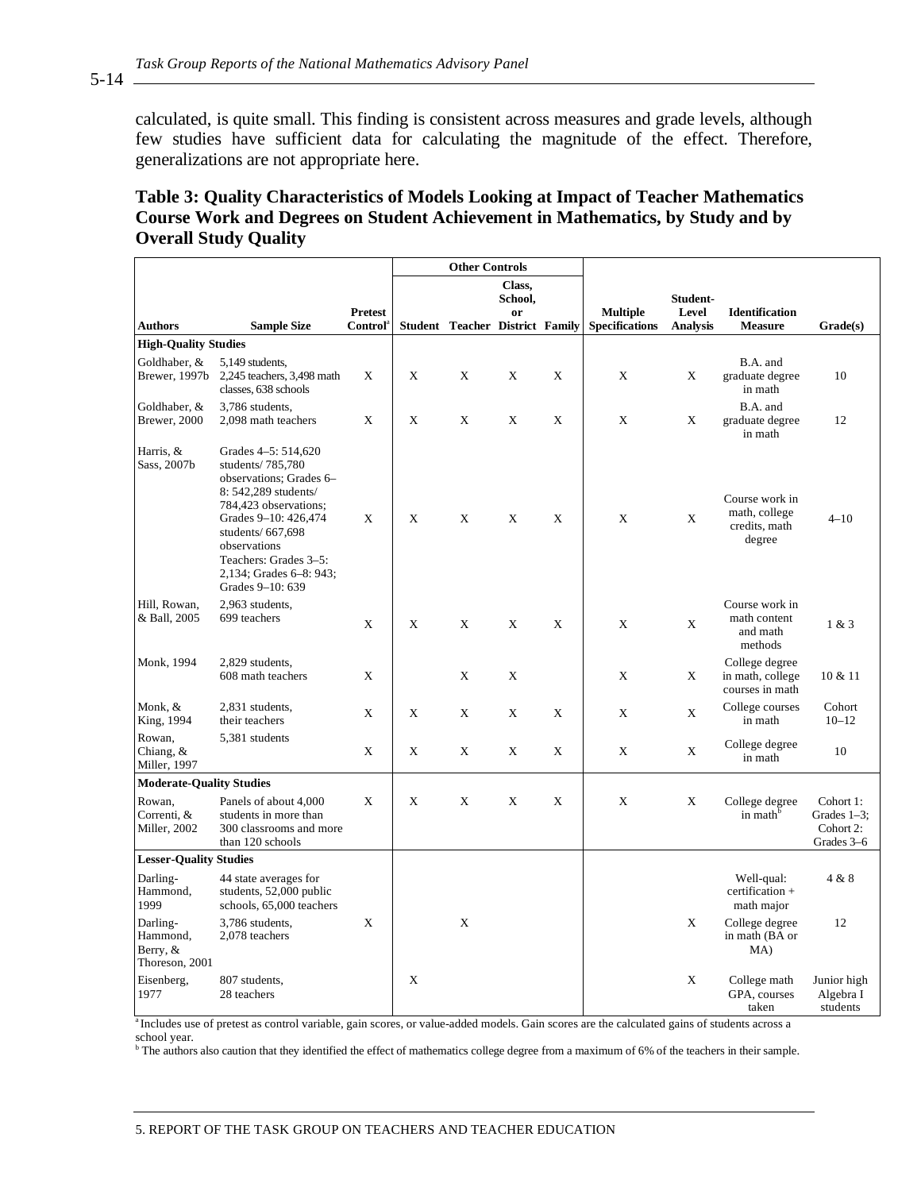calculated, is quite small. This finding is consistent across measures and grade levels, although few studies have sufficient data for calculating the magnitude of the effect. Therefore, generalizations are not appropriate here.

**Table 3: Quality Characteristics of Models Looking at Impact of Teacher Mathematics Course Work and Degrees on Student Achievement in Mathematics, by Study and by Overall Study Quality**

| | | | Other Controls | | | | | | | |
|---|---|---|---|---|---|---|---|---|---|---|
| **Authors** | **Sample Size** | **Pretest Control**[a] | **Student** | **Teacher** | **Class, School, or District** | **Family** | **Multiple Specifications** | **Student-Level Analysis** | **Identification Measure** | **Grade(s)** |
| **High-Quality Studies** | | | | | | | | | | |
| Goldhaber, & Brewer, 1997b | 5,149 students, 2,245 teachers, 3,498 math classes, 638 schools | X | X | X | X | X | X | X | B.A. and graduate degree in math | 10 |
| Goldhaber, & Brewer, 2000 | 3,786 students, 2,098 math teachers | X | X | X | X | X | X | X | B.A. and graduate degree in math | 12 |
| Harris, & Sass, 2007b | Grades 4–5: 514,620 students/ 785,780 observations; Grades 6–8: 542,289 students/ 784,423 observations; Grades 9–10: 426,474 students/ 667,698 observations Teachers: Grades 3–5: 2,134; Grades 6–8: 943; Grades 9–10: 639 | X | X | X | X | X | X | X | Course work in math, college credits, math degree | 4–10 |
| Hill, Rowan, & Ball, 2005 | 2,963 students, 699 teachers | X | X | X | X | X | X | X | Course work in math content and math methods | 1 & 3 |
| Monk, 1994 | 2,829 students, 608 math teachers | X | | X | X | | X | X | College degree in math, college courses in math | 10 & 11 |
| Monk, & King, 1994 | 2,831 students, their teachers | X | X | X | X | X | X | X | College courses in math | Cohort 10–12 |
| Rowan, Chiang, & Miller, 1997 | 5,381 students | X | X | X | X | X | X | X | College degree in math | 10 |
| **Moderate-Quality Studies** | | | | | | | | | | |
| Rowan, Correnti, & Miller, 2002 | Panels of about 4,000 students in more than 300 classrooms and more than 120 schools | X | X | X | X | X | X | X | College degree in math[b] | Cohort 1: Grades 1–3; Cohort 2: Grades 3–6 |
| **Lesser-Quality Studies** | | | | | | | | | | |
| Darling-Hammond, 1999 | 44 state averages for students, 52,000 public schools, 65,000 teachers | | | | | | | | Well-qual: certification + math major | 4 & 8 |
| Darling-Hammond, Berry, & Thoreson, 2001 | 3,786 students, 2,078 teachers | X | | X | | | | X | College degree in math (BA or MA) | 12 |
| Eisenberg, 1977 | 807 students, 28 teachers | | X | | | | | X | College math GPA, courses taken | Junior high Algebra I students |

[a] Includes use of pretest as control variable, gain scores, or value-added models. Gain scores are the calculated gains of students across a school year.

[b] The authors also caution that they identified the effect of mathematics college degree from a maximum of 6% of the teachers in their sample.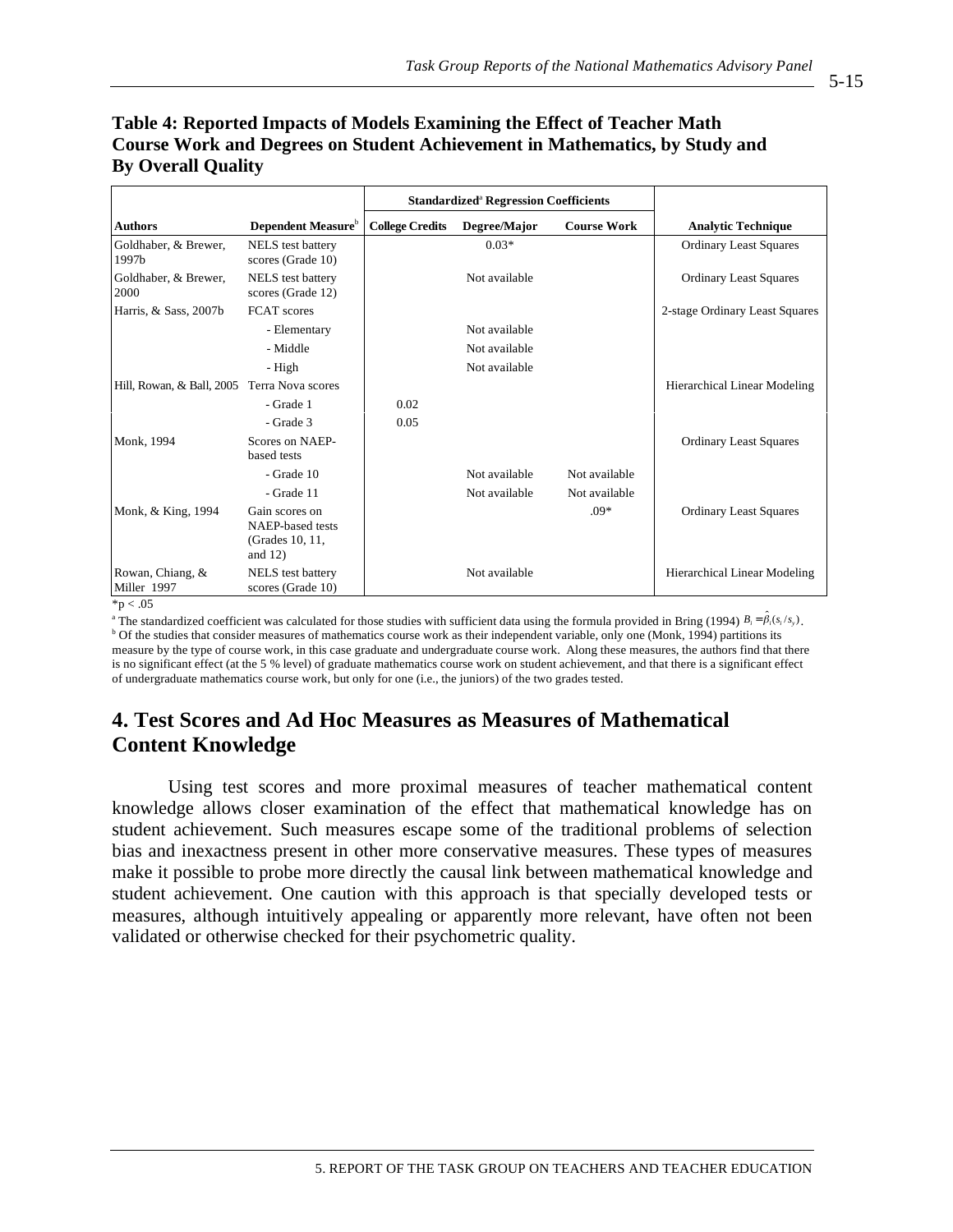**Table 4: Reported Impacts of Models Examining the Effect of Teacher Math Course Work and Degrees on Student Achievement in Mathematics, by Study and By Overall Quality**

| | | Standardized[a] Regression Coefficients | | | |
|---|---|---|---|---|---|
| **Authors** | **Dependent Measure**[b] | **College Credits** | **Degree/Major** | **Course Work** | **Analytic Technique** |
| Goldhaber, & Brewer, 1997b | NELS test battery scores (Grade 10) | | 0.03* | | Ordinary Least Squares |
| Goldhaber, & Brewer, 2000 | NELS test battery scores (Grade 12) | | Not available | | Ordinary Least Squares |
| Harris, & Sass, 2007b | FCAT scores | | | | 2-stage Ordinary Least Squares |
| | - Elementary | | Not available | | |
| | - Middle | | Not available | | |
| | - High | | Not available | | |
| Hill, Rowan, & Ball, 2005 | Terra Nova scores | | | | Hierarchical Linear Modeling |
| | - Grade 1 | 0.02 | | | |
| | - Grade 3 | 0.05 | | | |
| Monk, 1994 | Scores on NAEP-based tests | | | | Ordinary Least Squares |
| | - Grade 10 | | Not available | Not available | |
| | - Grade 11 | | Not available | Not available | |
| Monk, & King, 1994 | Gain scores on NAEP-based tests (Grades 10, 11, and 12) | | | .09* | Ordinary Least Squares |
| Rowan, Chiang, & Miller 1997 | NELS test battery scores (Grade 10) | | Not available | | Hierarchical Linear Modeling |

*p < .05

[a] The standardized coefficient was calculated for those studies with sufficient data using the formula provided in Bring (1994) $B_i = \hat{\beta}_i (s_i / s_y)$.

[b] Of the studies that consider measures of mathematics course work as their independent variable, only one (Monk, 1994) partitions its measure by the type of course work, in this case graduate and undergraduate course work. Along these measures, the authors find that there is no significant effect (at the 5 % level) of graduate mathematics course work on student achievement, and that there is a significant effect of undergraduate mathematics course work, but only for one (i.e., the juniors) of the two grades tested.

## 4. Test Scores and Ad Hoc Measures as Measures of Mathematical Content Knowledge

Using test scores and more proximal measures of teacher mathematical content knowledge allows closer examination of the effect that mathematical knowledge has on student achievement. Such measures escape some of the traditional problems of selection bias and inexactness present in other more conservative measures. These types of measures make it possible to probe more directly the causal link between mathematical knowledge and student achievement. One caution with this approach is that specially developed tests or measures, although intuitively appealing or apparently more relevant, have often not been validated or otherwise checked for their psychometric quality.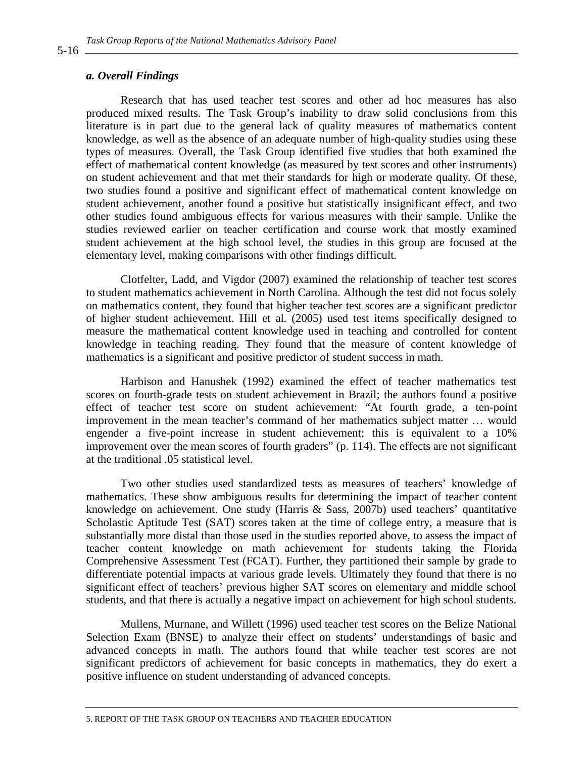### *a. Overall Findings*

Research that has used teacher test scores and other ad hoc measures has also produced mixed results. The Task Group's inability to draw solid conclusions from this literature is in part due to the general lack of quality measures of mathematics content knowledge, as well as the absence of an adequate number of high-quality studies using these types of measures. Overall, the Task Group identified five studies that both examined the effect of mathematical content knowledge (as measured by test scores and other instruments) on student achievement and that met their standards for high or moderate quality. Of these, two studies found a positive and significant effect of mathematical content knowledge on student achievement, another found a positive but statistically insignificant effect, and two other studies found ambiguous effects for various measures with their sample. Unlike the studies reviewed earlier on teacher certification and course work that mostly examined student achievement at the high school level, the studies in this group are focused at the elementary level, making comparisons with other findings difficult.

Clotfelter, Ladd, and Vigdor (2007) examined the relationship of teacher test scores to student mathematics achievement in North Carolina. Although the test did not focus solely on mathematics content, they found that higher teacher test scores are a significant predictor of higher student achievement. Hill et al. (2005) used test items specifically designed to measure the mathematical content knowledge used in teaching and controlled for content knowledge in teaching reading. They found that the measure of content knowledge of mathematics is a significant and positive predictor of student success in math.

Harbison and Hanushek (1992) examined the effect of teacher mathematics test scores on fourth-grade tests on student achievement in Brazil; the authors found a positive effect of teacher test score on student achievement: "At fourth grade, a ten-point improvement in the mean teacher's command of her mathematics subject matter … would engender a five-point increase in student achievement; this is equivalent to a 10% improvement over the mean scores of fourth graders" (p. 114). The effects are not significant at the traditional .05 statistical level.

Two other studies used standardized tests as measures of teachers' knowledge of mathematics. These show ambiguous results for determining the impact of teacher content knowledge on achievement. One study (Harris & Sass, 2007b) used teachers' quantitative Scholastic Aptitude Test (SAT) scores taken at the time of college entry, a measure that is substantially more distal than those used in the studies reported above, to assess the impact of teacher content knowledge on math achievement for students taking the Florida Comprehensive Assessment Test (FCAT). Further, they partitioned their sample by grade to differentiate potential impacts at various grade levels. Ultimately they found that there is no significant effect of teachers' previous higher SAT scores on elementary and middle school students, and that there is actually a negative impact on achievement for high school students.

Mullens, Murnane, and Willett (1996) used teacher test scores on the Belize National Selection Exam (BNSE) to analyze their effect on students' understandings of basic and advanced concepts in math. The authors found that while teacher test scores are not significant predictors of achievement for basic concepts in mathematics, they do exert a positive influence on student understanding of advanced concepts.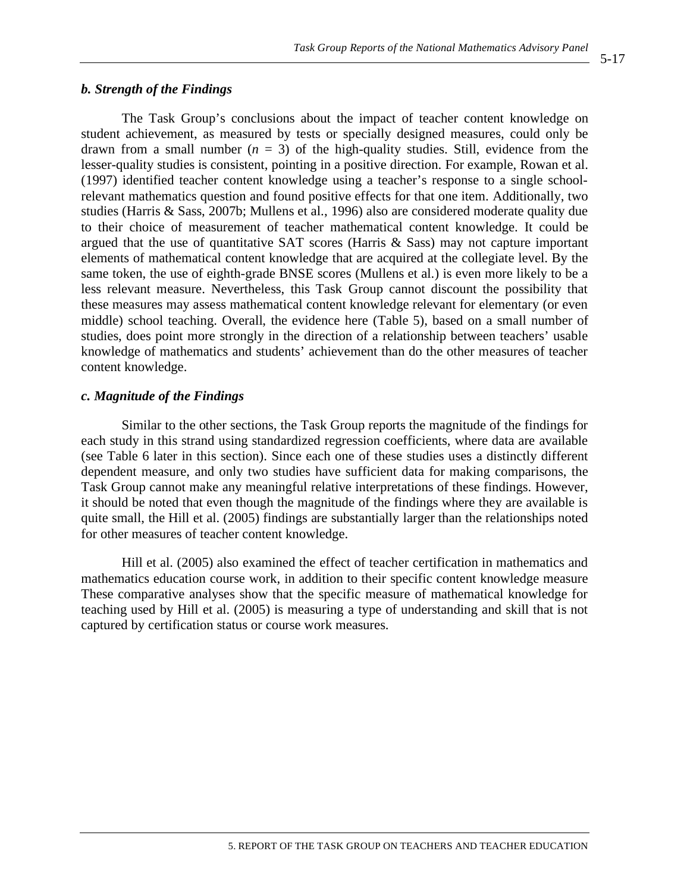### *b. Strength of the Findings*

The Task Group's conclusions about the impact of teacher content knowledge on student achievement, as measured by tests or specially designed measures, could only be drawn from a small number ($n = 3$) of the high-quality studies. Still, evidence from the lesser-quality studies is consistent, pointing in a positive direction. For example, Rowan et al. (1997) identified teacher content knowledge using a teacher's response to a single school-relevant mathematics question and found positive effects for that one item. Additionally, two studies (Harris & Sass, 2007b; Mullens et al., 1996) also are considered moderate quality due to their choice of measurement of teacher mathematical content knowledge. It could be argued that the use of quantitative SAT scores (Harris & Sass) may not capture important elements of mathematical content knowledge that are acquired at the collegiate level. By the same token, the use of eighth-grade BNSE scores (Mullens et al.) is even more likely to be a less relevant measure. Nevertheless, this Task Group cannot discount the possibility that these measures may assess mathematical content knowledge relevant for elementary (or even middle) school teaching. Overall, the evidence here (Table 5), based on a small number of studies, does point more strongly in the direction of a relationship between teachers' usable knowledge of mathematics and students' achievement than do the other measures of teacher content knowledge.

### *c. Magnitude of the Findings*

Similar to the other sections, the Task Group reports the magnitude of the findings for each study in this strand using standardized regression coefficients, where data are available (see Table 6 later in this section). Since each one of these studies uses a distinctly different dependent measure, and only two studies have sufficient data for making comparisons, the Task Group cannot make any meaningful relative interpretations of these findings. However, it should be noted that even though the magnitude of the findings where they are available is quite small, the Hill et al. (2005) findings are substantially larger than the relationships noted for other measures of teacher content knowledge.

Hill et al. (2005) also examined the effect of teacher certification in mathematics and mathematics education course work, in addition to their specific content knowledge measure These comparative analyses show that the specific measure of mathematical knowledge for teaching used by Hill et al. (2005) is measuring a type of understanding and skill that is not captured by certification status or course work measures.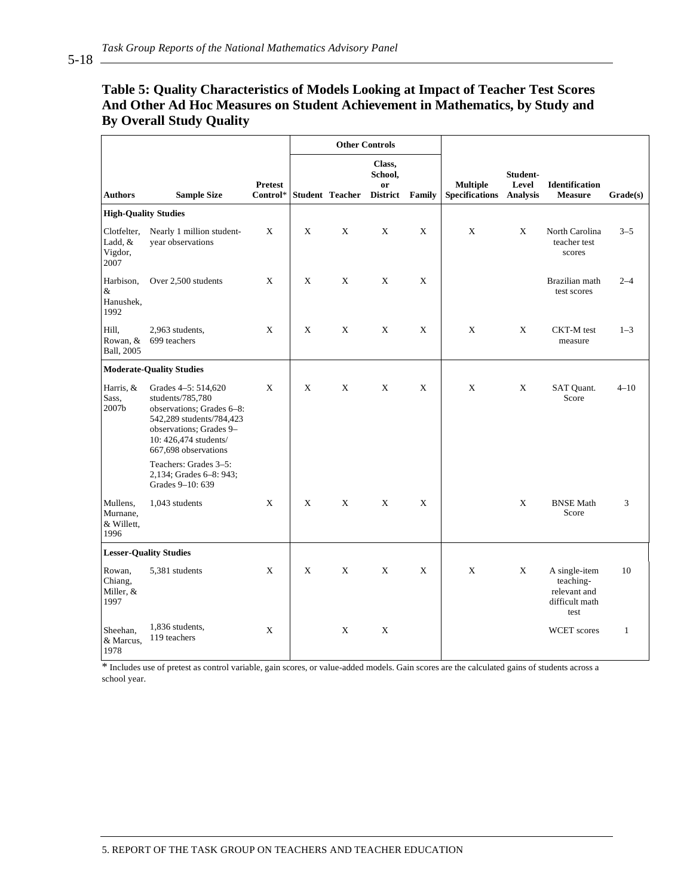### Table 5: Quality Characteristics of Models Looking at Impact of Teacher Test Scores And Other Ad Hoc Measures on Student Achievement in Mathematics, by Study and By Overall Study Quality

| Authors | Sample Size | Pretest Control* | Other Controls | | | | Multiple Specifications | Student-Level Analysis | Identification Measure | Grade(s) |
|---|---|---|---|---|---|---|---|---|---|---|
| | | | Student | Teacher | Class, School, or District | Family | | | | |
| **High-Quality Studies** | | | | | | | | | | |
| Clotfelter, Ladd, & Vigdor, 2007 | Nearly 1 million student-year observations | X | X | X | X | X | X | X | North Carolina teacher test scores | 3–5 |
| Harbison, & Hanushek, 1992 | Over 2,500 students | X | X | X | X | X | | | Brazilian math test scores | 2–4 |
| Hill, Rowan, & Ball, 2005 | 2,963 students, 699 teachers | X | X | X | X | X | X | X | CKT-M test measure | 1–3 |
| **Moderate-Quality Studies** | | | | | | | | | | |
| Harris, & Sass, 2007b | Grades 4–5: 514,620 students/785,780 observations; Grades 6–8: 542,289 students/784,423 observations; Grades 9–10: 426,474 students/ 667,698 observations<br>Teachers: Grades 3–5: 2,134; Grades 6–8: 943; Grades 9–10: 639 | X | X | X | X | X | X | X | SAT Quant. Score | 4–10 |
| Mullens, Murnane, & Willett, 1996 | 1,043 students | X | X | X | X | X | | X | BNSE Math Score | 3 |
| **Lesser-Quality Studies** | | | | | | | | | | |
| Rowan, Chiang, Miller, & 1997 | 5,381 students | X | X | X | X | X | X | X | A single-item teaching-relevant and difficult math test | 10 |
| Sheehan, & Marcus, 1978 | 1,836 students, 119 teachers | X | | X | X | | | | WCET scores | 1 |

\* Includes use of pretest as control variable, gain scores, or value-added models. Gain scores are the calculated gains of students across a school year.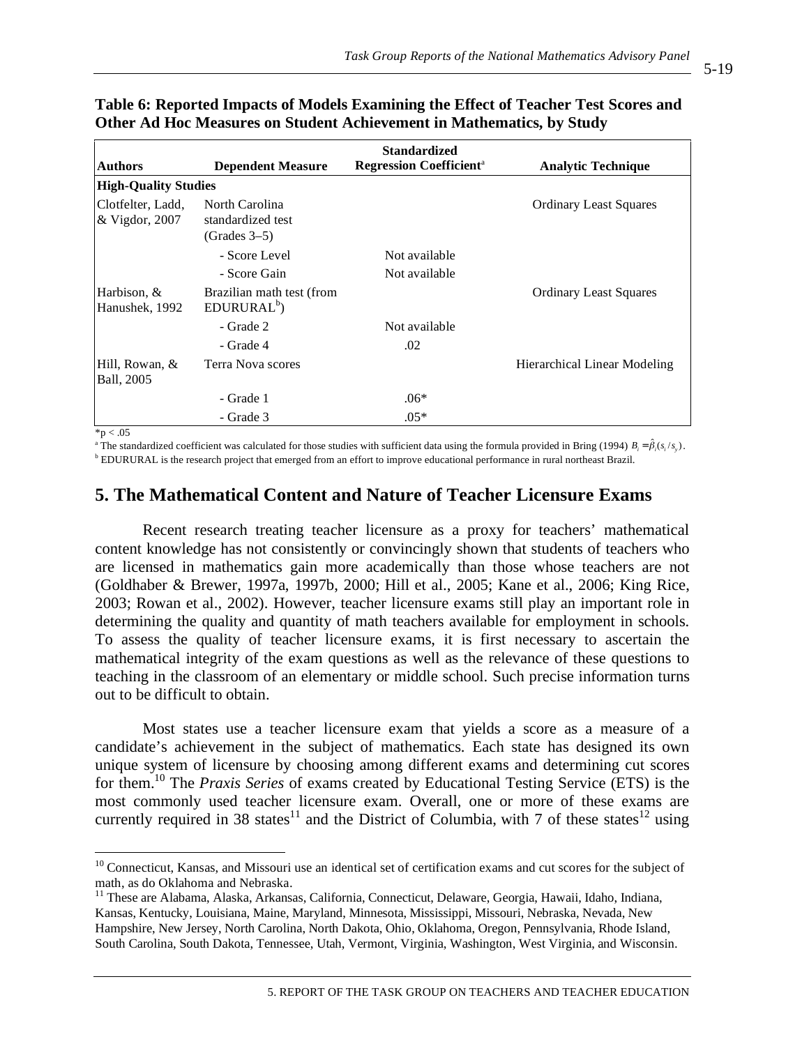**Table 6: Reported Impacts of Models Examining the Effect of Teacher Test Scores and Other Ad Hoc Measures on Student Achievement in Mathematics, by Study**

| Authors | Dependent Measure | Standardized Regression Coefficient[a] | Analytic Technique |
|---|---|---|---|
| **High-Quality Studies** | | | |
| Clotfelter, Ladd, & Vigdor, 2007 | North Carolina standardized test (Grades 3–5) | | Ordinary Least Squares |
| | - Score Level | Not available | |
| | - Score Gain | Not available | |
| Harbison, & Hanushek, 1992 | Brazilian math test (from EDURURAL[b]) | | Ordinary Least Squares |
| | - Grade 2 | Not available | |
| | - Grade 4 | .02 | |
| Hill, Rowan, & Ball, 2005 | Terra Nova scores | | Hierarchical Linear Modeling |
| | - Grade 1 | .06* | |
| | - Grade 3 | .05* | |

*p < .05

[a] The standardized coefficient was calculated for those studies with sufficient data using the formula provided in Bring (1994) $B_i = \hat{\beta}_i(s_i/s_y)$.

[b] EDURURAL is the research project that emerged from an effort to improve educational performance in rural northeast Brazil.

## 5. The Mathematical Content and Nature of Teacher Licensure Exams

Recent research treating teacher licensure as a proxy for teachers' mathematical content knowledge has not consistently or convincingly shown that students of teachers who are licensed in mathematics gain more academically than those whose teachers are not (Goldhaber & Brewer, 1997a, 1997b, 2000; Hill et al., 2005; Kane et al., 2006; King Rice, 2003; Rowan et al., 2002). However, teacher licensure exams still play an important role in determining the quality and quantity of math teachers available for employment in schools. To assess the quality of teacher licensure exams, it is first necessary to ascertain the mathematical integrity of the exam questions as well as the relevance of these questions to teaching in the classroom of an elementary or middle school. Such precise information turns out to be difficult to obtain.

Most states use a teacher licensure exam that yields a score as a measure of a candidate's achievement in the subject of mathematics. Each state has designed its own unique system of licensure by choosing among different exams and determining cut scores for them.[10] The *Praxis Series* of exams created by Educational Testing Service (ETS) is the most commonly used teacher licensure exam. Overall, one or more of these exams are currently required in 38 states[11] and the District of Columbia, with 7 of these states[12] using

[10] Connecticut, Kansas, and Missouri use an identical set of certification exams and cut scores for the subject of math, as do Oklahoma and Nebraska.

[11] These are Alabama, Alaska, Arkansas, California, Connecticut, Delaware, Georgia, Hawaii, Idaho, Indiana, Kansas, Kentucky, Louisiana, Maine, Maryland, Minnesota, Mississippi, Missouri, Nebraska, Nevada, New Hampshire, New Jersey, North Carolina, North Dakota, Ohio, Oklahoma, Oregon, Pennsylvania, Rhode Island, South Carolina, South Dakota, Tennessee, Utah, Vermont, Virginia, Washington, West Virginia, and Wisconsin.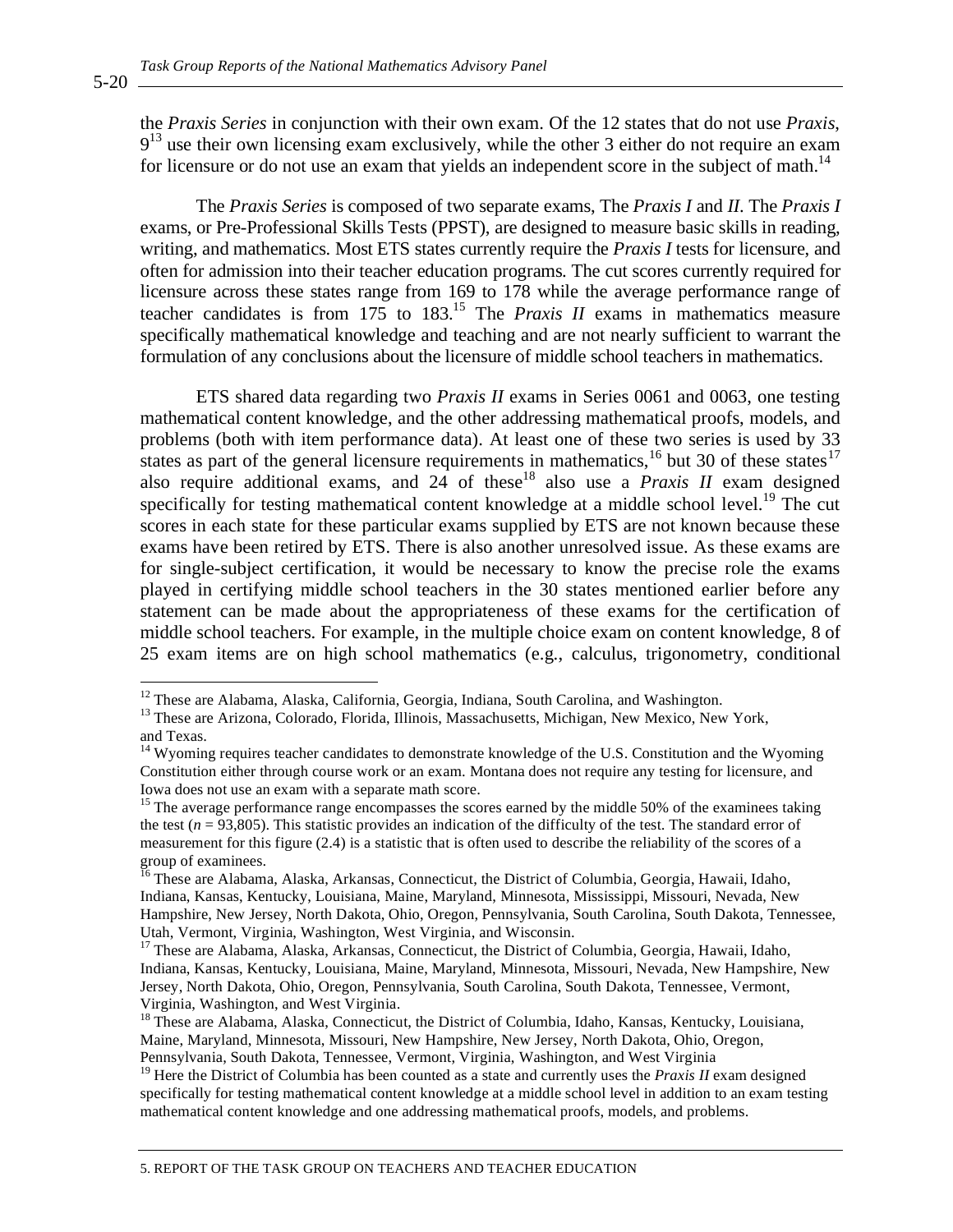the *Praxis Series* in conjunction with their own exam. Of the 12 states that do not use *Praxis*, 9[13] use their own licensing exam exclusively, while the other 3 either do not require an exam for licensure or do not use an exam that yields an independent score in the subject of math.[14]

The *Praxis Series* is composed of two separate exams, The *Praxis I* and *II*. The *Praxis I* exams, or Pre-Professional Skills Tests (PPST), are designed to measure basic skills in reading, writing, and mathematics. Most ETS states currently require the *Praxis I* tests for licensure, and often for admission into their teacher education programs. The cut scores currently required for licensure across these states range from 169 to 178 while the average performance range of teacher candidates is from 175 to 183.[15] The *Praxis II* exams in mathematics measure specifically mathematical knowledge and teaching and are not nearly sufficient to warrant the formulation of any conclusions about the licensure of middle school teachers in mathematics.

ETS shared data regarding two *Praxis II* exams in Series 0061 and 0063, one testing mathematical content knowledge, and the other addressing mathematical proofs, models, and problems (both with item performance data). At least one of these two series is used by 33 states as part of the general licensure requirements in mathematics,[16] but 30 of these states[17] also require additional exams, and 24 of these[18] also use a *Praxis II* exam designed specifically for testing mathematical content knowledge at a middle school level.[19] The cut scores in each state for these particular exams supplied by ETS are not known because these exams have been retired by ETS. There is also another unresolved issue. As these exams are for single-subject certification, it would be necessary to know the precise role the exams played in certifying middle school teachers in the 30 states mentioned earlier before any statement can be made about the appropriateness of these exams for the certification of middle school teachers. For example, in the multiple choice exam on content knowledge, 8 of 25 exam items are on high school mathematics (e.g., calculus, trigonometry, conditional

---

[12] These are Alabama, Alaska, California, Georgia, Indiana, South Carolina, and Washington.

[13] These are Arizona, Colorado, Florida, Illinois, Massachusetts, Michigan, New Mexico, New York, and Texas.

[14] Wyoming requires teacher candidates to demonstrate knowledge of the U.S. Constitution and the Wyoming Constitution either through course work or an exam. Montana does not require any testing for licensure, and Iowa does not use an exam with a separate math score.

[15] The average performance range encompasses the scores earned by the middle 50% of the examinees taking the test ($n$ = 93,805). This statistic provides an indication of the difficulty of the test. The standard error of measurement for this figure (2.4) is a statistic that is often used to describe the reliability of the scores of a group of examinees.

[16] These are Alabama, Alaska, Arkansas, Connecticut, the District of Columbia, Georgia, Hawaii, Idaho, Indiana, Kansas, Kentucky, Louisiana, Maine, Maryland, Minnesota, Mississippi, Missouri, Nevada, New Hampshire, New Jersey, North Dakota, Ohio, Oregon, Pennsylvania, South Carolina, South Dakota, Tennessee, Utah, Vermont, Virginia, Washington, West Virginia, and Wisconsin.

[17] These are Alabama, Alaska, Arkansas, Connecticut, the District of Columbia, Georgia, Hawaii, Idaho, Indiana, Kansas, Kentucky, Louisiana, Maine, Maryland, Minnesota, Missouri, Nevada, New Hampshire, New Jersey, North Dakota, Ohio, Oregon, Pennsylvania, South Carolina, South Dakota, Tennessee, Vermont, Virginia, Washington, and West Virginia.

[18] These are Alabama, Alaska, Connecticut, the District of Columbia, Idaho, Kansas, Kentucky, Louisiana, Maine, Maryland, Minnesota, Missouri, New Hampshire, New Jersey, North Dakota, Ohio, Oregon, Pennsylvania, South Dakota, Tennessee, Vermont, Virginia, Washington, and West Virginia

[19] Here the District of Columbia has been counted as a state and currently uses the *Praxis II* exam designed specifically for testing mathematical content knowledge at a middle school level in addition to an exam testing mathematical content knowledge and one addressing mathematical proofs, models, and problems.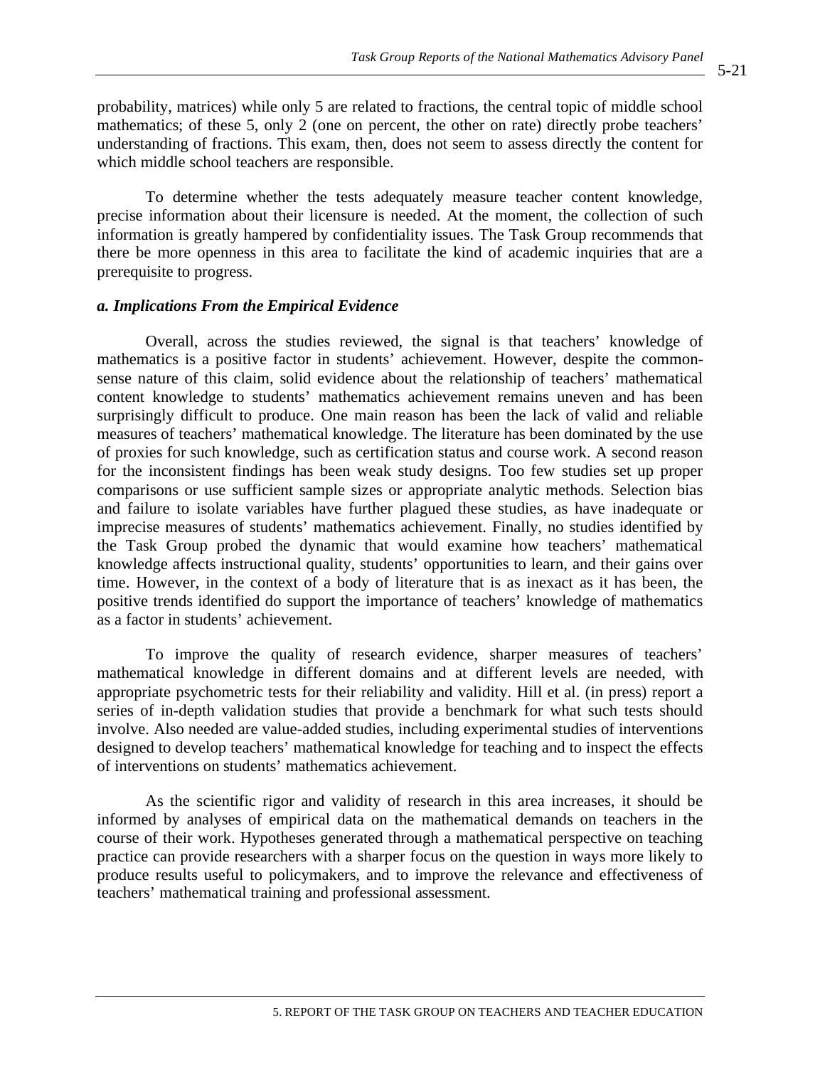probability, matrices) while only 5 are related to fractions, the central topic of middle school mathematics; of these 5, only 2 (one on percent, the other on rate) directly probe teachers' understanding of fractions. This exam, then, does not seem to assess directly the content for which middle school teachers are responsible.

To determine whether the tests adequately measure teacher content knowledge, precise information about their licensure is needed. At the moment, the collection of such information is greatly hampered by confidentiality issues. The Task Group recommends that there be more openness in this area to facilitate the kind of academic inquiries that are a prerequisite to progress.

### *a. Implications From the Empirical Evidence*

Overall, across the studies reviewed, the signal is that teachers' knowledge of mathematics is a positive factor in students' achievement. However, despite the common-sense nature of this claim, solid evidence about the relationship of teachers' mathematical content knowledge to students' mathematics achievement remains uneven and has been surprisingly difficult to produce. One main reason has been the lack of valid and reliable measures of teachers' mathematical knowledge. The literature has been dominated by the use of proxies for such knowledge, such as certification status and course work. A second reason for the inconsistent findings has been weak study designs. Too few studies set up proper comparisons or use sufficient sample sizes or appropriate analytic methods. Selection bias and failure to isolate variables have further plagued these studies, as have inadequate or imprecise measures of students' mathematics achievement. Finally, no studies identified by the Task Group probed the dynamic that would examine how teachers' mathematical knowledge affects instructional quality, students' opportunities to learn, and their gains over time. However, in the context of a body of literature that is as inexact as it has been, the positive trends identified do support the importance of teachers' knowledge of mathematics as a factor in students' achievement.

To improve the quality of research evidence, sharper measures of teachers' mathematical knowledge in different domains and at different levels are needed, with appropriate psychometric tests for their reliability and validity. Hill et al. (in press) report a series of in-depth validation studies that provide a benchmark for what such tests should involve. Also needed are value-added studies, including experimental studies of interventions designed to develop teachers' mathematical knowledge for teaching and to inspect the effects of interventions on students' mathematics achievement.

As the scientific rigor and validity of research in this area increases, it should be informed by analyses of empirical data on the mathematical demands on teachers in the course of their work. Hypotheses generated through a mathematical perspective on teaching practice can provide researchers with a sharper focus on the question in ways more likely to produce results useful to policymakers, and to improve the relevance and effectiveness of teachers' mathematical training and professional assessment.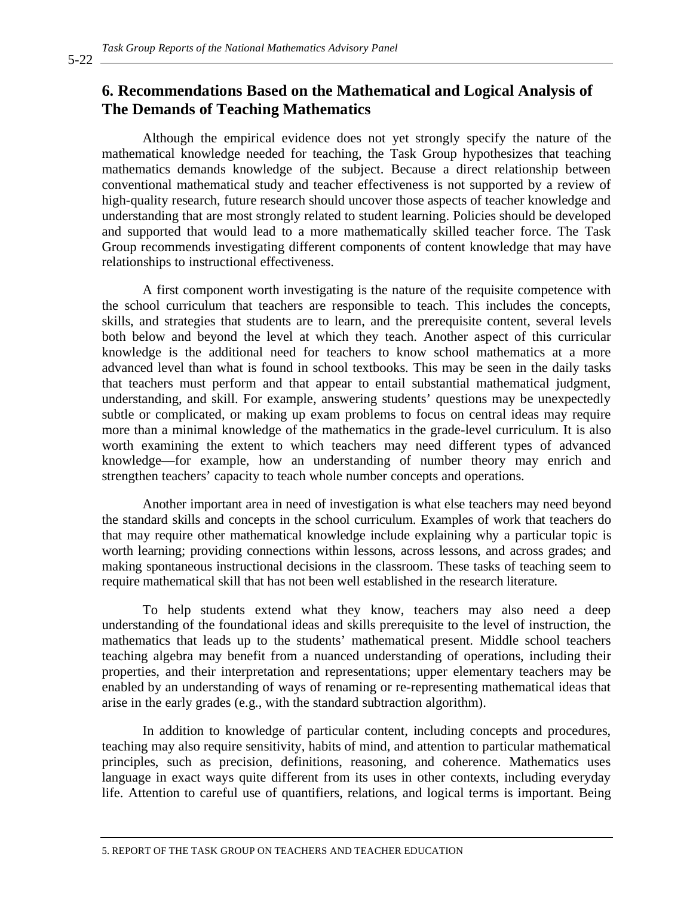## 6. Recommendations Based on the Mathematical and Logical Analysis of The Demands of Teaching Mathematics

Although the empirical evidence does not yet strongly specify the nature of the mathematical knowledge needed for teaching, the Task Group hypothesizes that teaching mathematics demands knowledge of the subject. Because a direct relationship between conventional mathematical study and teacher effectiveness is not supported by a review of high-quality research, future research should uncover those aspects of teacher knowledge and understanding that are most strongly related to student learning. Policies should be developed and supported that would lead to a more mathematically skilled teacher force. The Task Group recommends investigating different components of content knowledge that may have relationships to instructional effectiveness.

A first component worth investigating is the nature of the requisite competence with the school curriculum that teachers are responsible to teach. This includes the concepts, skills, and strategies that students are to learn, and the prerequisite content, several levels both below and beyond the level at which they teach. Another aspect of this curricular knowledge is the additional need for teachers to know school mathematics at a more advanced level than what is found in school textbooks. This may be seen in the daily tasks that teachers must perform and that appear to entail substantial mathematical judgment, understanding, and skill. For example, answering students' questions may be unexpectedly subtle or complicated, or making up exam problems to focus on central ideas may require more than a minimal knowledge of the mathematics in the grade-level curriculum. It is also worth examining the extent to which teachers may need different types of advanced knowledge—for example, how an understanding of number theory may enrich and strengthen teachers' capacity to teach whole number concepts and operations.

Another important area in need of investigation is what else teachers may need beyond the standard skills and concepts in the school curriculum. Examples of work that teachers do that may require other mathematical knowledge include explaining why a particular topic is worth learning; providing connections within lessons, across lessons, and across grades; and making spontaneous instructional decisions in the classroom. These tasks of teaching seem to require mathematical skill that has not been well established in the research literature.

To help students extend what they know, teachers may also need a deep understanding of the foundational ideas and skills prerequisite to the level of instruction, the mathematics that leads up to the students' mathematical present. Middle school teachers teaching algebra may benefit from a nuanced understanding of operations, including their properties, and their interpretation and representations; upper elementary teachers may be enabled by an understanding of ways of renaming or re-representing mathematical ideas that arise in the early grades (e.g., with the standard subtraction algorithm).

In addition to knowledge of particular content, including concepts and procedures, teaching may also require sensitivity, habits of mind, and attention to particular mathematical principles, such as precision, definitions, reasoning, and coherence. Mathematics uses language in exact ways quite different from its uses in other contexts, including everyday life. Attention to careful use of quantifiers, relations, and logical terms is important. Being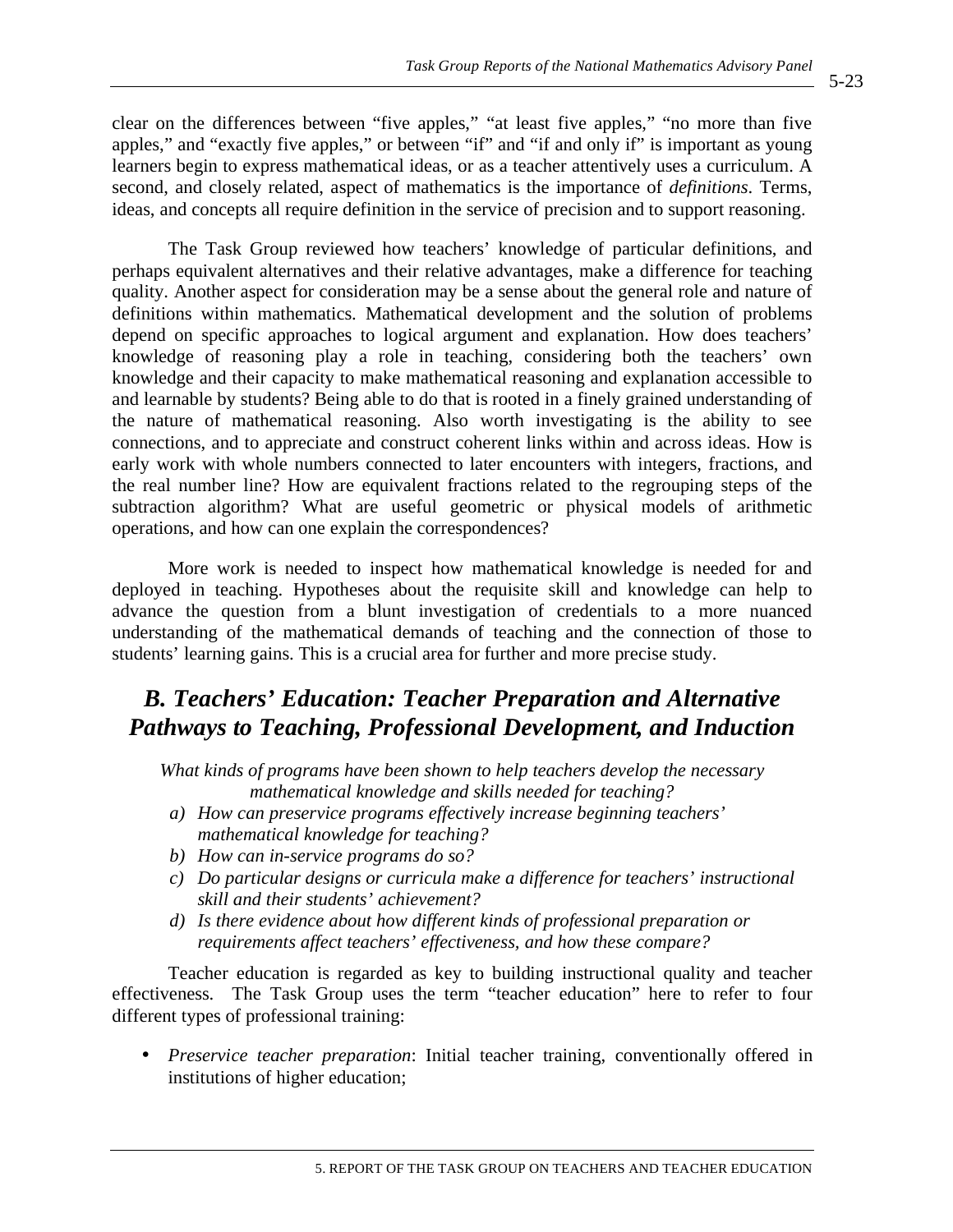clear on the differences between "five apples," "at least five apples," "no more than five apples," and "exactly five apples," or between "if" and "if and only if" is important as young learners begin to express mathematical ideas, or as a teacher attentively uses a curriculum. A second, and closely related, aspect of mathematics is the importance of *definitions*. Terms, ideas, and concepts all require definition in the service of precision and to support reasoning.

The Task Group reviewed how teachers' knowledge of particular definitions, and perhaps equivalent alternatives and their relative advantages, make a difference for teaching quality. Another aspect for consideration may be a sense about the general role and nature of definitions within mathematics. Mathematical development and the solution of problems depend on specific approaches to logical argument and explanation. How does teachers' knowledge of reasoning play a role in teaching, considering both the teachers' own knowledge and their capacity to make mathematical reasoning and explanation accessible to and learnable by students? Being able to do that is rooted in a finely grained understanding of the nature of mathematical reasoning. Also worth investigating is the ability to see connections, and to appreciate and construct coherent links within and across ideas. How is early work with whole numbers connected to later encounters with integers, fractions, and the real number line? How are equivalent fractions related to the regrouping steps of the subtraction algorithm? What are useful geometric or physical models of arithmetic operations, and how can one explain the correspondences?

More work is needed to inspect how mathematical knowledge is needed for and deployed in teaching. Hypotheses about the requisite skill and knowledge can help to advance the question from a blunt investigation of credentials to a more nuanced understanding of the mathematical demands of teaching and the connection of those to students' learning gains. This is a crucial area for further and more precise study.

## *B. Teachers' Education: Teacher Preparation and Alternative Pathways to Teaching, Professional Development, and Induction*

*What kinds of programs have been shown to help teachers develop the necessary mathematical knowledge and skills needed for teaching?*

*a) How can preservice programs effectively increase beginning teachers' mathematical knowledge for teaching?*
*b) How can in-service programs do so?*
*c) Do particular designs or curricula make a difference for teachers' instructional skill and their students' achievement?*
*d) Is there evidence about how different kinds of professional preparation or requirements affect teachers' effectiveness, and how these compare?*

Teacher education is regarded as key to building instructional quality and teacher effectiveness. The Task Group uses the term "teacher education" here to refer to four different types of professional training:

- *Preservice teacher preparation*: Initial teacher training, conventionally offered in institutions of higher education;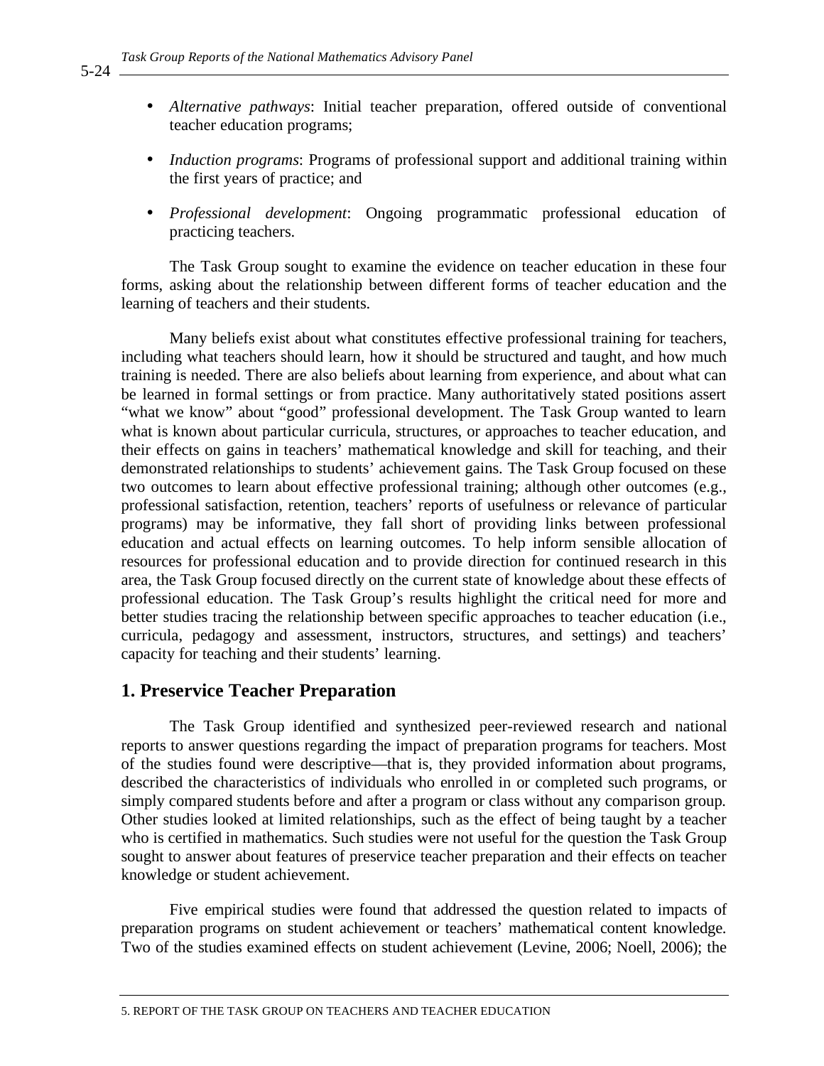- *Alternative pathways*: Initial teacher preparation, offered outside of conventional teacher education programs;

- *Induction programs*: Programs of professional support and additional training within the first years of practice; and

- *Professional development*: Ongoing programmatic professional education of practicing teachers.

The Task Group sought to examine the evidence on teacher education in these four forms, asking about the relationship between different forms of teacher education and the learning of teachers and their students.

Many beliefs exist about what constitutes effective professional training for teachers, including what teachers should learn, how it should be structured and taught, and how much training is needed. There are also beliefs about learning from experience, and about what can be learned in formal settings or from practice. Many authoritatively stated positions assert "what we know" about "good" professional development. The Task Group wanted to learn what is known about particular curricula, structures, or approaches to teacher education, and their effects on gains in teachers' mathematical knowledge and skill for teaching, and their demonstrated relationships to students' achievement gains. The Task Group focused on these two outcomes to learn about effective professional training; although other outcomes (e.g., professional satisfaction, retention, teachers' reports of usefulness or relevance of particular programs) may be informative, they fall short of providing links between professional education and actual effects on learning outcomes. To help inform sensible allocation of resources for professional education and to provide direction for continued research in this area, the Task Group focused directly on the current state of knowledge about these effects of professional education. The Task Group's results highlight the critical need for more and better studies tracing the relationship between specific approaches to teacher education (i.e., curricula, pedagogy and assessment, instructors, structures, and settings) and teachers' capacity for teaching and their students' learning.

## 1. Preservice Teacher Preparation

The Task Group identified and synthesized peer-reviewed research and national reports to answer questions regarding the impact of preparation programs for teachers. Most of the studies found were descriptive—that is, they provided information about programs, described the characteristics of individuals who enrolled in or completed such programs, or simply compared students before and after a program or class without any comparison group. Other studies looked at limited relationships, such as the effect of being taught by a teacher who is certified in mathematics. Such studies were not useful for the question the Task Group sought to answer about features of preservice teacher preparation and their effects on teacher knowledge or student achievement.

Five empirical studies were found that addressed the question related to impacts of preparation programs on student achievement or teachers' mathematical content knowledge. Two of the studies examined effects on student achievement (Levine, 2006; Noell, 2006); the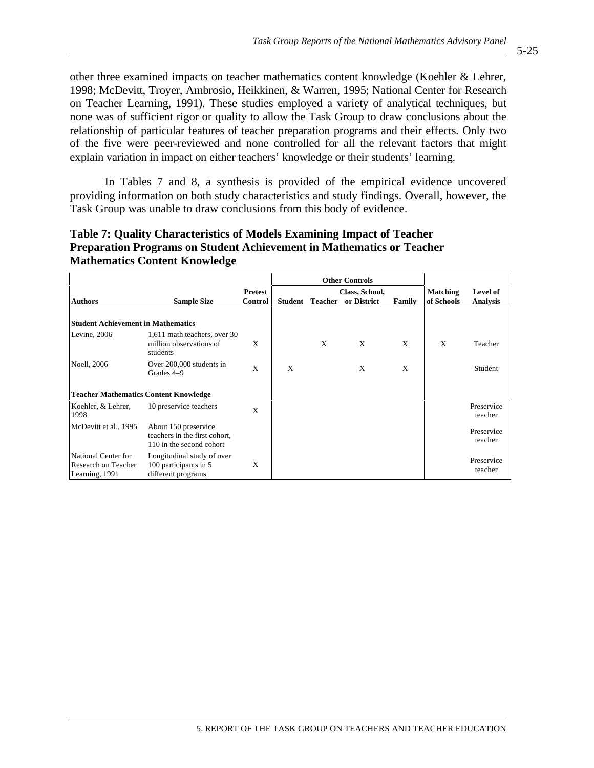other three examined impacts on teacher mathematics content knowledge (Koehler & Lehrer, 1998; McDevitt, Troyer, Ambrosio, Heikkinen, & Warren, 1995; National Center for Research on Teacher Learning, 1991). These studies employed a variety of analytical techniques, but none was of sufficient rigor or quality to allow the Task Group to draw conclusions about the relationship of particular features of teacher preparation programs and their effects. Only two of the five were peer-reviewed and none controlled for all the relevant factors that might explain variation in impact on either teachers' knowledge or their students' learning.

In Tables 7 and 8, a synthesis is provided of the empirical evidence uncovered providing information on both study characteristics and study findings. Overall, however, the Task Group was unable to draw conclusions from this body of evidence.

**Table 7: Quality Characteristics of Models Examining Impact of Teacher Preparation Programs on Student Achievement in Mathematics or Teacher Mathematics Content Knowledge**

| | | | Other Controls | | | | | |
|---|---|---|---|---|---|---|---|---|
| **Authors** | **Sample Size** | **Pretest Control** | **Student** | **Teacher** | **Class, School, or District** | **Family** | **Matching of Schools** | **Level of Analysis** |
| **Student Achievement in Mathematics** | | | | | | | | |
| Levine, 2006 | 1,611 math teachers, over 30 million observations of students | X | | X | X | X | X | Teacher |
| Noell, 2006 | Over 200,000 students in Grades 4–9 | X | X | | X | X | | Student |
| **Teacher Mathematics Content Knowledge** | | | | | | | | |
| Koehler, & Lehrer, 1998 | 10 preservice teachers | X | | | | | | Preservice teacher |
| McDevitt et al., 1995 | About 150 preservice teachers in the first cohort, 110 in the second cohort | | | | | | | Preservice teacher |
| National Center for Research on Teacher Learning, 1991 | Longitudinal study of over 100 participants in 5 different programs | X | | | | | | Preservice teacher |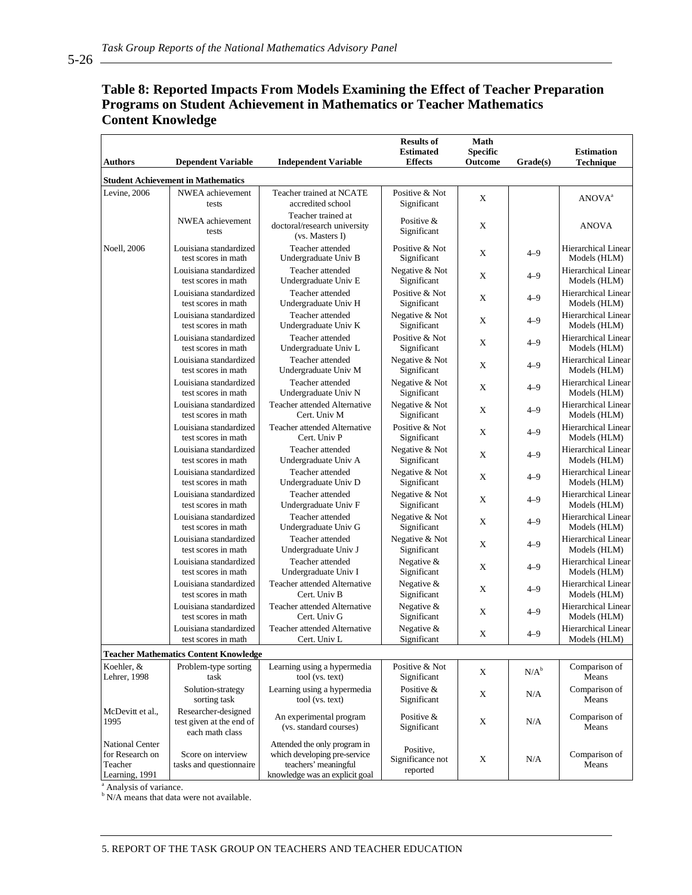## Table 8: Reported Impacts From Models Examining the Effect of Teacher Preparation Programs on Student Achievement in Mathematics or Teacher Mathematics Content Knowledge

| Authors | Dependent Variable | Independent Variable | Results of Estimated Effects | Math Specific Outcome | Grade(s) | Estimation Technique |
|---|---|---|---|---|---|---|
| **Student Achievement in Mathematics** | | | | | | |
| Levine, 2006 | NWEA achievement tests | Teacher trained at NCATE accredited school | Positive & Not Significant | X | | ANOVA[a] |
| | NWEA achievement tests | Teacher trained at doctoral/research university (vs. Masters I) | Positive & Significant | X | | ANOVA |
| Noell, 2006 | Louisiana standardized test scores in math | Teacher attended Undergraduate Univ B | Positive & Not Significant | X | 4–9 | Hierarchical Linear Models (HLM) |
| | Louisiana standardized test scores in math | Teacher attended Undergraduate Univ E | Negative & Not Significant | X | 4–9 | Hierarchical Linear Models (HLM) |
| | Louisiana standardized test scores in math | Teacher attended Undergraduate Univ H | Positive & Not Significant | X | 4–9 | Hierarchical Linear Models (HLM) |
| | Louisiana standardized test scores in math | Teacher attended Undergraduate Univ K | Negative & Not Significant | X | 4–9 | Hierarchical Linear Models (HLM) |
| | Louisiana standardized test scores in math | Teacher attended Undergraduate Univ L | Positive & Not Significant | X | 4–9 | Hierarchical Linear Models (HLM) |
| | Louisiana standardized test scores in math | Teacher attended Undergraduate Univ M | Negative & Not Significant | X | 4–9 | Hierarchical Linear Models (HLM) |
| | Louisiana standardized test scores in math | Teacher attended Undergraduate Univ N | Negative & Not Significant | X | 4–9 | Hierarchical Linear Models (HLM) |
| | Louisiana standardized test scores in math | Teacher attended Alternative Cert. Univ M | Negative & Not Significant | X | 4–9 | Hierarchical Linear Models (HLM) |
| | Louisiana standardized test scores in math | Teacher attended Alternative Cert. Univ P | Positive & Not Significant | X | 4–9 | Hierarchical Linear Models (HLM) |
| | Louisiana standardized test scores in math | Teacher attended Undergraduate Univ A | Negative & Not Significant | X | 4–9 | Hierarchical Linear Models (HLM) |
| | Louisiana standardized test scores in math | Teacher attended Undergraduate Univ D | Negative & Not Significant | X | 4–9 | Hierarchical Linear Models (HLM) |
| | Louisiana standardized test scores in math | Teacher attended Undergraduate Univ F | Negative & Not Significant | X | 4–9 | Hierarchical Linear Models (HLM) |
| | Louisiana standardized test scores in math | Teacher attended Undergraduate Univ G | Negative & Not Significant | X | 4–9 | Hierarchical Linear Models (HLM) |
| | Louisiana standardized test scores in math | Teacher attended Undergraduate Univ J | Negative & Not Significant | X | 4–9 | Hierarchical Linear Models (HLM) |
| | Louisiana standardized test scores in math | Teacher attended Undergraduate Univ I | Negative & Significant | X | 4–9 | Hierarchical Linear Models (HLM) |
| | Louisiana standardized test scores in math | Teacher attended Alternative Cert. Univ B | Negative & Significant | X | 4–9 | Hierarchical Linear Models (HLM) |
| | Louisiana standardized test scores in math | Teacher attended Alternative Cert. Univ G | Negative & Significant | X | 4–9 | Hierarchical Linear Models (HLM) |
| | Louisiana standardized test scores in math | Teacher attended Alternative Cert. Univ L | Negative & Significant | X | 4–9 | Hierarchical Linear Models (HLM) |
| **Teacher Mathematics Content Knowledge** | | | | | | |
| Koehler, & Lehrer, 1998 | Problem-type sorting task | Learning using a hypermedia tool (vs. text) | Positive & Not Significant | X | N/A[b] | Comparison of Means |
| | Solution-strategy sorting task | Learning using a hypermedia tool (vs. text) | Positive & Significant | X | N/A | Comparison of Means |
| McDevitt et al., 1995 | Researcher-designed test given at the end of each math class | An experimental program (vs. standard courses) | Positive & Significant | X | N/A | Comparison of Means |
| National Center for Research on Teacher Learning, 1991 | Score on interview tasks and questionnaire | Attended the only program in which developing pre-service teachers' meaningful knowledge was an explicit goal | Positive, Significance not reported | X | N/A | Comparison of Means |

[a] Analysis of variance.
[b] N/A means that data were not available.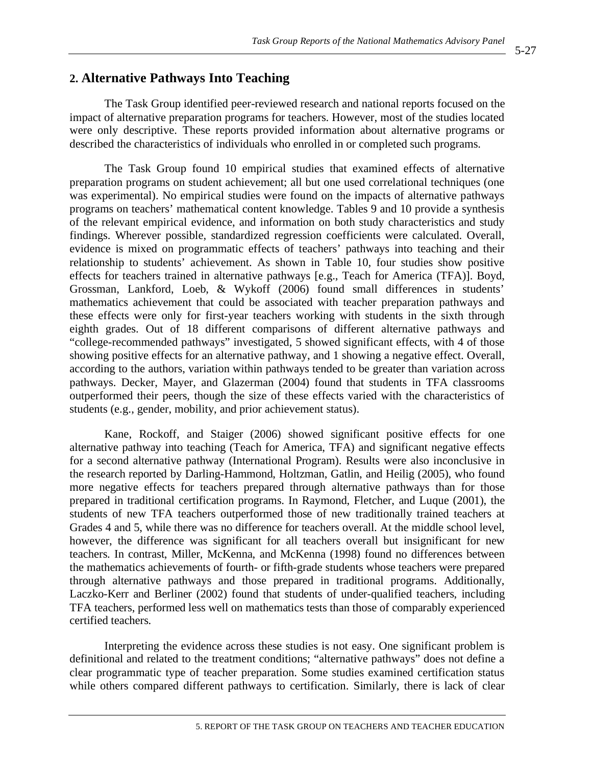## 2. Alternative Pathways Into Teaching

The Task Group identified peer-reviewed research and national reports focused on the impact of alternative preparation programs for teachers. However, most of the studies located were only descriptive. These reports provided information about alternative programs or described the characteristics of individuals who enrolled in or completed such programs.

The Task Group found 10 empirical studies that examined effects of alternative preparation programs on student achievement; all but one used correlational techniques (one was experimental). No empirical studies were found on the impacts of alternative pathways programs on teachers' mathematical content knowledge. Tables 9 and 10 provide a synthesis of the relevant empirical evidence, and information on both study characteristics and study findings. Wherever possible, standardized regression coefficients were calculated. Overall, evidence is mixed on programmatic effects of teachers' pathways into teaching and their relationship to students' achievement. As shown in Table 10, four studies show positive effects for teachers trained in alternative pathways [e.g., Teach for America (TFA)]. Boyd, Grossman, Lankford, Loeb, & Wykoff (2006) found small differences in students' mathematics achievement that could be associated with teacher preparation pathways and these effects were only for first-year teachers working with students in the sixth through eighth grades. Out of 18 different comparisons of different alternative pathways and "college-recommended pathways" investigated, 5 showed significant effects, with 4 of those showing positive effects for an alternative pathway, and 1 showing a negative effect. Overall, according to the authors, variation within pathways tended to be greater than variation across pathways. Decker, Mayer, and Glazerman (2004) found that students in TFA classrooms outperformed their peers, though the size of these effects varied with the characteristics of students (e.g., gender, mobility, and prior achievement status).

Kane, Rockoff, and Staiger (2006) showed significant positive effects for one alternative pathway into teaching (Teach for America, TFA) and significant negative effects for a second alternative pathway (International Program). Results were also inconclusive in the research reported by Darling-Hammond, Holtzman, Gatlin, and Heilig (2005), who found more negative effects for teachers prepared through alternative pathways than for those prepared in traditional certification programs. In Raymond, Fletcher, and Luque (2001), the students of new TFA teachers outperformed those of new traditionally trained teachers at Grades 4 and 5, while there was no difference for teachers overall. At the middle school level, however, the difference was significant for all teachers overall but insignificant for new teachers. In contrast, Miller, McKenna, and McKenna (1998) found no differences between the mathematics achievements of fourth- or fifth-grade students whose teachers were prepared through alternative pathways and those prepared in traditional programs. Additionally, Laczko-Kerr and Berliner (2002) found that students of under-qualified teachers, including TFA teachers, performed less well on mathematics tests than those of comparably experienced certified teachers.

Interpreting the evidence across these studies is not easy. One significant problem is definitional and related to the treatment conditions; "alternative pathways" does not define a clear programmatic type of teacher preparation. Some studies examined certification status while others compared different pathways to certification. Similarly, there is lack of clear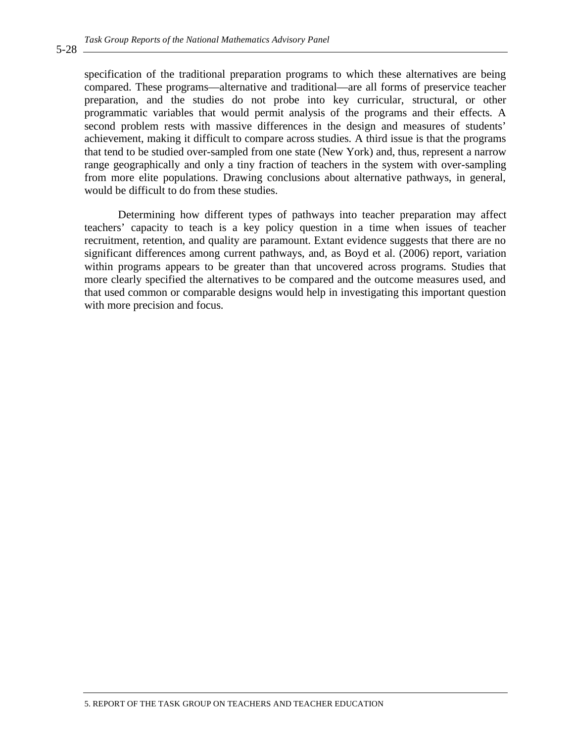specification of the traditional preparation programs to which these alternatives are being compared. These programs—alternative and traditional—are all forms of preservice teacher preparation, and the studies do not probe into key curricular, structural, or other programmatic variables that would permit analysis of the programs and their effects. A second problem rests with massive differences in the design and measures of students' achievement, making it difficult to compare across studies. A third issue is that the programs that tend to be studied over-sampled from one state (New York) and, thus, represent a narrow range geographically and only a tiny fraction of teachers in the system with over-sampling from more elite populations. Drawing conclusions about alternative pathways, in general, would be difficult to do from these studies.

Determining how different types of pathways into teacher preparation may affect teachers' capacity to teach is a key policy question in a time when issues of teacher recruitment, retention, and quality are paramount. Extant evidence suggests that there are no significant differences among current pathways, and, as Boyd et al. (2006) report, variation within programs appears to be greater than that uncovered across programs. Studies that more clearly specified the alternatives to be compared and the outcome measures used, and that used common or comparable designs would help in investigating this important question with more precision and focus.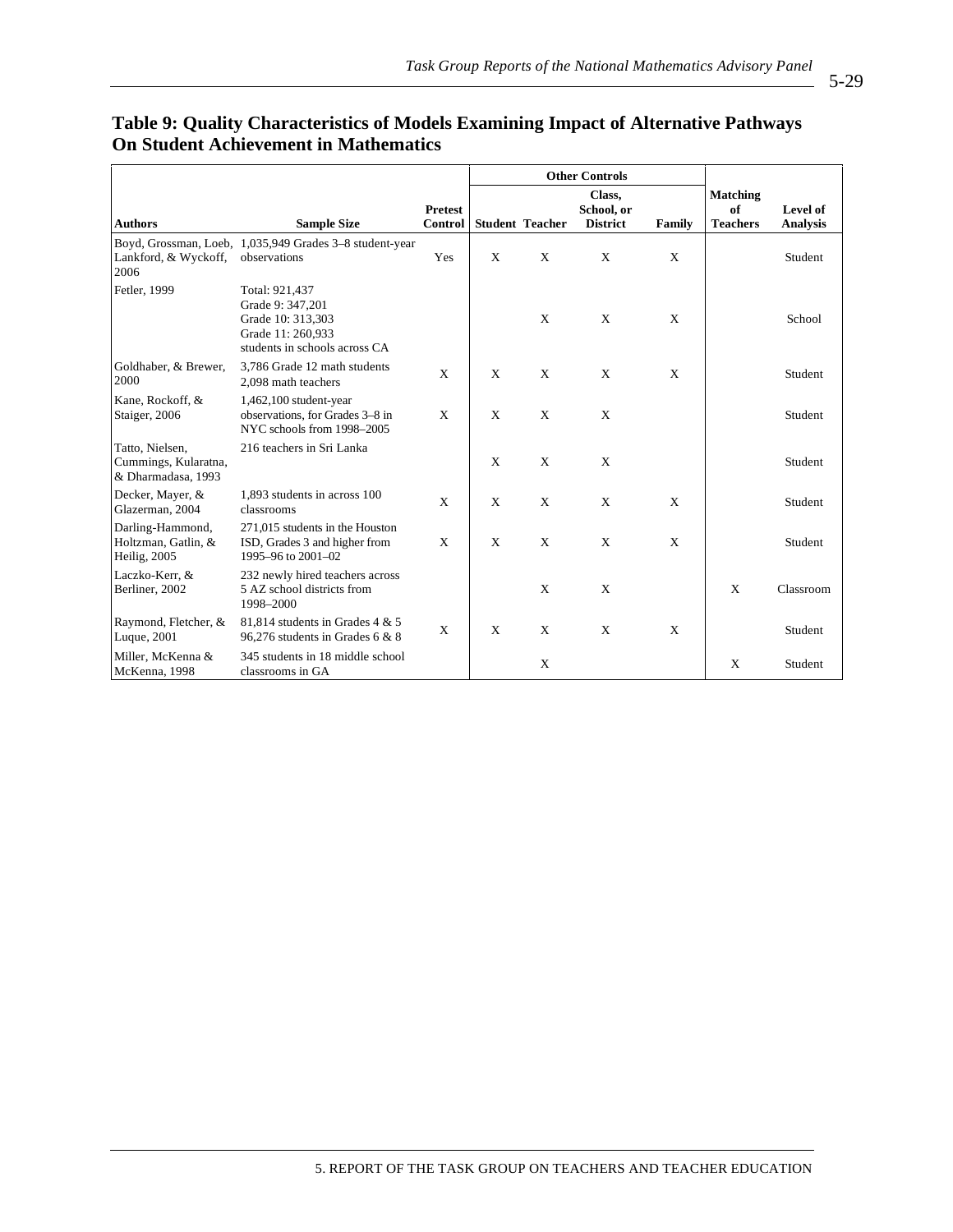**Table 9: Quality Characteristics of Models Examining Impact of Alternative Pathways On Student Achievement in Mathematics**

| Authors | Sample Size | Pretest Control | Other Controls | | | | Matching of Teachers | Level of Analysis |
|---|---|---|---|---|---|---|---|---|
| | | | Student | Teacher | Class, School, or District | Family | | |
| Boyd, Grossman, Loeb, Lankford, & Wyckoff, 2006 | 1,035,949 Grades 3–8 student-year observations | Yes | X | X | X | X | | Student |
| Fetler, 1999 | Total: 921,437<br>Grade 9: 347,201<br>Grade 10: 313,303<br>Grade 11: 260,933<br>students in schools across CA | | | X | X | X | | School |
| Goldhaber, & Brewer, 2000 | 3,786 Grade 12 math students<br>2,098 math teachers | X | X | X | X | X | | Student |
| Kane, Rockoff, & Staiger, 2006 | 1,462,100 student-year observations, for Grades 3–8 in NYC schools from 1998–2005 | X | X | X | X | | | Student |
| Tatto, Nielsen, Cummings, Kularatna, & Dharmadasa, 1993 | 216 teachers in Sri Lanka | | X | X | X | | | Student |
| Decker, Mayer, & Glazerman, 2004 | 1,893 students in across 100 classrooms | X | X | X | X | X | | Student |
| Darling-Hammond, Holtzman, Gatlin, & Heilig, 2005 | 271,015 students in the Houston ISD, Grades 3 and higher from 1995–96 to 2001–02 | X | X | X | X | X | | Student |
| Laczko-Kerr, & Berliner, 2002 | 232 newly hired teachers across 5 AZ school districts from 1998–2000 | | | X | X | | X | Classroom |
| Raymond, Fletcher, & Luque, 2001 | 81,814 students in Grades 4 & 5<br>96,276 students in Grades 6 & 8 | X | X | X | X | X | | Student |
| Miller, McKenna & McKenna, 1998 | 345 students in 18 middle school classrooms in GA | | | X | | | X | Student |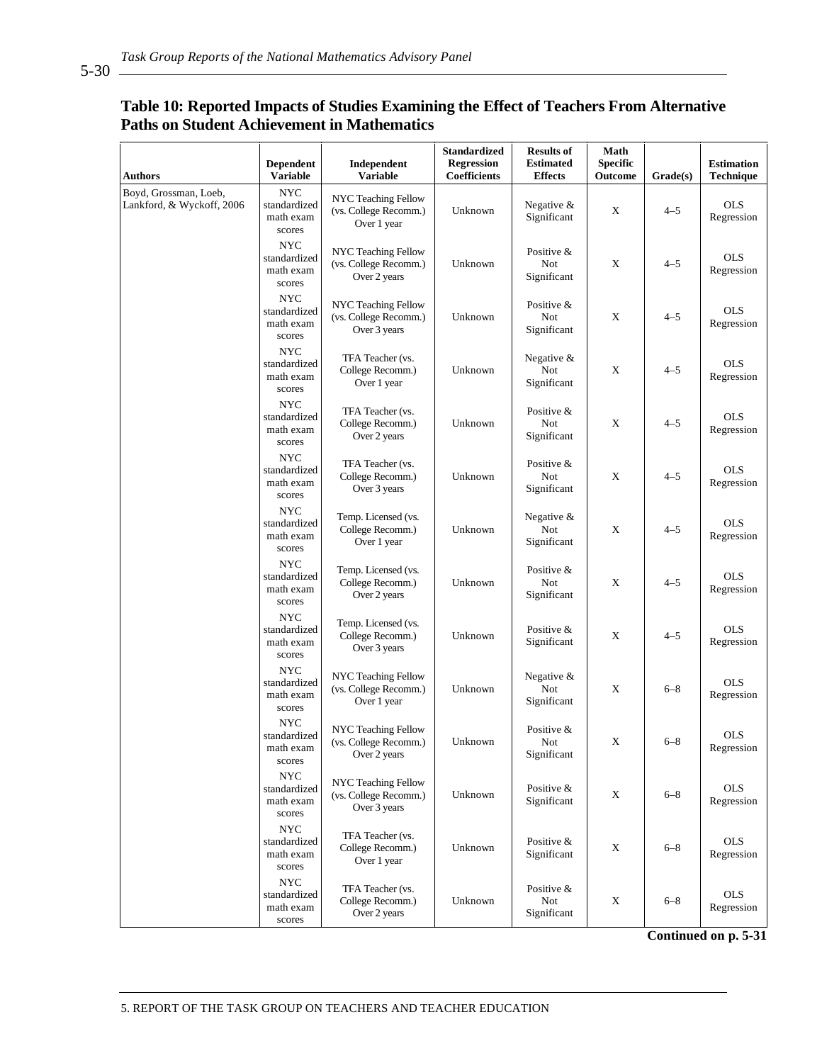## Table 10: Reported Impacts of Studies Examining the Effect of Teachers From Alternative Paths on Student Achievement in Mathematics

| Authors | Dependent Variable | Independent Variable | Standardized Regression Coefficients | Results of Estimated Effects | Math Specific Outcome | Grade(s) | Estimation Technique |
|---|---|---|---|---|---|---|---|
| Boyd, Grossman, Loeb, Lankford, & Wyckoff, 2006 | NYC standardized math exam scores | NYC Teaching Fellow (vs. College Recomm.) Over 1 year | Unknown | Negative & Significant | X | 4–5 | OLS Regression |
| | NYC standardized math exam scores | NYC Teaching Fellow (vs. College Recomm.) Over 2 years | Unknown | Positive & Not Significant | X | 4–5 | OLS Regression |
| | NYC standardized math exam scores | NYC Teaching Fellow (vs. College Recomm.) Over 3 years | Unknown | Positive & Not Significant | X | 4–5 | OLS Regression |
| | NYC standardized math exam scores | TFA Teacher (vs. College Recomm.) Over 1 year | Unknown | Negative & Not Significant | X | 4–5 | OLS Regression |
| | NYC standardized math exam scores | TFA Teacher (vs. College Recomm.) Over 2 years | Unknown | Positive & Not Significant | X | 4–5 | OLS Regression |
| | NYC standardized math exam scores | TFA Teacher (vs. College Recomm.) Over 3 years | Unknown | Positive & Not Significant | X | 4–5 | OLS Regression |
| | NYC standardized math exam scores | Temp. Licensed (vs. College Recomm.) Over 1 year | Unknown | Negative & Not Significant | X | 4–5 | OLS Regression |
| | NYC standardized math exam scores | Temp. Licensed (vs. College Recomm.) Over 2 years | Unknown | Positive & Not Significant | X | 4–5 | OLS Regression |
| | NYC standardized math exam scores | Temp. Licensed (vs. College Recomm.) Over 3 years | Unknown | Positive & Significant | X | 4–5 | OLS Regression |
| | NYC standardized math exam scores | NYC Teaching Fellow (vs. College Recomm.) Over 1 year | Unknown | Negative & Not Significant | X | 6–8 | OLS Regression |
| | NYC standardized math exam scores | NYC Teaching Fellow (vs. College Recomm.) Over 2 years | Unknown | Positive & Not Significant | X | 6–8 | OLS Regression |
| | NYC standardized math exam scores | NYC Teaching Fellow (vs. College Recomm.) Over 3 years | Unknown | Positive & Significant | X | 6–8 | OLS Regression |
| | NYC standardized math exam scores | TFA Teacher (vs. College Recomm.) Over 1 year | Unknown | Positive & Significant | X | 6–8 | OLS Regression |
| | NYC standardized math exam scores | TFA Teacher (vs. College Recomm.) Over 2 years | Unknown | Positive & Not Significant | X | 6–8 | OLS Regression |

**Continued on p. 5-31**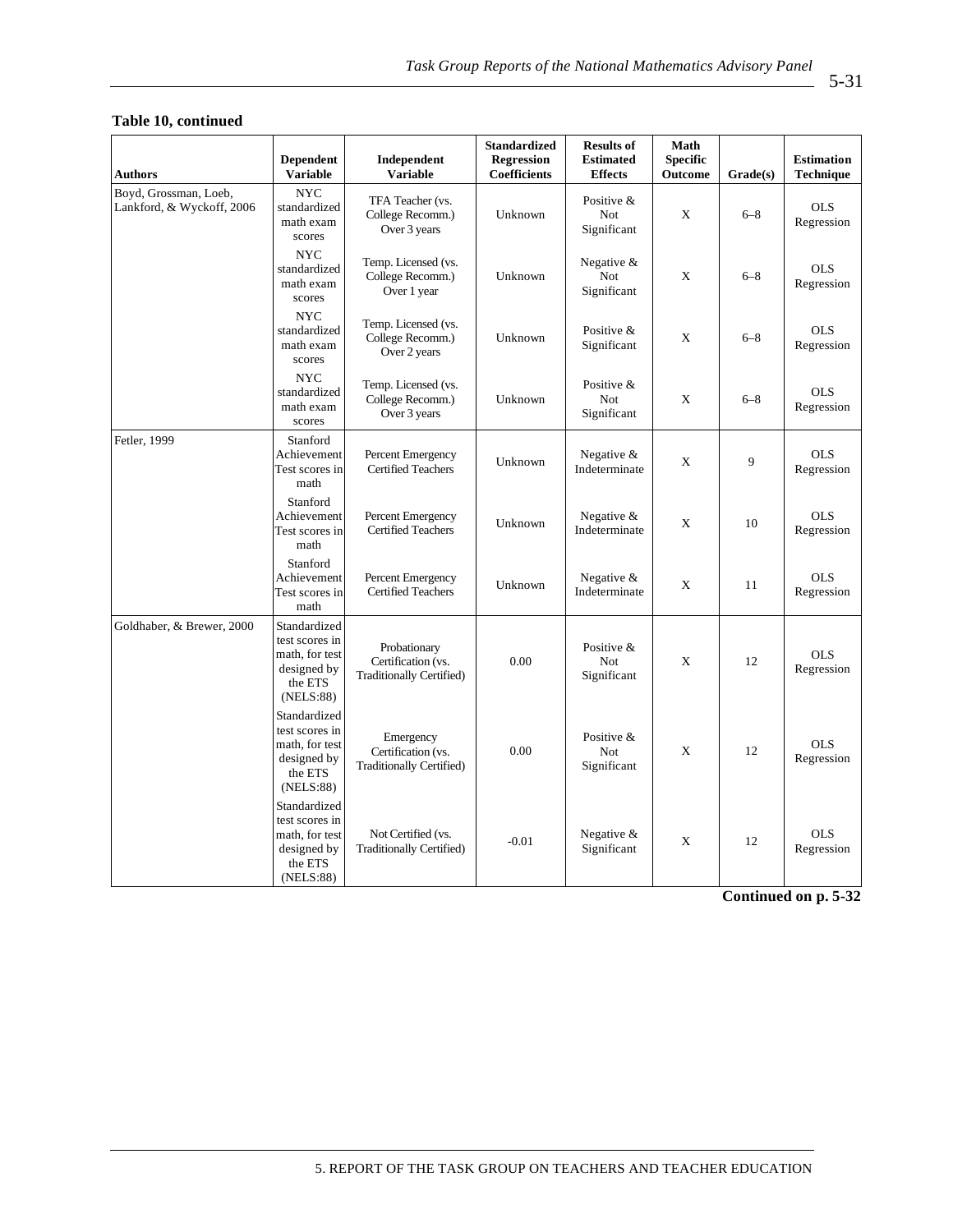**Table 10, continued**

| Authors | Dependent Variable | Independent Variable | Standardized Regression Coefficients | Results of Estimated Effects | Math Specific Outcome | Grade(s) | Estimation Technique |
|---|---|---|---|---|---|---|---|
| Boyd, Grossman, Loeb, Lankford, & Wyckoff, 2006 | NYC standardized math exam scores | TFA Teacher (vs. College Recomm.) Over 3 years | Unknown | Positive & Not Significant | X | 6–8 | OLS Regression |
| | NYC standardized math exam scores | Temp. Licensed (vs. College Recomm.) Over 1 year | Unknown | Negative & Not Significant | X | 6–8 | OLS Regression |
| | NYC standardized math exam scores | Temp. Licensed (vs. College Recomm.) Over 2 years | Unknown | Positive & Significant | X | 6–8 | OLS Regression |
| | NYC standardized math exam scores | Temp. Licensed (vs. College Recomm.) Over 3 years | Unknown | Positive & Not Significant | X | 6–8 | OLS Regression |
| Fetler, 1999 | Stanford Achievement Test scores in math | Percent Emergency Certified Teachers | Unknown | Negative & Indeterminate | X | 9 | OLS Regression |
| | Stanford Achievement Test scores in math | Percent Emergency Certified Teachers | Unknown | Negative & Indeterminate | X | 10 | OLS Regression |
| | Stanford Achievement Test scores in math | Percent Emergency Certified Teachers | Unknown | Negative & Indeterminate | X | 11 | OLS Regression |
| Goldhaber, & Brewer, 2000 | Standardized test scores in math, for test designed by the ETS (NELS:88) | Probationary Certification (vs. Traditionally Certified) | 0.00 | Positive & Not Significant | X | 12 | OLS Regression |
| | Standardized test scores in math, for test designed by the ETS (NELS:88) | Emergency Certification (vs. Traditionally Certified) | 0.00 | Positive & Not Significant | X | 12 | OLS Regression |
| | Standardized test scores in math, for test designed by the ETS (NELS:88) | Not Certified (vs. Traditionally Certified) | -0.01 | Negative & Significant | X | 12 | OLS Regression |

**Continued on p. 5-32**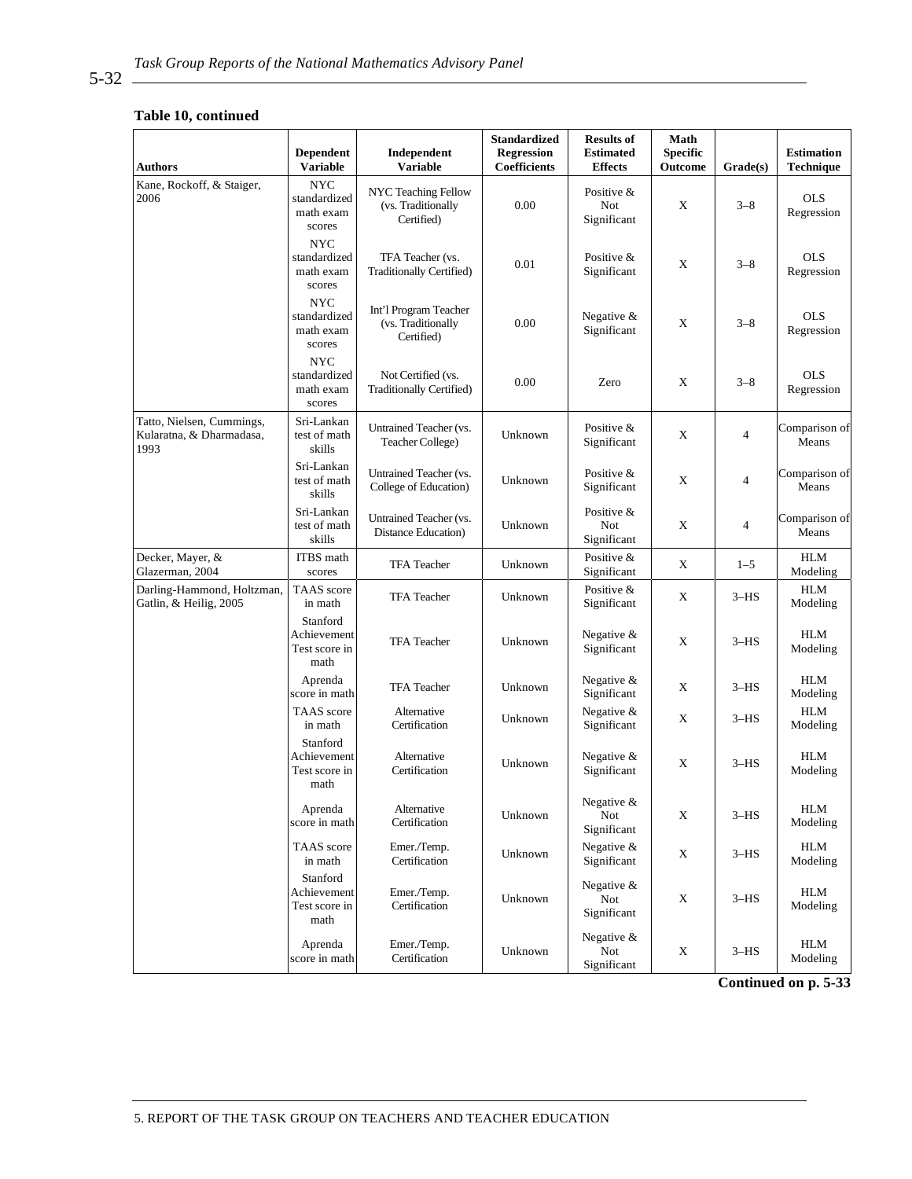**Table 10, continued**

| Authors | Dependent Variable | Independent Variable | Standardized Regression Coefficients | Results of Estimated Effects | Math Specific Outcome | Grade(s) | Estimation Technique |
|---|---|---|---|---|---|---|---|
| Kane, Rockoff, & Staiger, 2006 | NYC standardized math exam scores | NYC Teaching Fellow (vs. Traditionally Certified) | 0.00 | Positive & Not Significant | X | 3–8 | OLS Regression |
| | NYC standardized math exam scores | TFA Teacher (vs. Traditionally Certified) | 0.01 | Positive & Significant | X | 3–8 | OLS Regression |
| | NYC standardized math exam scores | Int'l Program Teacher (vs. Traditionally Certified) | 0.00 | Negative & Significant | X | 3–8 | OLS Regression |
| | NYC standardized math exam scores | Not Certified (vs. Traditionally Certified) | 0.00 | Zero | X | 3–8 | OLS Regression |
| Tatto, Nielsen, Cummings, Kularatna, & Dharmadasa, 1993 | Sri-Lankan test of math skills | Untrained Teacher (vs. Teacher College) | Unknown | Positive & Significant | X | 4 | Comparison of Means |
| | Sri-Lankan test of math skills | Untrained Teacher (vs. College of Education) | Unknown | Positive & Significant | X | 4 | Comparison of Means |
| | Sri-Lankan test of math skills | Untrained Teacher (vs. Distance Education) | Unknown | Positive & Not Significant | X | 4 | Comparison of Means |
| Decker, Mayer, & Glazerman, 2004 | ITBS math scores | TFA Teacher | Unknown | Positive & Significant | X | 1–5 | HLM Modeling |
| Darling-Hammond, Holtzman, Gatlin, & Heilig, 2005 | TAAS score in math | TFA Teacher | Unknown | Positive & Significant | X | 3–HS | HLM Modeling |
| | Stanford Achievement Test score in math | TFA Teacher | Unknown | Negative & Significant | X | 3–HS | HLM Modeling |
| | Aprenda score in math | TFA Teacher | Unknown | Negative & Significant | X | 3–HS | HLM Modeling |
| | TAAS score in math | Alternative Certification | Unknown | Negative & Significant | X | 3–HS | HLM Modeling |
| | Stanford Achievement Test score in math | Alternative Certification | Unknown | Negative & Significant | X | 3–HS | HLM Modeling |
| | Aprenda score in math | Alternative Certification | Unknown | Negative & Not Significant | X | 3–HS | HLM Modeling |
| | TAAS score in math | Emer./Temp. Certification | Unknown | Negative & Significant | X | 3–HS | HLM Modeling |
| | Stanford Achievement Test score in math | Emer./Temp. Certification | Unknown | Negative & Not Significant | X | 3–HS | HLM Modeling |
| | Aprenda score in math | Emer./Temp. Certification | Unknown | Negative & Not Significant | X | 3–HS | HLM Modeling |

**Continued on p. 5-33**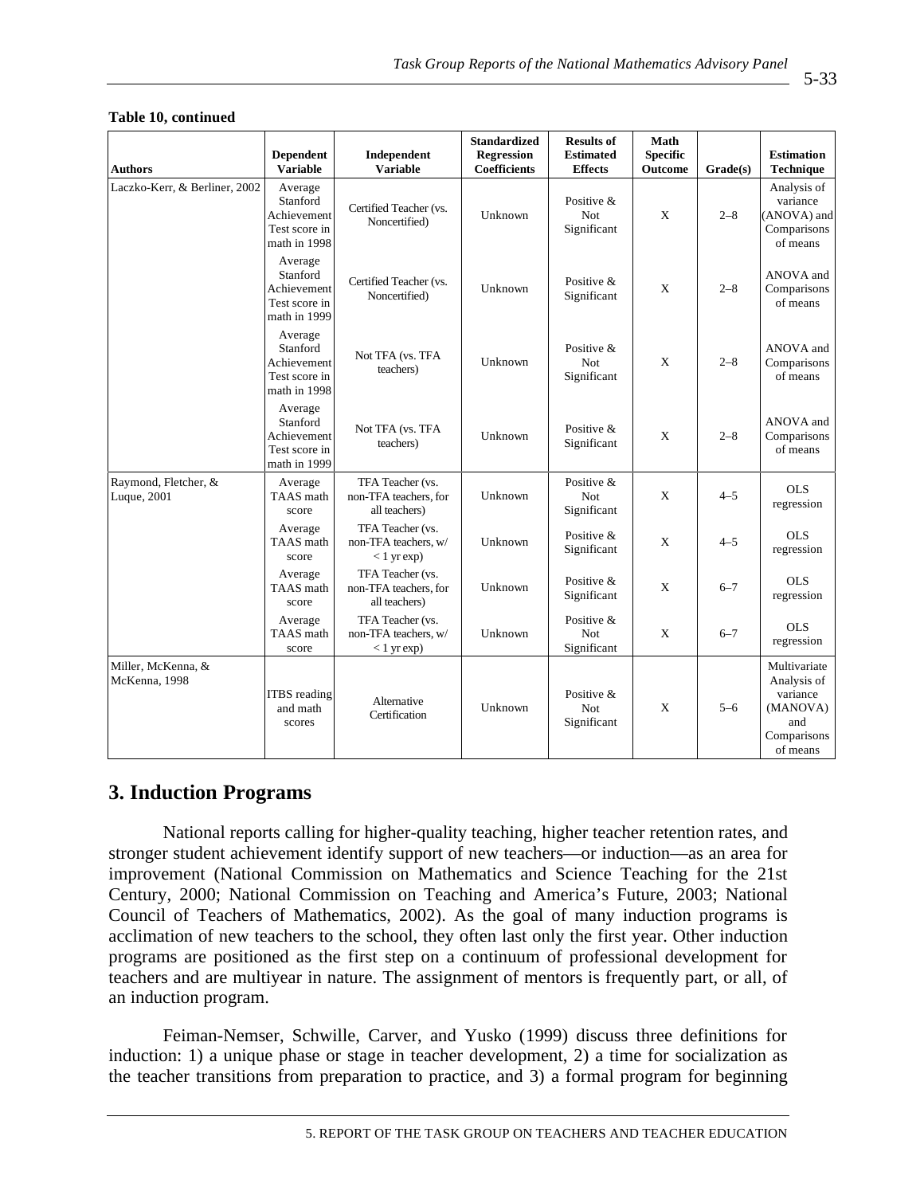**Table 10, continued**

| Authors | Dependent Variable | Independent Variable | Standardized Regression Coefficients | Results of Estimated Effects | Math Specific Outcome | Grade(s) | Estimation Technique |
|---|---|---|---|---|---|---|---|
| Laczko-Kerr, & Berliner, 2002 | Average Stanford Achievement Test score in math in 1998 | Certified Teacher (vs. Noncertified) | Unknown | Positive & Not Significant | X | 2–8 | Analysis of variance (ANOVA) and Comparisons of means |
| | Average Stanford Achievement Test score in math in 1999 | Certified Teacher (vs. Noncertified) | Unknown | Positive & Significant | X | 2–8 | ANOVA and Comparisons of means |
| | Average Stanford Achievement Test score in math in 1998 | Not TFA (vs. TFA teachers) | Unknown | Positive & Not Significant | X | 2–8 | ANOVA and Comparisons of means |
| | Average Stanford Achievement Test score in math in 1999 | Not TFA (vs. TFA teachers) | Unknown | Positive & Significant | X | 2–8 | ANOVA and Comparisons of means |
| Raymond, Fletcher, & Luque, 2001 | Average TAAS math score | TFA Teacher (vs. non-TFA teachers, for all teachers) | Unknown | Positive & Not Significant | X | 4–5 | OLS regression |
| | Average TAAS math score | TFA Teacher (vs. non-TFA teachers, w/ < 1 yr exp) | Unknown | Positive & Significant | X | 4–5 | OLS regression |
| | Average TAAS math score | TFA Teacher (vs. non-TFA teachers, for all teachers) | Unknown | Positive & Significant | X | 6–7 | OLS regression |
| | Average TAAS math score | TFA Teacher (vs. non-TFA teachers, w/ < 1 yr exp) | Unknown | Positive & Not Significant | X | 6–7 | OLS regression |
| Miller, McKenna, & McKenna, 1998 | ITBS reading and math scores | Alternative Certification | Unknown | Positive & Not Significant | X | 5–6 | Multivariate Analysis of variance (MANOVA) and Comparisons of means |

## 3. Induction Programs

National reports calling for higher-quality teaching, higher teacher retention rates, and stronger student achievement identify support of new teachers—or induction—as an area for improvement (National Commission on Mathematics and Science Teaching for the 21st Century, 2000; National Commission on Teaching and America's Future, 2003; National Council of Teachers of Mathematics, 2002). As the goal of many induction programs is acclimation of new teachers to the school, they often last only the first year. Other induction programs are positioned as the first step on a continuum of professional development for teachers and are multiyear in nature. The assignment of mentors is frequently part, or all, of an induction program.

Feiman-Nemser, Schwille, Carver, and Yusko (1999) discuss three definitions for induction: 1) a unique phase or stage in teacher development, 2) a time for socialization as the teacher transitions from preparation to practice, and 3) a formal program for beginning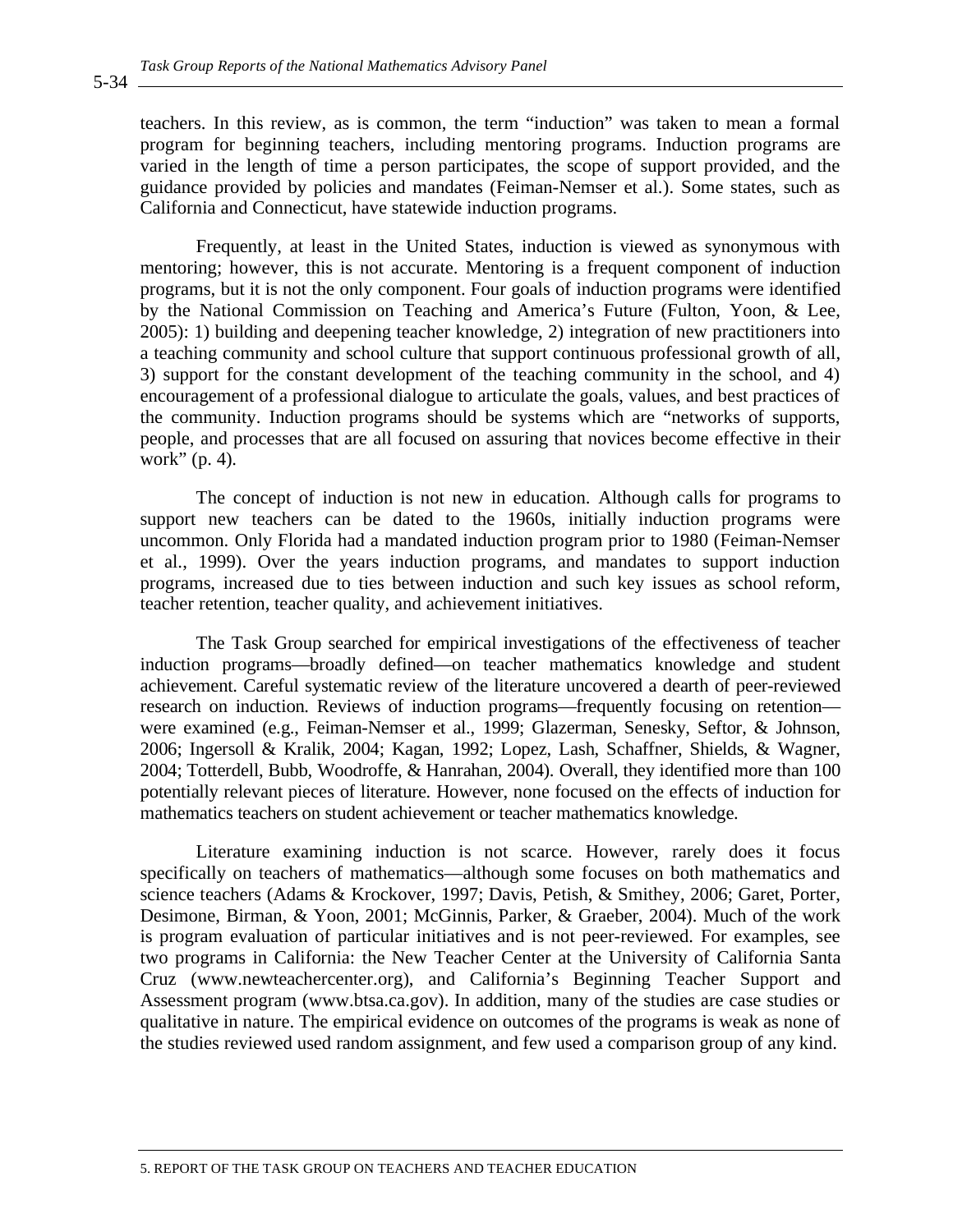teachers. In this review, as is common, the term "induction" was taken to mean a formal program for beginning teachers, including mentoring programs. Induction programs are varied in the length of time a person participates, the scope of support provided, and the guidance provided by policies and mandates (Feiman-Nemser et al.). Some states, such as California and Connecticut, have statewide induction programs.

Frequently, at least in the United States, induction is viewed as synonymous with mentoring; however, this is not accurate. Mentoring is a frequent component of induction programs, but it is not the only component. Four goals of induction programs were identified by the National Commission on Teaching and America's Future (Fulton, Yoon, & Lee, 2005): 1) building and deepening teacher knowledge, 2) integration of new practitioners into a teaching community and school culture that support continuous professional growth of all, 3) support for the constant development of the teaching community in the school, and 4) encouragement of a professional dialogue to articulate the goals, values, and best practices of the community. Induction programs should be systems which are "networks of supports, people, and processes that are all focused on assuring that novices become effective in their work" (p. 4).

The concept of induction is not new in education. Although calls for programs to support new teachers can be dated to the 1960s, initially induction programs were uncommon. Only Florida had a mandated induction program prior to 1980 (Feiman-Nemser et al., 1999). Over the years induction programs, and mandates to support induction programs, increased due to ties between induction and such key issues as school reform, teacher retention, teacher quality, and achievement initiatives.

The Task Group searched for empirical investigations of the effectiveness of teacher induction programs—broadly defined—on teacher mathematics knowledge and student achievement. Careful systematic review of the literature uncovered a dearth of peer-reviewed research on induction. Reviews of induction programs—frequently focusing on retention—were examined (e.g., Feiman-Nemser et al., 1999; Glazerman, Senesky, Seftor, & Johnson, 2006; Ingersoll & Kralik, 2004; Kagan, 1992; Lopez, Lash, Schaffner, Shields, & Wagner, 2004; Totterdell, Bubb, Woodroffe, & Hanrahan, 2004). Overall, they identified more than 100 potentially relevant pieces of literature. However, none focused on the effects of induction for mathematics teachers on student achievement or teacher mathematics knowledge.

Literature examining induction is not scarce. However, rarely does it focus specifically on teachers of mathematics—although some focuses on both mathematics and science teachers (Adams & Krockover, 1997; Davis, Petish, & Smithey, 2006; Garet, Porter, Desimone, Birman, & Yoon, 2001; McGinnis, Parker, & Graeber, 2004). Much of the work is program evaluation of particular initiatives and is not peer-reviewed. For examples, see two programs in California: the New Teacher Center at the University of California Santa Cruz (www.newteachercenter.org), and California's Beginning Teacher Support and Assessment program (www.btsa.ca.gov). In addition, many of the studies are case studies or qualitative in nature. The empirical evidence on outcomes of the programs is weak as none of the studies reviewed used random assignment, and few used a comparison group of any kind.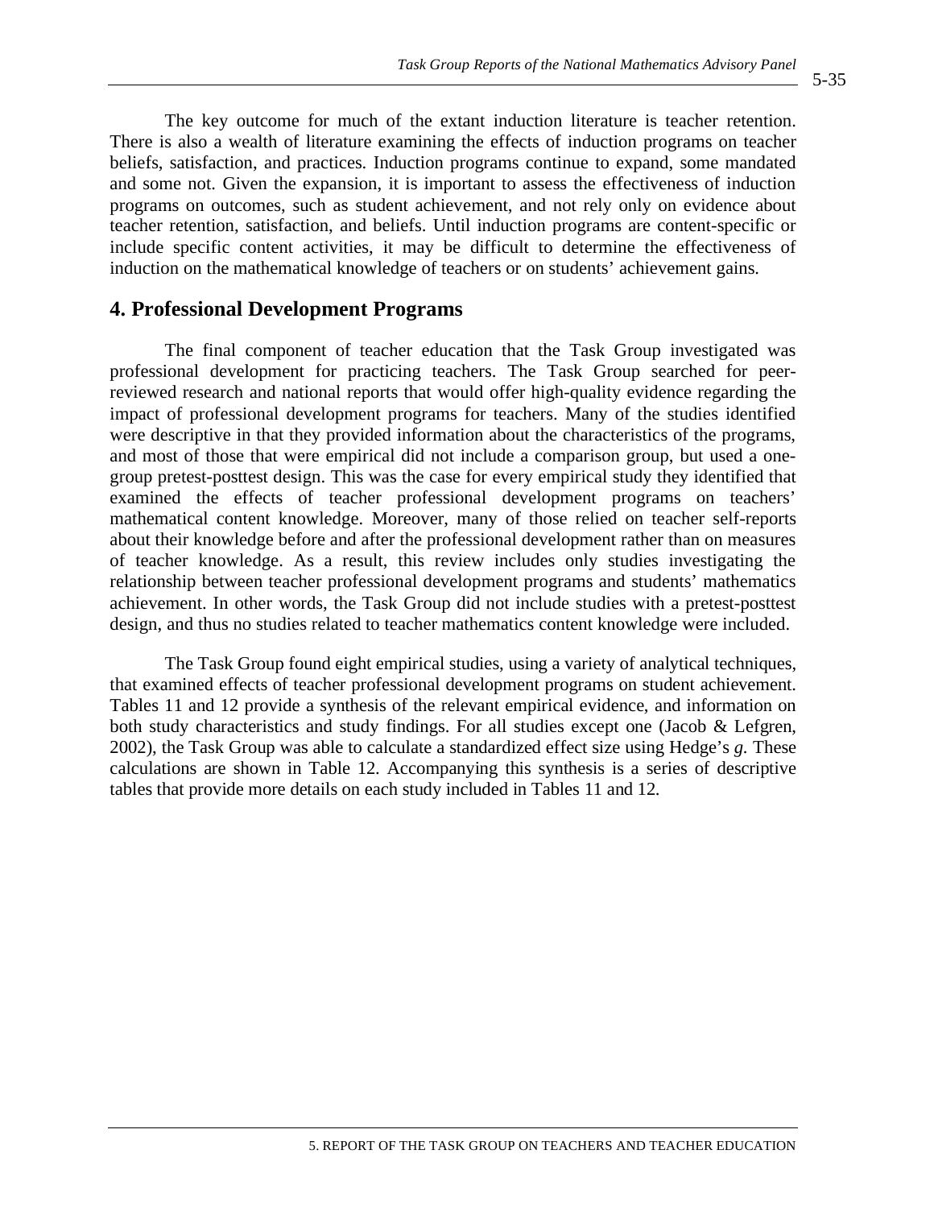The key outcome for much of the extant induction literature is teacher retention. There is also a wealth of literature examining the effects of induction programs on teacher beliefs, satisfaction, and practices. Induction programs continue to expand, some mandated and some not. Given the expansion, it is important to assess the effectiveness of induction programs on outcomes, such as student achievement, and not rely only on evidence about teacher retention, satisfaction, and beliefs. Until induction programs are content-specific or include specific content activities, it may be difficult to determine the effectiveness of induction on the mathematical knowledge of teachers or on students' achievement gains.

## 4. Professional Development Programs

The final component of teacher education that the Task Group investigated was professional development for practicing teachers. The Task Group searched for peer-reviewed research and national reports that would offer high-quality evidence regarding the impact of professional development programs for teachers. Many of the studies identified were descriptive in that they provided information about the characteristics of the programs, and most of those that were empirical did not include a comparison group, but used a one-group pretest-posttest design. This was the case for every empirical study they identified that examined the effects of teacher professional development programs on teachers' mathematical content knowledge. Moreover, many of those relied on teacher self-reports about their knowledge before and after the professional development rather than on measures of teacher knowledge. As a result, this review includes only studies investigating the relationship between teacher professional development programs and students' mathematics achievement. In other words, the Task Group did not include studies with a pretest-posttest design, and thus no studies related to teacher mathematics content knowledge were included.

The Task Group found eight empirical studies, using a variety of analytical techniques, that examined effects of teacher professional development programs on student achievement. Tables 11 and 12 provide a synthesis of the relevant empirical evidence, and information on both study characteristics and study findings. For all studies except one (Jacob & Lefgren, 2002), the Task Group was able to calculate a standardized effect size using Hedge's *g*. These calculations are shown in Table 12. Accompanying this synthesis is a series of descriptive tables that provide more details on each study included in Tables 11 and 12.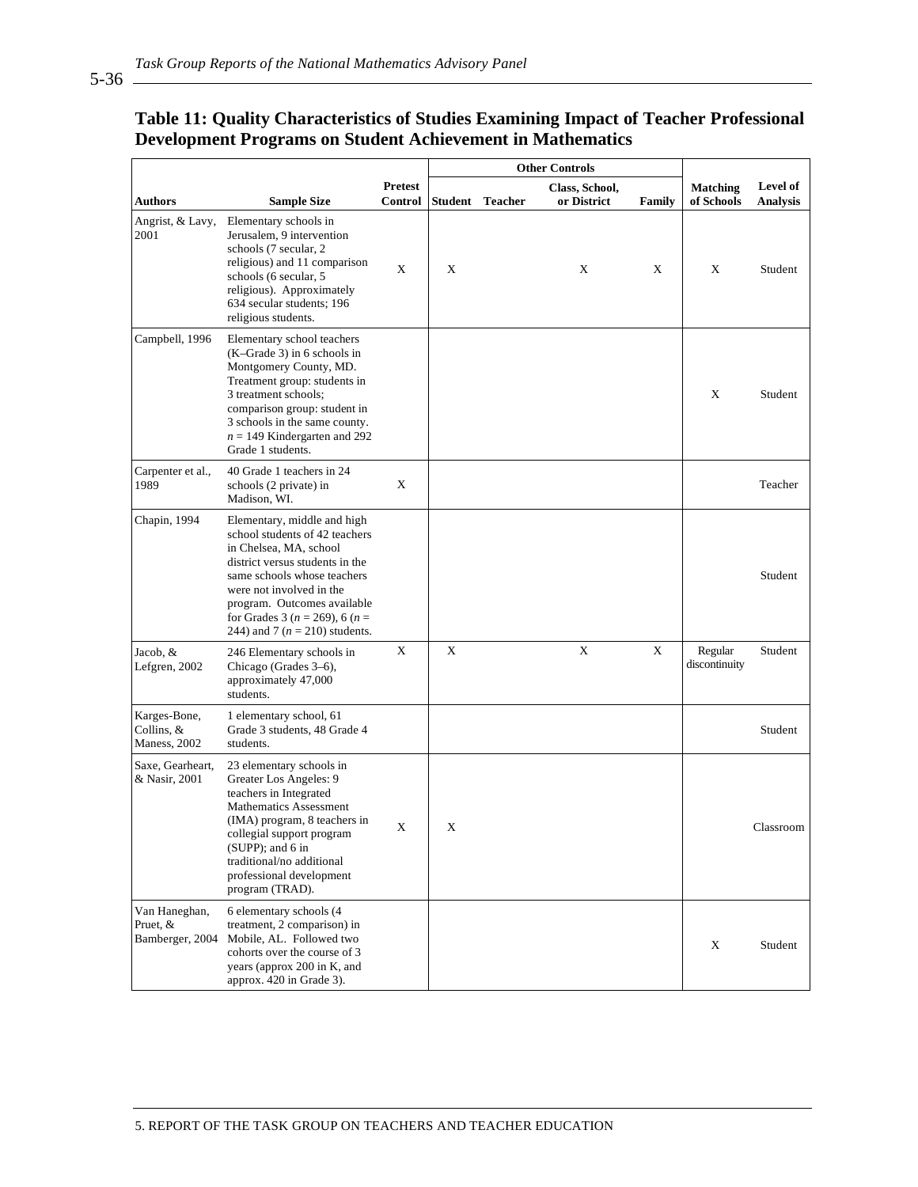**Table 11: Quality Characteristics of Studies Examining Impact of Teacher Professional Development Programs on Student Achievement in Mathematics**

| | | | Other Controls | | | | | |
|---|---|---|---|---|---|---|---|---|
| **Authors** | **Sample Size** | **Pretest Control** | **Student** | **Teacher** | **Class, School, or District** | **Family** | **Matching of Schools** | **Level of Analysis** |
| Angrist, & Lavy, 2001 | Elementary schools in Jerusalem, 9 intervention schools (7 secular, 2 religious) and 11 comparison schools (6 secular, 5 religious). Approximately 634 secular students; 196 religious students. | X | X | | X | X | X | Student |
| Campbell, 1996 | Elementary school teachers (K–Grade 3) in 6 schools in Montgomery County, MD. Treatment group: students in 3 treatment schools; comparison group: student in 3 schools in the same county. $n$ = 149 Kindergarten and 292 Grade 1 students. | | | | | | X | Student |
| Carpenter et al., 1989 | 40 Grade 1 teachers in 24 schools (2 private) in Madison, WI. | X | | | | | | Teacher |
| Chapin, 1994 | Elementary, middle and high school students of 42 teachers in Chelsea, MA, school district versus students in the same schools whose teachers were not involved in the program. Outcomes available for Grades 3 ($n$ = 269), 6 ($n$ = 244) and 7 ($n$ = 210) students. | | | | | | | Student |
| Jacob, & Lefgren, 2002 | 246 Elementary schools in Chicago (Grades 3–6), approximately 47,000 students. | X | X | | X | X | Regular discontinuity | Student |
| Karges-Bone, Collins, & Maness, 2002 | 1 elementary school, 61 Grade 3 students, 48 Grade 4 students. | | | | | | | Student |
| Saxe, Gearheart, & Nasir, 2001 | 23 elementary schools in Greater Los Angeles: 9 teachers in Integrated Mathematics Assessment (IMA) program, 8 teachers in collegial support program (SUPP); and 6 in traditional/no additional professional development program (TRAD). | X | X | | | | | Classroom |
| Van Haneghan, Pruet, & Bamberger, 2004 | 6 elementary schools (4 treatment, 2 comparison) in Mobile, AL. Followed two cohorts over the course of 3 years (approx 200 in K, and approx. 420 in Grade 3). | | | | | | X | Student |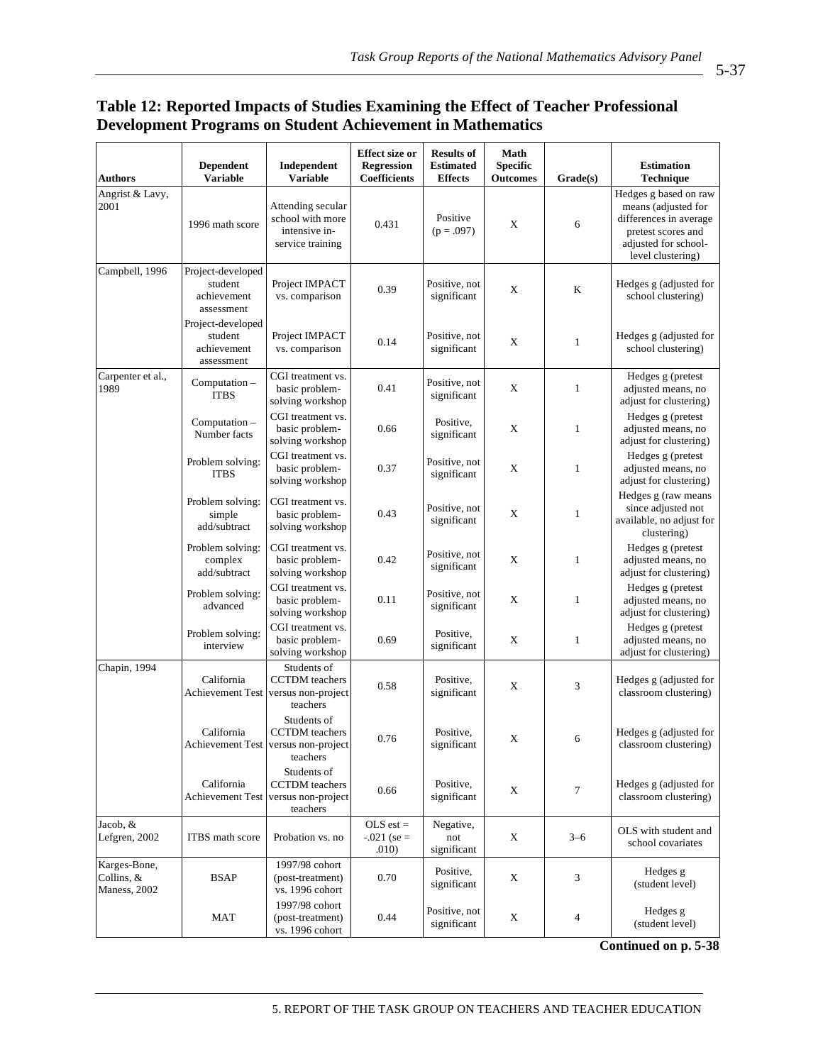**Table 12: Reported Impacts of Studies Examining the Effect of Teacher Professional Development Programs on Student Achievement in Mathematics**

| Authors | Dependent Variable | Independent Variable | Effect size or Regression Coefficients | Results of Estimated Effects | Math Specific Outcomes | Grade(s) | Estimation Technique |
|---|---|---|---|---|---|---|---|
| Angrist & Lavy, 2001 | 1996 math score | Attending secular school with more intensive in-service training | 0.431 | Positive (p = .097) | X | 6 | Hedges g based on raw means (adjusted for differences in average pretest scores and adjusted for school-level clustering) |
| Campbell, 1996 | Project-developed student achievement assessment | Project IMPACT vs. comparison | 0.39 | Positive, not significant | X | K | Hedges g (adjusted for school clustering) |
| | Project-developed student achievement assessment | Project IMPACT vs. comparison | 0.14 | Positive, not significant | X | 1 | Hedges g (adjusted for school clustering) |
| Carpenter et al., 1989 | Computation – ITBS | CGI treatment vs. basic problem-solving workshop | 0.41 | Positive, not significant | X | 1 | Hedges g (pretest adjusted means, no adjust for clustering) |
| | Computation – Number facts | CGI treatment vs. basic problem-solving workshop | 0.66 | Positive, significant | X | 1 | Hedges g (pretest adjusted means, no adjust for clustering) |
| | Problem solving: ITBS | CGI treatment vs. basic problem-solving workshop | 0.37 | Positive, not significant | X | 1 | Hedges g (pretest adjusted means, no adjust for clustering) |
| | Problem solving: simple add/subtract | CGI treatment vs. basic problem-solving workshop | 0.43 | Positive, not significant | X | 1 | Hedges g (raw means since adjusted not available, no adjust for clustering) |
| | Problem solving: complex add/subtract | CGI treatment vs. basic problem-solving workshop | 0.42 | Positive, not significant | X | 1 | Hedges g (pretest adjusted means, no adjust for clustering) |
| | Problem solving: advanced | CGI treatment vs. basic problem-solving workshop | 0.11 | Positive, not significant | X | 1 | Hedges g (pretest adjusted means, no adjust for clustering) |
| | Problem solving: interview | CGI treatment vs. basic problem-solving workshop | 0.69 | Positive, significant | X | 1 | Hedges g (pretest adjusted means, no adjust for clustering) |
| Chapin, 1994 | California Achievement Test | Students of CCTDM teachers versus non-project teachers | 0.58 | Positive, significant | X | 3 | Hedges g (adjusted for classroom clustering) |
| | California Achievement Test | Students of CCTDM teachers versus non-project teachers | 0.76 | Positive, significant | X | 6 | Hedges g (adjusted for classroom clustering) |
| | California Achievement Test | Students of CCTDM teachers versus non-project teachers | 0.66 | Positive, significant | X | 7 | Hedges g (adjusted for classroom clustering) |
| Jacob, & Lefgren, 2002 | ITBS math score | Probation vs. no | OLS est = -.021 (se = .010) | Negative, not significant | X | 3–6 | OLS with student and school covariates |
| Karges-Bone, Collins, & Maness, 2002 | BSAP | 1997/98 cohort (post-treatment) vs. 1996 cohort | 0.70 | Positive, significant | X | 3 | Hedges g (student level) |
| | MAT | 1997/98 cohort (post-treatment) vs. 1996 cohort | 0.44 | Positive, not significant | X | 4 | Hedges g (student level) |

**Continued on p. 5-38**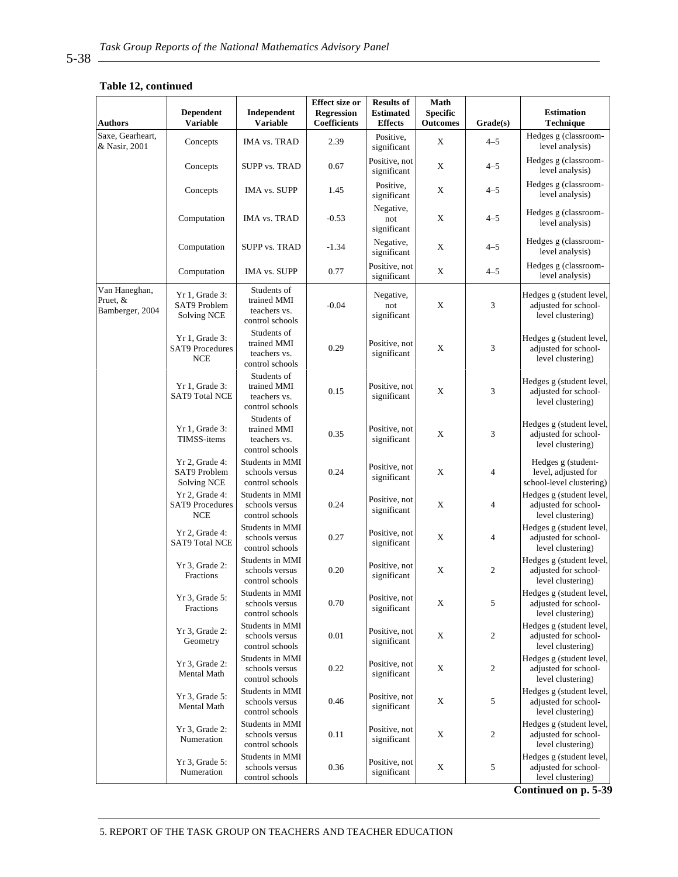**Table 12, continued**

| Authors | Dependent Variable | Independent Variable | Effect size or Regression Coefficients | Results of Estimated Effects | Math Specific Outcomes | Grade(s) | Estimation Technique |
|---|---|---|---|---|---|---|---|
| Saxe, Gearheart, & Nasir, 2001 | Concepts | IMA vs. TRAD | 2.39 | Positive, significant | X | 4–5 | Hedges g (classroom-level analysis) |
| | Concepts | SUPP vs. TRAD | 0.67 | Positive, not significant | X | 4–5 | Hedges g (classroom-level analysis) |
| | Concepts | IMA vs. SUPP | 1.45 | Positive, significant | X | 4–5 | Hedges g (classroom-level analysis) |
| | Computation | IMA vs. TRAD | -0.53 | Negative, not significant | X | 4–5 | Hedges g (classroom-level analysis) |
| | Computation | SUPP vs. TRAD | -1.34 | Negative, significant | X | 4–5 | Hedges g (classroom-level analysis) |
| | Computation | IMA vs. SUPP | 0.77 | Positive, not significant | X | 4–5 | Hedges g (classroom-level analysis) |
| Van Haneghan, Pruet, & Bamberger, 2004 | Yr 1, Grade 3: SAT9 Problem Solving NCE | Students of trained MMI teachers vs. control schools | -0.04 | Negative, not significant | X | 3 | Hedges g (student level, adjusted for school-level clustering) |
| | Yr 1, Grade 3: SAT9 Procedures NCE | Students of trained MMI teachers vs. control schools | 0.29 | Positive, not significant | X | 3 | Hedges g (student level, adjusted for school-level clustering) |
| | Yr 1, Grade 3: SAT9 Total NCE | Students of trained MMI teachers vs. control schools | 0.15 | Positive, not significant | X | 3 | Hedges g (student level, adjusted for school-level clustering) |
| | Yr 1, Grade 3: TIMSS-items | Students of trained MMI teachers vs. control schools | 0.35 | Positive, not significant | X | 3 | Hedges g (student level, adjusted for school-level clustering) |
| | Yr 2, Grade 4: SAT9 Problem Solving NCE | Students in MMI schools versus control schools | 0.24 | Positive, not significant | X | 4 | Hedges g (student-level, adjusted for school-level clustering) |
| | Yr 2, Grade 4: SAT9 Procedures NCE | Students in MMI schools versus control schools | 0.24 | Positive, not significant | X | 4 | Hedges g (student level, adjusted for school-level clustering) |
| | Yr 2, Grade 4: SAT9 Total NCE | Students in MMI schools versus control schools | 0.27 | Positive, not significant | X | 4 | Hedges g (student level, adjusted for school-level clustering) |
| | Yr 3, Grade 2: Fractions | Students in MMI schools versus control schools | 0.20 | Positive, not significant | X | 2 | Hedges g (student level, adjusted for school-level clustering) |
| | Yr 3, Grade 5: Fractions | Students in MMI schools versus control schools | 0.70 | Positive, not significant | X | 5 | Hedges g (student level, adjusted for school-level clustering) |
| | Yr 3, Grade 2: Geometry | Students in MMI schools versus control schools | 0.01 | Positive, not significant | X | 2 | Hedges g (student level, adjusted for school-level clustering) |
| | Yr 3, Grade 2: Mental Math | Students in MMI schools versus control schools | 0.22 | Positive, not significant | X | 2 | Hedges g (student level, adjusted for school-level clustering) |
| | Yr 3, Grade 5: Mental Math | Students in MMI schools versus control schools | 0.46 | Positive, not significant | X | 5 | Hedges g (student level, adjusted for school-level clustering) |
| | Yr 3, Grade 2: Numeration | Students in MMI schools versus control schools | 0.11 | Positive, not significant | X | 2 | Hedges g (student level, adjusted for school-level clustering) |
| | Yr 3, Grade 5: Numeration | Students in MMI schools versus control schools | 0.36 | Positive, not significant | X | 5 | Hedges g (student level, adjusted for school-level clustering) |

**Continued on p. 5-39**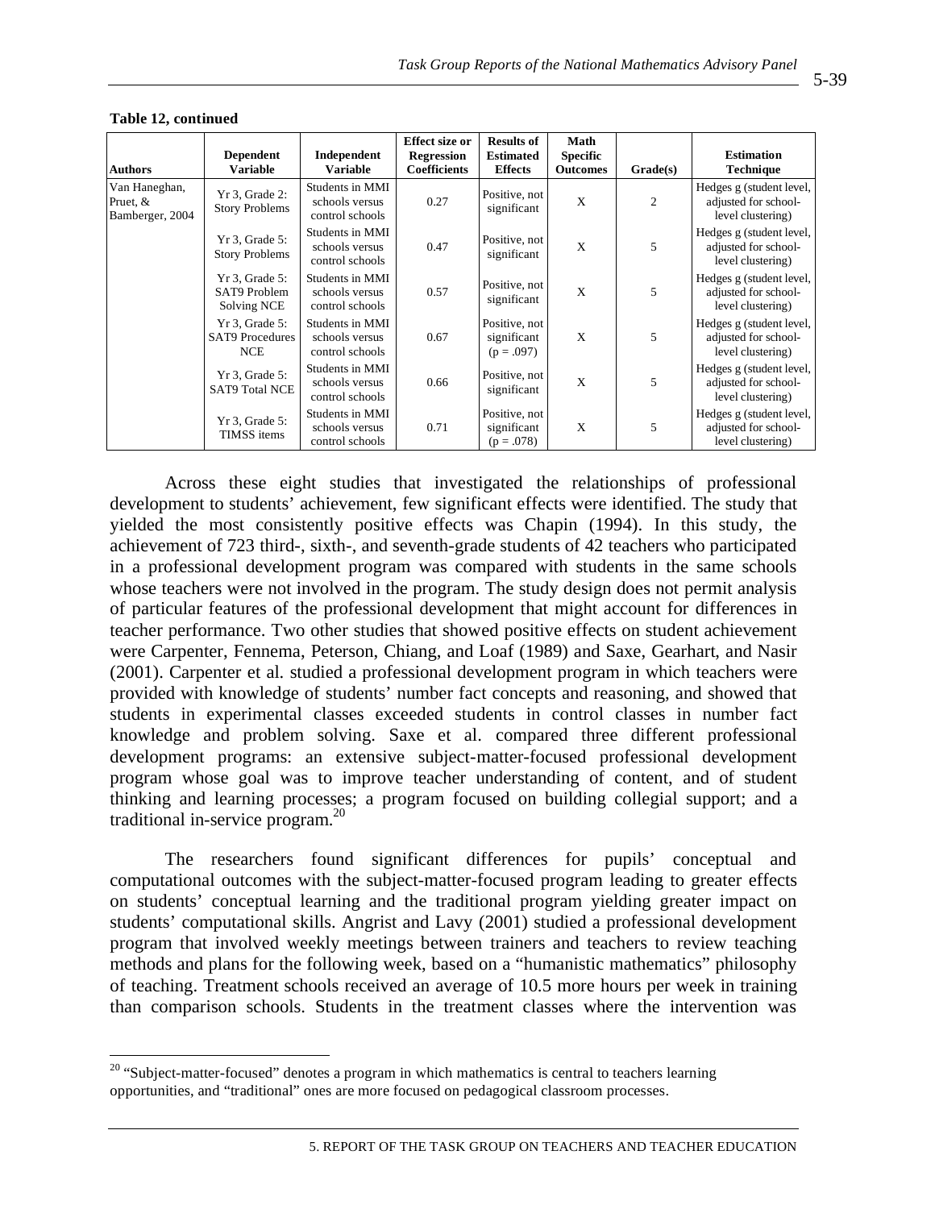**Table 12, continued**

| Authors | Dependent Variable | Independent Variable | Effect size or Regression Coefficients | Results of Estimated Effects | Math Specific Outcomes | Grade(s) | Estimation Technique |
|---|---|---|---|---|---|---|---|
| Van Haneghan, Pruet, & Bamberger, 2004 | Yr 3, Grade 2: Story Problems | Students in MMI schools versus control schools | 0.27 | Positive, not significant | X | 2 | Hedges g (student level, adjusted for school-level clustering) |
| | Yr 3, Grade 5: Story Problems | Students in MMI schools versus control schools | 0.47 | Positive, not significant | X | 5 | Hedges g (student level, adjusted for school-level clustering) |
| | Yr 3, Grade 5: SAT9 Problem Solving NCE | Students in MMI schools versus control schools | 0.57 | Positive, not significant | X | 5 | Hedges g (student level, adjusted for school-level clustering) |
| | Yr 3, Grade 5: SAT9 Procedures NCE | Students in MMI schools versus control schools | 0.67 | Positive, not significant (p = .097) | X | 5 | Hedges g (student level, adjusted for school-level clustering) |
| | Yr 3, Grade 5: SAT9 Total NCE | Students in MMI schools versus control schools | 0.66 | Positive, not significant | X | 5 | Hedges g (student level, adjusted for school-level clustering) |
| | Yr 3, Grade 5: TIMSS items | Students in MMI schools versus control schools | 0.71 | Positive, not significant (p = .078) | X | 5 | Hedges g (student level, adjusted for school-level clustering) |

Across these eight studies that investigated the relationships of professional development to students' achievement, few significant effects were identified. The study that yielded the most consistently positive effects was Chapin (1994). In this study, the achievement of 723 third-, sixth-, and seventh-grade students of 42 teachers who participated in a professional development program was compared with students in the same schools whose teachers were not involved in the program. The study design does not permit analysis of particular features of the professional development that might account for differences in teacher performance. Two other studies that showed positive effects on student achievement were Carpenter, Fennema, Peterson, Chiang, and Loaf (1989) and Saxe, Gearhart, and Nasir (2001). Carpenter et al. studied a professional development program in which teachers were provided with knowledge of students' number fact concepts and reasoning, and showed that students in experimental classes exceeded students in control classes in number fact knowledge and problem solving. Saxe et al. compared three different professional development programs: an extensive subject-matter-focused professional development program whose goal was to improve teacher understanding of content, and of student thinking and learning processes; a program focused on building collegial support; and a traditional in-service program.[20]

The researchers found significant differences for pupils' conceptual and computational outcomes with the subject-matter-focused program leading to greater effects on students' conceptual learning and the traditional program yielding greater impact on students' computational skills. Angrist and Lavy (2001) studied a professional development program that involved weekly meetings between trainers and teachers to review teaching methods and plans for the following week, based on a "humanistic mathematics" philosophy of teaching. Treatment schools received an average of 10.5 more hours per week in training than comparison schools. Students in the treatment classes where the intervention was

[20] "Subject-matter-focused" denotes a program in which mathematics is central to teachers learning opportunities, and "traditional" ones are more focused on pedagogical classroom processes.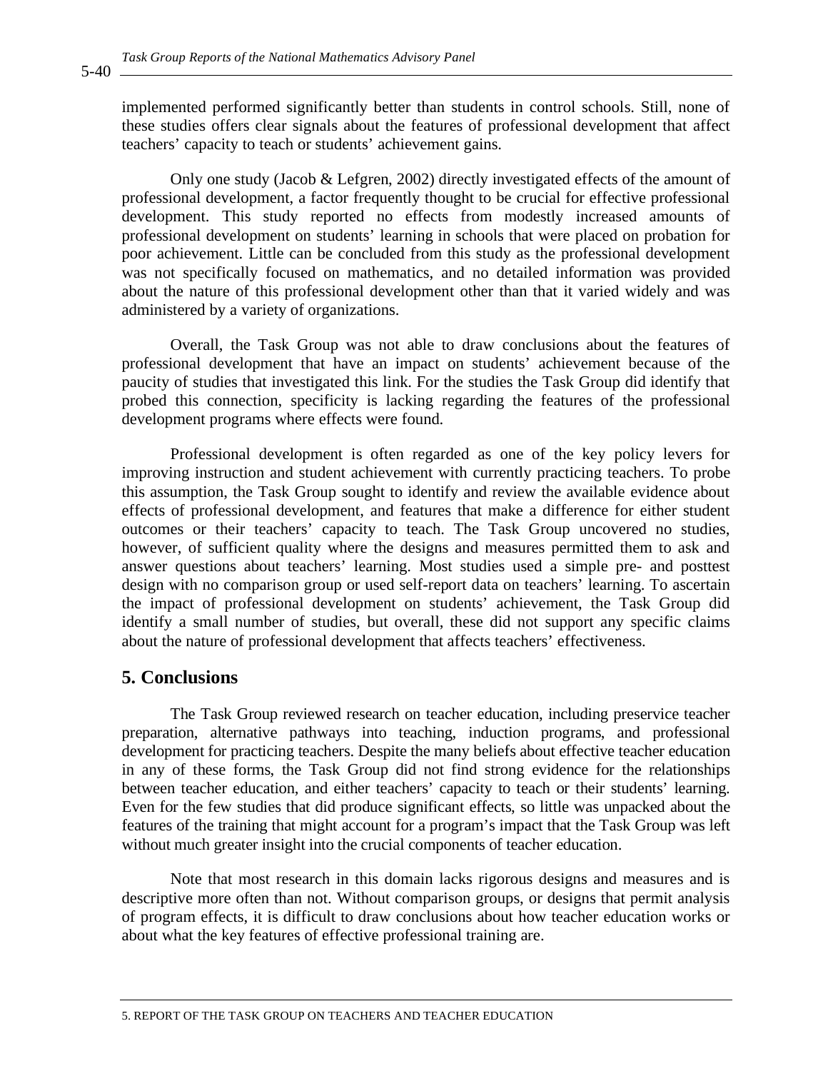implemented performed significantly better than students in control schools. Still, none of these studies offers clear signals about the features of professional development that affect teachers' capacity to teach or students' achievement gains.

Only one study (Jacob & Lefgren, 2002) directly investigated effects of the amount of professional development, a factor frequently thought to be crucial for effective professional development. This study reported no effects from modestly increased amounts of professional development on students' learning in schools that were placed on probation for poor achievement. Little can be concluded from this study as the professional development was not specifically focused on mathematics, and no detailed information was provided about the nature of this professional development other than that it varied widely and was administered by a variety of organizations.

Overall, the Task Group was not able to draw conclusions about the features of professional development that have an impact on students' achievement because of the paucity of studies that investigated this link. For the studies the Task Group did identify that probed this connection, specificity is lacking regarding the features of the professional development programs where effects were found.

Professional development is often regarded as one of the key policy levers for improving instruction and student achievement with currently practicing teachers. To probe this assumption, the Task Group sought to identify and review the available evidence about effects of professional development, and features that make a difference for either student outcomes or their teachers' capacity to teach. The Task Group uncovered no studies, however, of sufficient quality where the designs and measures permitted them to ask and answer questions about teachers' learning. Most studies used a simple pre- and posttest design with no comparison group or used self-report data on teachers' learning. To ascertain the impact of professional development on students' achievement, the Task Group did identify a small number of studies, but overall, these did not support any specific claims about the nature of professional development that affects teachers' effectiveness.

## 5. Conclusions

The Task Group reviewed research on teacher education, including preservice teacher preparation, alternative pathways into teaching, induction programs, and professional development for practicing teachers. Despite the many beliefs about effective teacher education in any of these forms, the Task Group did not find strong evidence for the relationships between teacher education, and either teachers' capacity to teach or their students' learning. Even for the few studies that did produce significant effects, so little was unpacked about the features of the training that might account for a program's impact that the Task Group was left without much greater insight into the crucial components of teacher education.

Note that most research in this domain lacks rigorous designs and measures and is descriptive more often than not. Without comparison groups, or designs that permit analysis of program effects, it is difficult to draw conclusions about how teacher education works or about what the key features of effective professional training are.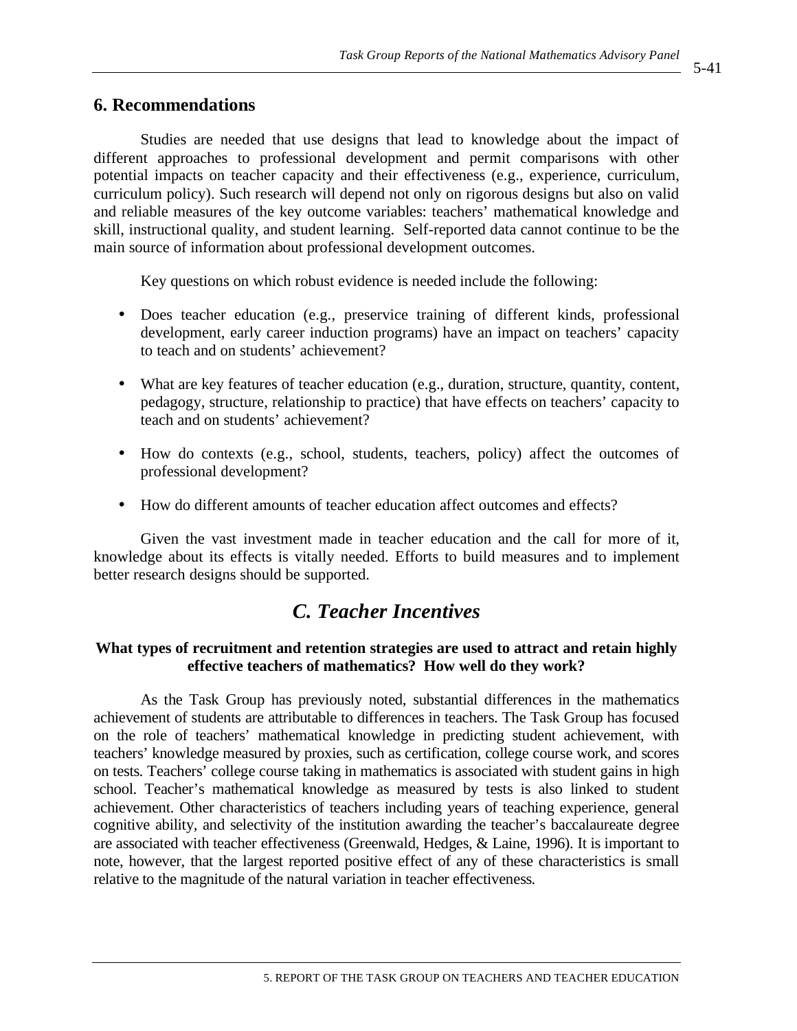## 6. Recommendations

Studies are needed that use designs that lead to knowledge about the impact of different approaches to professional development and permit comparisons with other potential impacts on teacher capacity and their effectiveness (e.g., experience, curriculum, curriculum policy). Such research will depend not only on rigorous designs but also on valid and reliable measures of the key outcome variables: teachers' mathematical knowledge and skill, instructional quality, and student learning. Self-reported data cannot continue to be the main source of information about professional development outcomes.

Key questions on which robust evidence is needed include the following:

- Does teacher education (e.g., preservice training of different kinds, professional development, early career induction programs) have an impact on teachers' capacity to teach and on students' achievement?
- What are key features of teacher education (e.g., duration, structure, quantity, content, pedagogy, structure, relationship to practice) that have effects on teachers' capacity to teach and on students' achievement?
- How do contexts (e.g., school, students, teachers, policy) affect the outcomes of professional development?
- How do different amounts of teacher education affect outcomes and effects?

Given the vast investment made in teacher education and the call for more of it, knowledge about its effects is vitally needed. Efforts to build measures and to implement better research designs should be supported.

# *C. Teacher Incentives*

**What types of recruitment and retention strategies are used to attract and retain highly effective teachers of mathematics? How well do they work?**

As the Task Group has previously noted, substantial differences in the mathematics achievement of students are attributable to differences in teachers. The Task Group has focused on the role of teachers' mathematical knowledge in predicting student achievement, with teachers' knowledge measured by proxies, such as certification, college course work, and scores on tests. Teachers' college course taking in mathematics is associated with student gains in high school. Teacher's mathematical knowledge as measured by tests is also linked to student achievement. Other characteristics of teachers including years of teaching experience, general cognitive ability, and selectivity of the institution awarding the teacher's baccalaureate degree are associated with teacher effectiveness (Greenwald, Hedges, & Laine, 1996). It is important to note, however, that the largest reported positive effect of any of these characteristics is small relative to the magnitude of the natural variation in teacher effectiveness.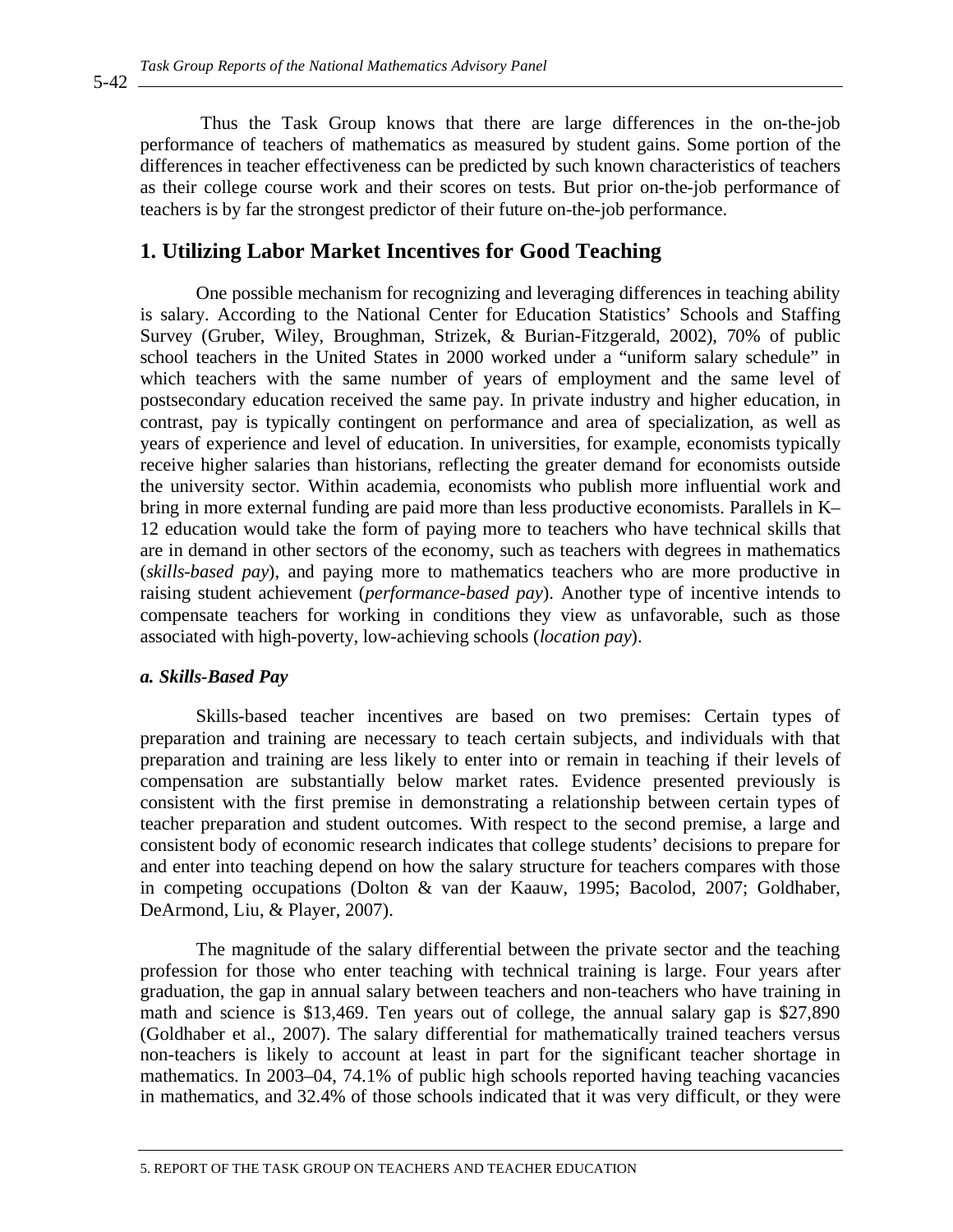Thus the Task Group knows that there are large differences in the on-the-job performance of teachers of mathematics as measured by student gains. Some portion of the differences in teacher effectiveness can be predicted by such known characteristics of teachers as their college course work and their scores on tests. But prior on-the-job performance of teachers is by far the strongest predictor of their future on-the-job performance.

## 1. Utilizing Labor Market Incentives for Good Teaching

One possible mechanism for recognizing and leveraging differences in teaching ability is salary. According to the National Center for Education Statistics' Schools and Staffing Survey (Gruber, Wiley, Broughman, Strizek, & Burian-Fitzgerald, 2002), 70% of public school teachers in the United States in 2000 worked under a "uniform salary schedule" in which teachers with the same number of years of employment and the same level of postsecondary education received the same pay. In private industry and higher education, in contrast, pay is typically contingent on performance and area of specialization, as well as years of experience and level of education. In universities, for example, economists typically receive higher salaries than historians, reflecting the greater demand for economists outside the university sector. Within academia, economists who publish more influential work and bring in more external funding are paid more than less productive economists. Parallels in K–12 education would take the form of paying more to teachers who have technical skills that are in demand in other sectors of the economy, such as teachers with degrees in mathematics (*skills-based pay*), and paying more to mathematics teachers who are more productive in raising student achievement (*performance-based pay*). Another type of incentive intends to compensate teachers for working in conditions they view as unfavorable, such as those associated with high-poverty, low-achieving schools (*location pay*).

### *a. Skills-Based Pay*

Skills-based teacher incentives are based on two premises: Certain types of preparation and training are necessary to teach certain subjects, and individuals with that preparation and training are less likely to enter into or remain in teaching if their levels of compensation are substantially below market rates. Evidence presented previously is consistent with the first premise in demonstrating a relationship between certain types of teacher preparation and student outcomes. With respect to the second premise, a large and consistent body of economic research indicates that college students' decisions to prepare for and enter into teaching depend on how the salary structure for teachers compares with those in competing occupations (Dolton & van der Kaauw, 1995; Bacolod, 2007; Goldhaber, DeArmond, Liu, & Player, 2007).

The magnitude of the salary differential between the private sector and the teaching profession for those who enter teaching with technical training is large. Four years after graduation, the gap in annual salary between teachers and non-teachers who have training in math and science is $13,469. Ten years out of college, the annual salary gap is $27,890 (Goldhaber et al., 2007). The salary differential for mathematically trained teachers versus non-teachers is likely to account at least in part for the significant teacher shortage in mathematics. In 2003–04, 74.1% of public high schools reported having teaching vacancies in mathematics, and 32.4% of those schools indicated that it was very difficult, or they were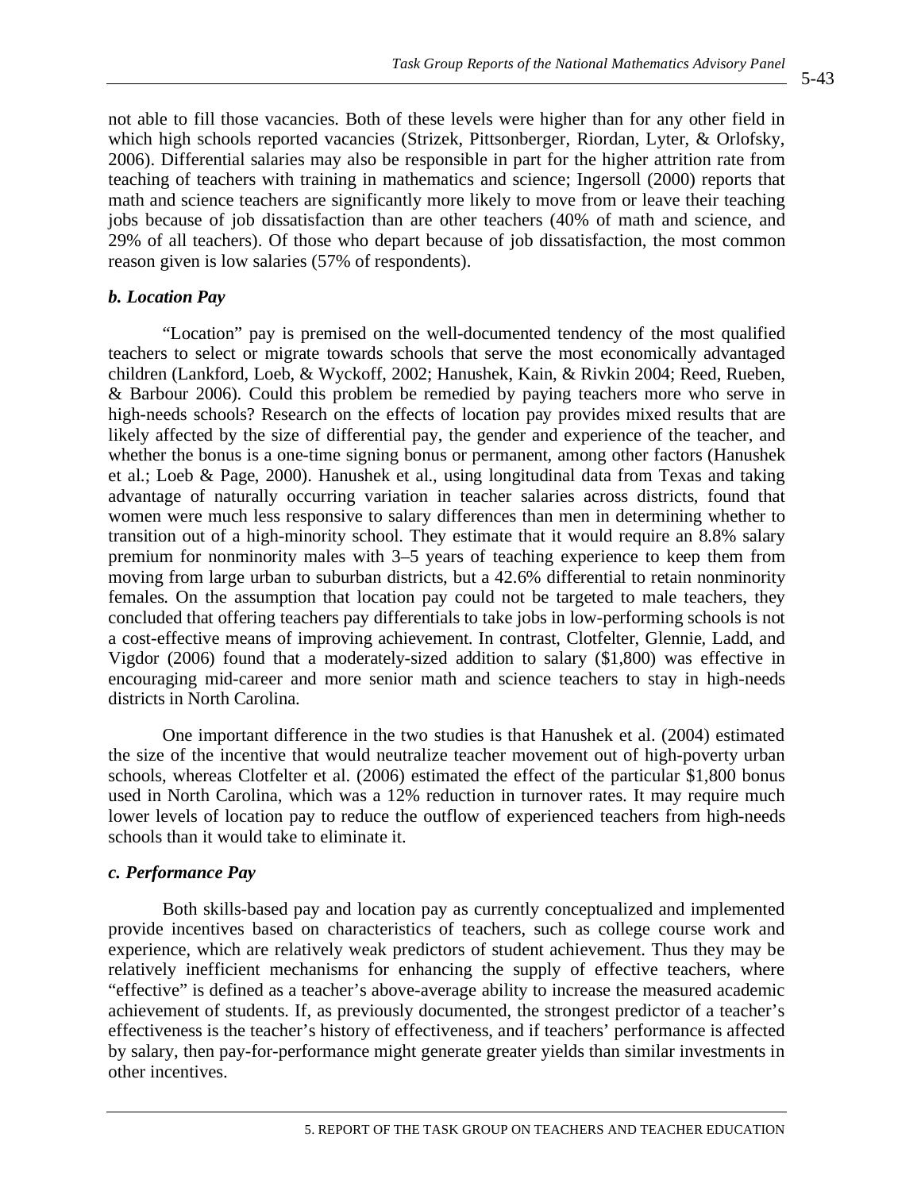not able to fill those vacancies. Both of these levels were higher than for any other field in which high schools reported vacancies (Strizek, Pittsonberger, Riordan, Lyter, & Orlofsky, 2006). Differential salaries may also be responsible in part for the higher attrition rate from teaching of teachers with training in mathematics and science; Ingersoll (2000) reports that math and science teachers are significantly more likely to move from or leave their teaching jobs because of job dissatisfaction than are other teachers (40% of math and science, and 29% of all teachers). Of those who depart because of job dissatisfaction, the most common reason given is low salaries (57% of respondents).

### *b. Location Pay*

"Location" pay is premised on the well-documented tendency of the most qualified teachers to select or migrate towards schools that serve the most economically advantaged children (Lankford, Loeb, & Wyckoff, 2002; Hanushek, Kain, & Rivkin 2004; Reed, Rueben, & Barbour 2006). Could this problem be remedied by paying teachers more who serve in high-needs schools? Research on the effects of location pay provides mixed results that are likely affected by the size of differential pay, the gender and experience of the teacher, and whether the bonus is a one-time signing bonus or permanent, among other factors (Hanushek et al.; Loeb & Page, 2000). Hanushek et al., using longitudinal data from Texas and taking advantage of naturally occurring variation in teacher salaries across districts, found that women were much less responsive to salary differences than men in determining whether to transition out of a high-minority school. They estimate that it would require an 8.8% salary premium for nonminority males with 3–5 years of teaching experience to keep them from moving from large urban to suburban districts, but a 42.6% differential to retain nonminority females. On the assumption that location pay could not be targeted to male teachers, they concluded that offering teachers pay differentials to take jobs in low-performing schools is not a cost-effective means of improving achievement. In contrast, Clotfelter, Glennie, Ladd, and Vigdor (2006) found that a moderately-sized addition to salary ($1,800) was effective in encouraging mid-career and more senior math and science teachers to stay in high-needs districts in North Carolina.

One important difference in the two studies is that Hanushek et al. (2004) estimated the size of the incentive that would neutralize teacher movement out of high-poverty urban schools, whereas Clotfelter et al. (2006) estimated the effect of the particular $1,800 bonus used in North Carolina, which was a 12% reduction in turnover rates. It may require much lower levels of location pay to reduce the outflow of experienced teachers from high-needs schools than it would take to eliminate it.

### *c. Performance Pay*

Both skills-based pay and location pay as currently conceptualized and implemented provide incentives based on characteristics of teachers, such as college course work and experience, which are relatively weak predictors of student achievement. Thus they may be relatively inefficient mechanisms for enhancing the supply of effective teachers, where "effective" is defined as a teacher's above-average ability to increase the measured academic achievement of students. If, as previously documented, the strongest predictor of a teacher's effectiveness is the teacher's history of effectiveness, and if teachers' performance is affected by salary, then pay-for-performance might generate greater yields than similar investments in other incentives.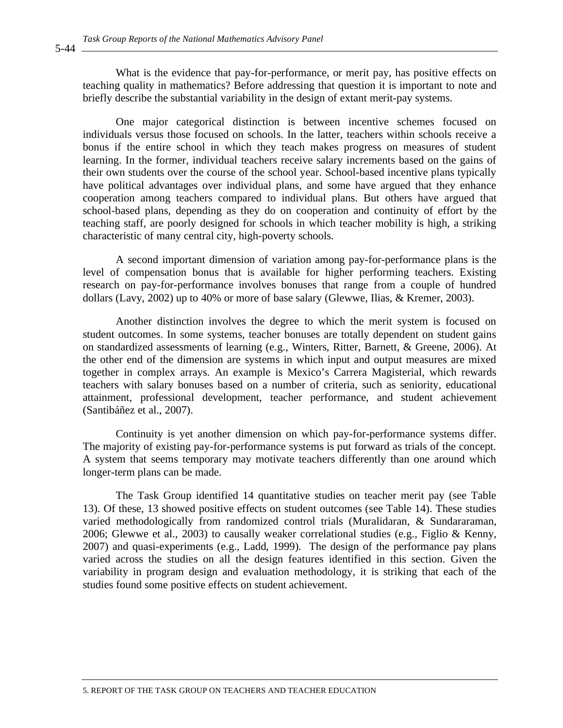What is the evidence that pay-for-performance, or merit pay, has positive effects on teaching quality in mathematics? Before addressing that question it is important to note and briefly describe the substantial variability in the design of extant merit-pay systems.

One major categorical distinction is between incentive schemes focused on individuals versus those focused on schools. In the latter, teachers within schools receive a bonus if the entire school in which they teach makes progress on measures of student learning. In the former, individual teachers receive salary increments based on the gains of their own students over the course of the school year. School-based incentive plans typically have political advantages over individual plans, and some have argued that they enhance cooperation among teachers compared to individual plans. But others have argued that school-based plans, depending as they do on cooperation and continuity of effort by the teaching staff, are poorly designed for schools in which teacher mobility is high, a striking characteristic of many central city, high-poverty schools.

A second important dimension of variation among pay-for-performance plans is the level of compensation bonus that is available for higher performing teachers. Existing research on pay-for-performance involves bonuses that range from a couple of hundred dollars (Lavy, 2002) up to 40% or more of base salary (Glewwe, Ilias, & Kremer, 2003).

Another distinction involves the degree to which the merit system is focused on student outcomes. In some systems, teacher bonuses are totally dependent on student gains on standardized assessments of learning (e.g., Winters, Ritter, Barnett, & Greene, 2006). At the other end of the dimension are systems in which input and output measures are mixed together in complex arrays. An example is Mexico's Carrera Magisterial, which rewards teachers with salary bonuses based on a number of criteria, such as seniority, educational attainment, professional development, teacher performance, and student achievement (Santibáñez et al., 2007).

Continuity is yet another dimension on which pay-for-performance systems differ. The majority of existing pay-for-performance systems is put forward as trials of the concept. A system that seems temporary may motivate teachers differently than one around which longer-term plans can be made.

The Task Group identified 14 quantitative studies on teacher merit pay (see Table 13). Of these, 13 showed positive effects on student outcomes (see Table 14). These studies varied methodologically from randomized control trials (Muralidaran, & Sundararaman, 2006; Glewwe et al., 2003) to causally weaker correlational studies (e.g., Figlio & Kenny, 2007) and quasi-experiments (e.g., Ladd, 1999). The design of the performance pay plans varied across the studies on all the design features identified in this section. Given the variability in program design and evaluation methodology, it is striking that each of the studies found some positive effects on student achievement.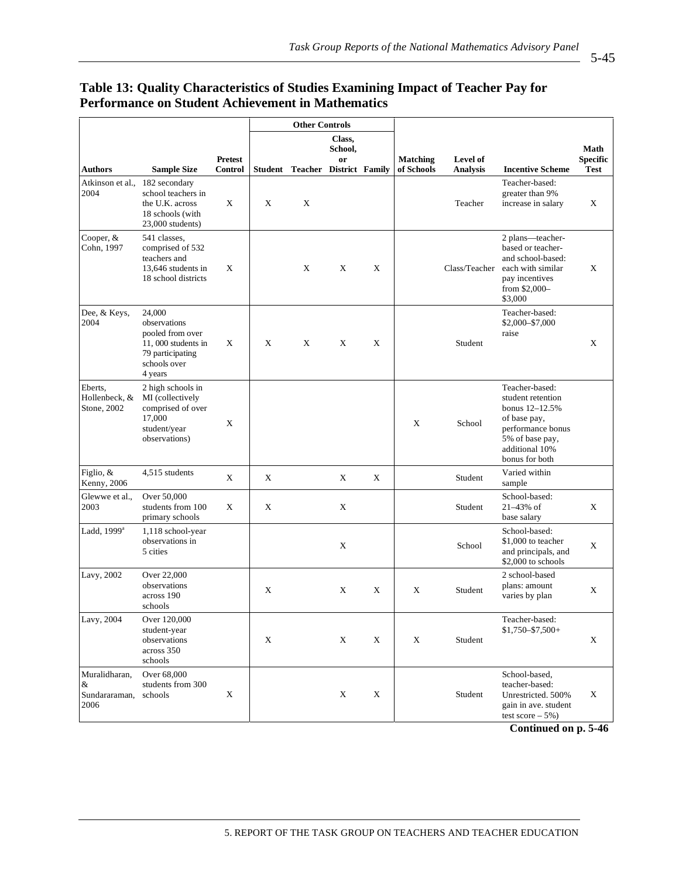## Table 13: Quality Characteristics of Studies Examining Impact of Teacher Pay for Performance on Student Achievement in Mathematics

| Authors | Sample Size | Pretest Control | Other Controls: Student | Other Controls: Teacher | Other Controls: Class, School, or District | Other Controls: Family | Matching of Schools | Level of Analysis | Incentive Scheme | Math Specific Test |
|---|---|---|---|---|---|---|---|---|---|---|
| Atkinson et al., 2004 | 182 secondary school teachers in the U.K. across 18 schools (with 23,000 students) | X | X | X | | | | Teacher | Teacher-based: greater than 9% increase in salary | X |
| Cooper, & Cohn, 1997 | 541 classes, comprised of 532 teachers and 13,646 students in 18 school districts | X | | X | X | X | | Class/Teacher | 2 plans—teacher-based or teacher- and school-based: each with similar pay incentives from $2,000–$3,000 | X |
| Dee, & Keys, 2004 | 24,000 observations pooled from over 11, 000 students in 79 participating schools over 4 years | X | X | X | X | X | | Student | Teacher-based: $2,000–$7,000 raise | X |
| Eberts, Hollenbeck, & Stone, 2002 | 2 high schools in MI (collectively comprised of over 17,000 student/year observations) | X | | | | | X | School | Teacher-based: student retention bonus 12–12.5% of base pay, performance bonus 5% of base pay, additional 10% bonus for both | |
| Figlio, & Kenny, 2006 | 4,515 students | X | X | | X | X | | Student | Varied within sample | |
| Glewwe et al., 2003 | Over 50,000 students from 100 primary schools | X | X | | X | | | Student | School-based: 21–43% of base salary | X |
| Ladd, 1999[a] | 1,118 school-year observations in 5 cities | | | | X | | | School | School-based: $1,000 to teacher and principals, and $2,000 to schools | X |
| Lavy, 2002 | Over 22,000 observations across 190 schools | | X | | X | X | X | Student | 2 school-based plans: amount varies by plan | X |
| Lavy, 2004 | Over 120,000 student-year observations across 350 schools | | X | | X | X | X | Student | Teacher-based: $1,750–$7,500+ | X |
| Muralidharan, & Sundararaman, 2006 | Over 68,000 students from 300 schools | X | | | X | X | | Student | School-based, teacher-based: Unrestricted. 500% gain in ave. student test score – 5%) | X |

**Continued on p. 5-46**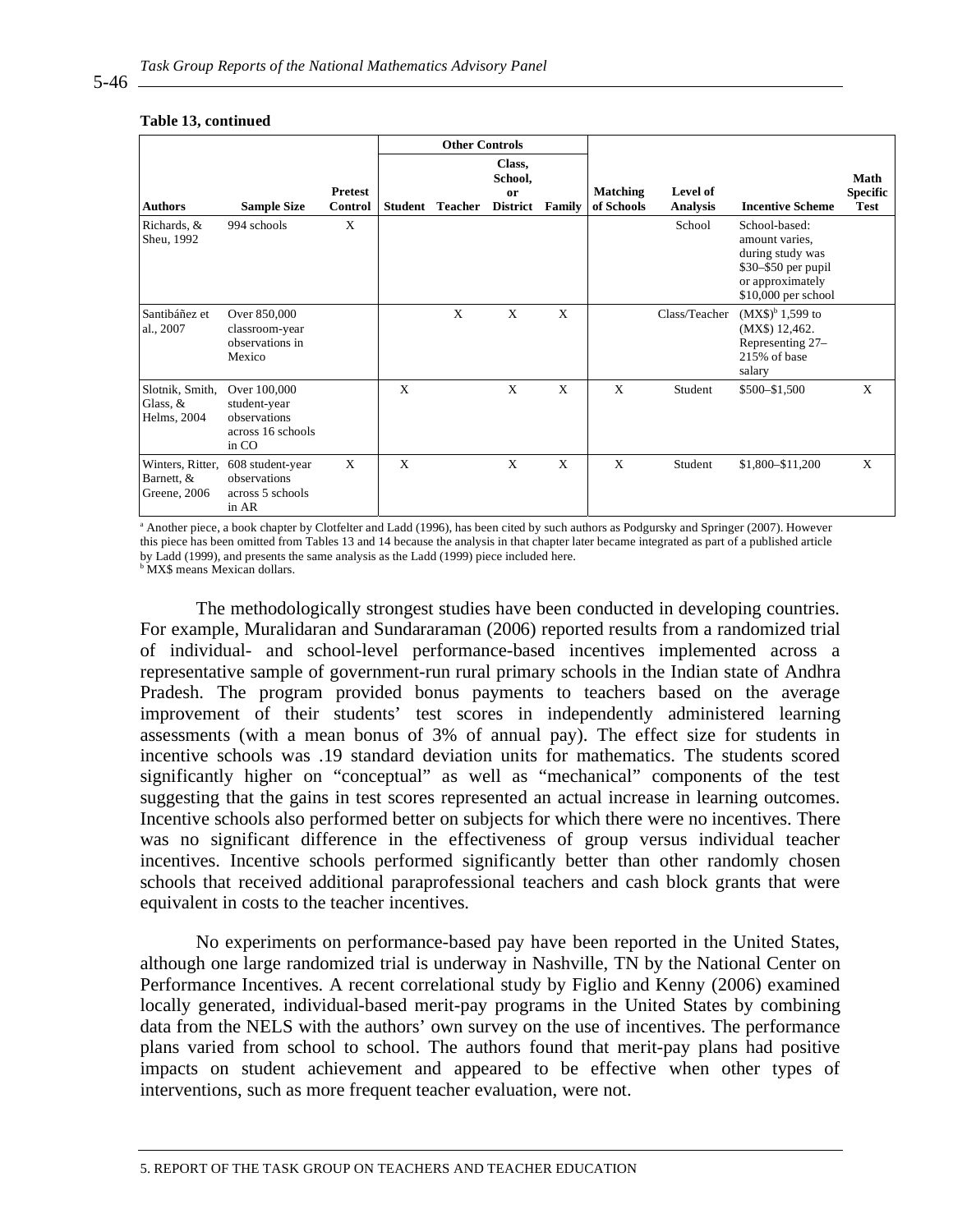**Table 13, continued**

| Authors | Sample Size | Pretest Control | Other Controls: Student | Teacher | Class, School, or District | Family | Matching of Schools | Level of Analysis | Incentive Scheme | Math Specific Test |
|---|---|---|---|---|---|---|---|---|---|---|
| Richards, & Sheu, 1992 | 994 schools | X | | | | | | School | School-based: amount varies, during study was $30–$50 per pupil or approximately $10,000 per school | |
| Santibáñez et al., 2007 | Over 850,000 classroom-year observations in Mexico | | | X | X | X | | Class/Teacher | (MX$)[b] 1,599 to (MX$) 12,462. Representing 27–215% of base salary | |
| Slotnik, Smith, Glass, & Helms, 2004 | Over 100,000 student-year observations across 16 schools in CO | | X | | X | X | X | Student | $500–$1,500 | X |
| Winters, Ritter, Barnett, & Greene, 2006 | 608 student-year observations across 5 schools in AR | X | X | | X | X | X | Student | $1,800–$11,200 | X |

[a] Another piece, a book chapter by Clotfelter and Ladd (1996), has been cited by such authors as Podgursky and Springer (2007). However this piece has been omitted from Tables 13 and 14 because the analysis in that chapter later became integrated as part of a published article by Ladd (1999), and presents the same analysis as the Ladd (1999) piece included here.
[b] MX$ means Mexican dollars.

The methodologically strongest studies have been conducted in developing countries. For example, Muralidaran and Sundararaman (2006) reported results from a randomized trial of individual- and school-level performance-based incentives implemented across a representative sample of government-run rural primary schools in the Indian state of Andhra Pradesh. The program provided bonus payments to teachers based on the average improvement of their students' test scores in independently administered learning assessments (with a mean bonus of 3% of annual pay). The effect size for students in incentive schools was .19 standard deviation units for mathematics. The students scored significantly higher on "conceptual" as well as "mechanical" components of the test suggesting that the gains in test scores represented an actual increase in learning outcomes. Incentive schools also performed better on subjects for which there were no incentives. There was no significant difference in the effectiveness of group versus individual teacher incentives. Incentive schools performed significantly better than other randomly chosen schools that received additional paraprofessional teachers and cash block grants that were equivalent in costs to the teacher incentives.

No experiments on performance-based pay have been reported in the United States, although one large randomized trial is underway in Nashville, TN by the National Center on Performance Incentives. A recent correlational study by Figlio and Kenny (2006) examined locally generated, individual-based merit-pay programs in the United States by combining data from the NELS with the authors' own survey on the use of incentives. The performance plans varied from school to school. The authors found that merit-pay plans had positive impacts on student achievement and appeared to be effective when other types of interventions, such as more frequent teacher evaluation, were not.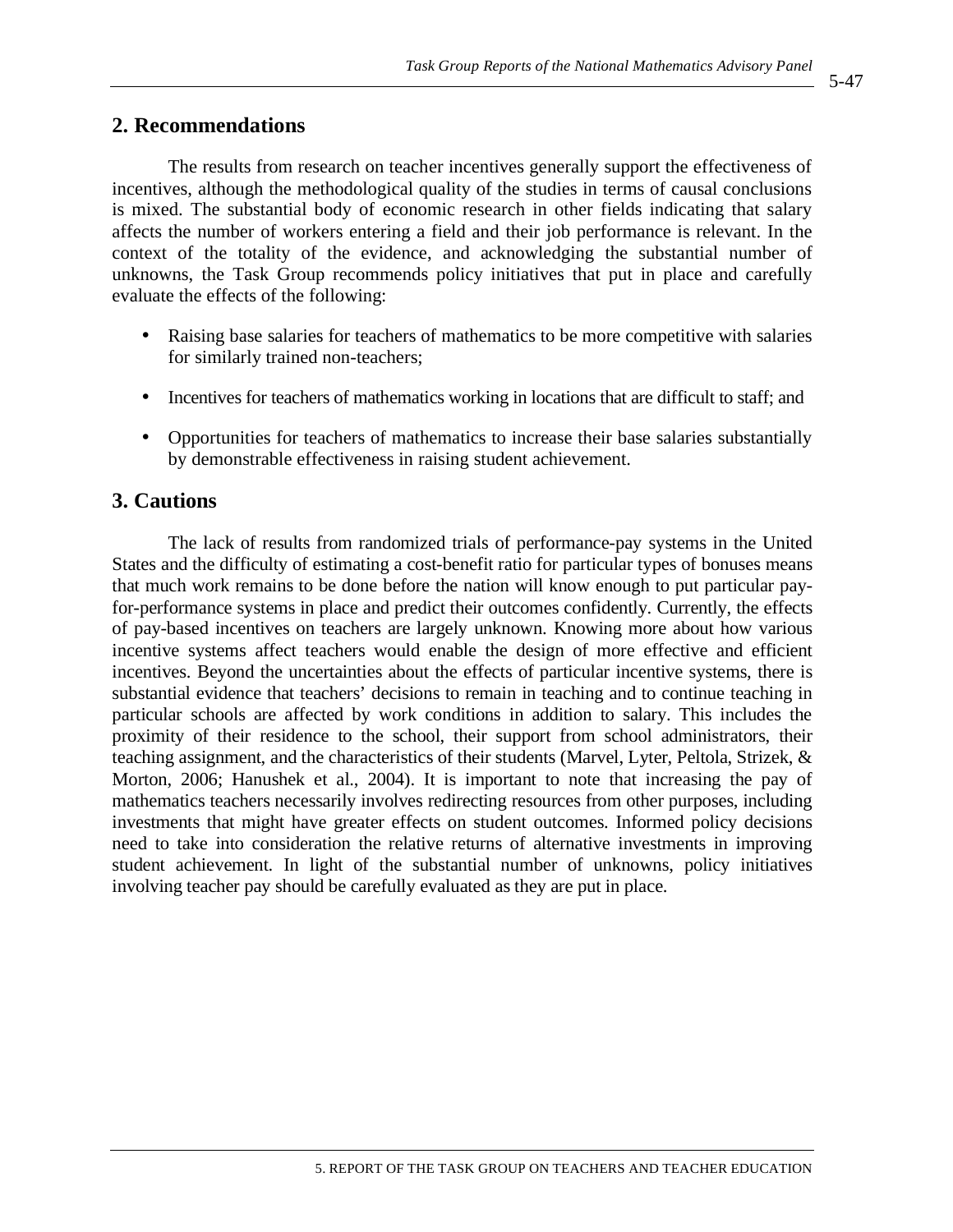## 2. Recommendations

The results from research on teacher incentives generally support the effectiveness of incentives, although the methodological quality of the studies in terms of causal conclusions is mixed. The substantial body of economic research in other fields indicating that salary affects the number of workers entering a field and their job performance is relevant. In the context of the totality of the evidence, and acknowledging the substantial number of unknowns, the Task Group recommends policy initiatives that put in place and carefully evaluate the effects of the following:

- Raising base salaries for teachers of mathematics to be more competitive with salaries for similarly trained non-teachers;
- Incentives for teachers of mathematics working in locations that are difficult to staff; and
- Opportunities for teachers of mathematics to increase their base salaries substantially by demonstrable effectiveness in raising student achievement.

## 3. Cautions

The lack of results from randomized trials of performance-pay systems in the United States and the difficulty of estimating a cost-benefit ratio for particular types of bonuses means that much work remains to be done before the nation will know enough to put particular pay-for-performance systems in place and predict their outcomes confidently. Currently, the effects of pay-based incentives on teachers are largely unknown. Knowing more about how various incentive systems affect teachers would enable the design of more effective and efficient incentives. Beyond the uncertainties about the effects of particular incentive systems, there is substantial evidence that teachers' decisions to remain in teaching and to continue teaching in particular schools are affected by work conditions in addition to salary. This includes the proximity of their residence to the school, their support from school administrators, their teaching assignment, and the characteristics of their students (Marvel, Lyter, Peltola, Strizek, & Morton, 2006; Hanushek et al., 2004). It is important to note that increasing the pay of mathematics teachers necessarily involves redirecting resources from other purposes, including investments that might have greater effects on student outcomes. Informed policy decisions need to take into consideration the relative returns of alternative investments in improving student achievement. In light of the substantial number of unknowns, policy initiatives involving teacher pay should be carefully evaluated as they are put in place.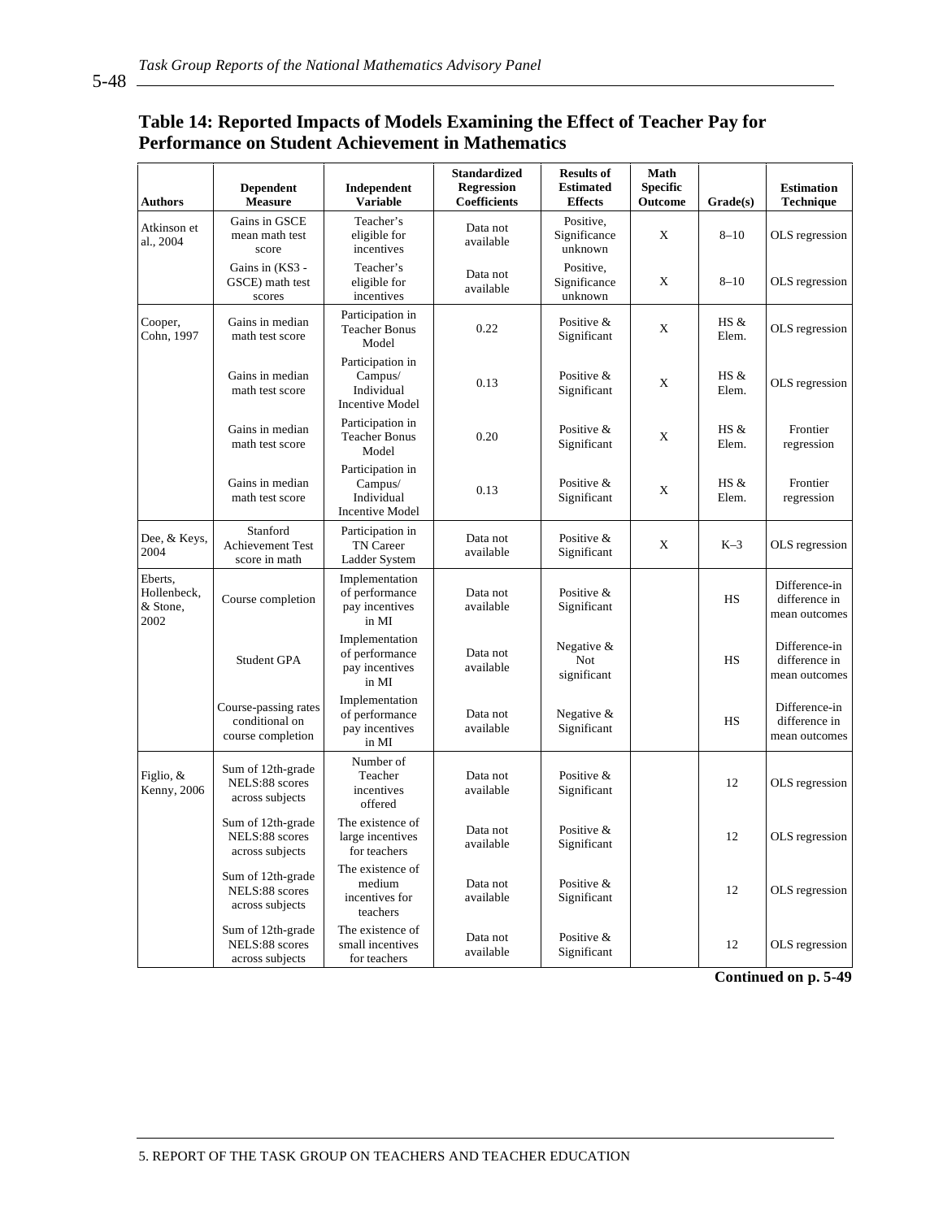## Table 14: Reported Impacts of Models Examining the Effect of Teacher Pay for Performance on Student Achievement in Mathematics

| Authors | Dependent Measure | Independent Variable | Standardized Regression Coefficients | Results of Estimated Effects | Math Specific Outcome | Grade(s) | Estimation Technique |
|---|---|---|---|---|---|---|---|
| Atkinson et al., 2004 | Gains in GSCE mean math test score | Teacher's eligible for incentives | Data not available | Positive, Significance unknown | X | 8–10 | OLS regression |
| | Gains in (KS3 - GSCE) math test scores | Teacher's eligible for incentives | Data not available | Positive, Significance unknown | X | 8–10 | OLS regression |
| Cooper, Cohn, 1997 | Gains in median math test score | Participation in Teacher Bonus Model | 0.22 | Positive & Significant | X | HS & Elem. | OLS regression |
| | Gains in median math test score | Participation in Campus/ Individual Incentive Model | 0.13 | Positive & Significant | X | HS & Elem. | OLS regression |
| | Gains in median math test score | Participation in Teacher Bonus Model | 0.20 | Positive & Significant | X | HS & Elem. | Frontier regression |
| | Gains in median math test score | Participation in Campus/ Individual Incentive Model | 0.13 | Positive & Significant | X | HS & Elem. | Frontier regression |
| Dee, & Keys, 2004 | Stanford Achievement Test score in math | Participation in TN Career Ladder System | Data not available | Positive & Significant | X | K–3 | OLS regression |
| Eberts, Hollenbeck, & Stone, 2002 | Course completion | Implementation of performance pay incentives in MI | Data not available | Positive & Significant | | HS | Difference-in difference in mean outcomes |
| | Student GPA | Implementation of performance pay incentives in MI | Data not available | Negative & Not significant | | HS | Difference-in difference in mean outcomes |
| | Course-passing rates conditional on course completion | Implementation of performance pay incentives in MI | Data not available | Negative & Significant | | HS | Difference-in difference in mean outcomes |
| Figlio, & Kenny, 2006 | Sum of 12th-grade NELS:88 scores across subjects | Number of Teacher incentives offered | Data not available | Positive & Significant | | 12 | OLS regression |
| | Sum of 12th-grade NELS:88 scores across subjects | The existence of large incentives for teachers | Data not available | Positive & Significant | | 12 | OLS regression |
| | Sum of 12th-grade NELS:88 scores across subjects | The existence of medium incentives for teachers | Data not available | Positive & Significant | | 12 | OLS regression |
| | Sum of 12th-grade NELS:88 scores across subjects | The existence of small incentives for teachers | Data not available | Positive & Significant | | 12 | OLS regression |

**Continued on p. 5-49**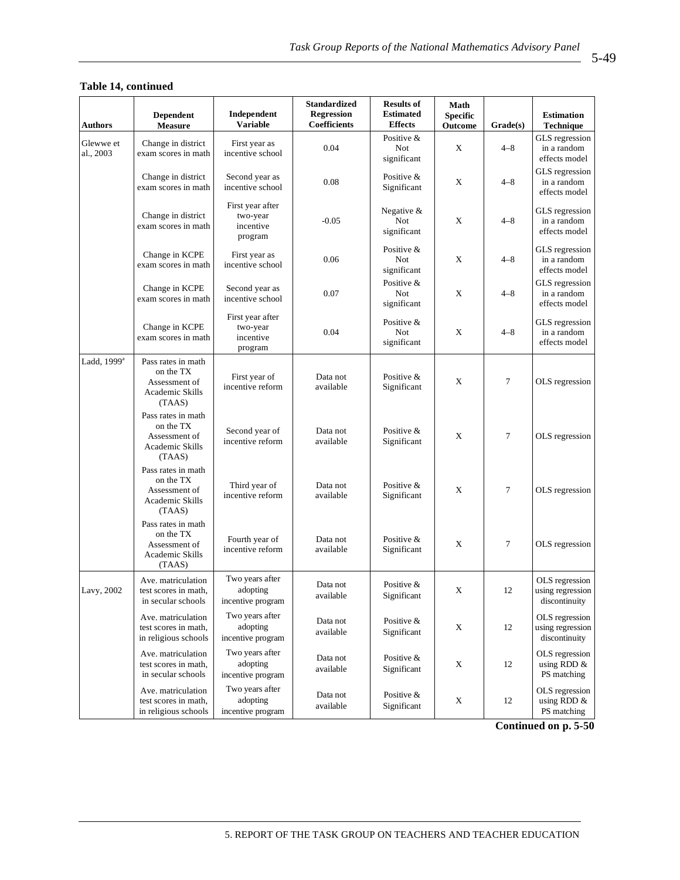**Table 14, continued**

| Authors | Dependent Measure | Independent Variable | Standardized Regression Coefficients | Results of Estimated Effects | Math Specific Outcome | Grade(s) | Estimation Technique |
|---|---|---|---|---|---|---|---|
| Glewwe et al., 2003 | Change in district exam scores in math | First year as incentive school | 0.04 | Positive & Not significant | X | 4–8 | GLS regression in a random effects model |
| | Change in district exam scores in math | Second year as incentive school | 0.08 | Positive & Significant | X | 4–8 | GLS regression in a random effects model |
| | Change in district exam scores in math | First year after two-year incentive program | -0.05 | Negative & Not significant | X | 4–8 | GLS regression in a random effects model |
| | Change in KCPE exam scores in math | First year as incentive school | 0.06 | Positive & Not significant | X | 4–8 | GLS regression in a random effects model |
| | Change in KCPE exam scores in math | Second year as incentive school | 0.07 | Positive & Not significant | X | 4–8 | GLS regression in a random effects model |
| | Change in KCPE exam scores in math | First year after two-year incentive program | 0.04 | Positive & Not significant | X | 4–8 | GLS regression in a random effects model |
| Ladd, 1999[a] | Pass rates in math on the TX Assessment of Academic Skills (TAAS) | First year of incentive reform | Data not available | Positive & Significant | X | 7 | OLS regression |
| | Pass rates in math on the TX Assessment of Academic Skills (TAAS) | Second year of incentive reform | Data not available | Positive & Significant | X | 7 | OLS regression |
| | Pass rates in math on the TX Assessment of Academic Skills (TAAS) | Third year of incentive reform | Data not available | Positive & Significant | X | 7 | OLS regression |
| | Pass rates in math on the TX Assessment of Academic Skills (TAAS) | Fourth year of incentive reform | Data not available | Positive & Significant | X | 7 | OLS regression |
| Lavy, 2002 | Ave. matriculation test scores in math, in secular schools | Two years after adopting incentive program | Data not available | Positive & Significant | X | 12 | OLS regression using regression discontinuity |
| | Ave. matriculation test scores in math, in religious schools | Two years after adopting incentive program | Data not available | Positive & Significant | X | 12 | OLS regression using regression discontinuity |
| | Ave. matriculation test scores in math, in secular schools | Two years after adopting incentive program | Data not available | Positive & Significant | X | 12 | OLS regression using RDD & PS matching |
| | Ave. matriculation test scores in math, in religious schools | Two years after adopting incentive program | Data not available | Positive & Significant | X | 12 | OLS regression using RDD & PS matching |

**Continued on p. 5-50**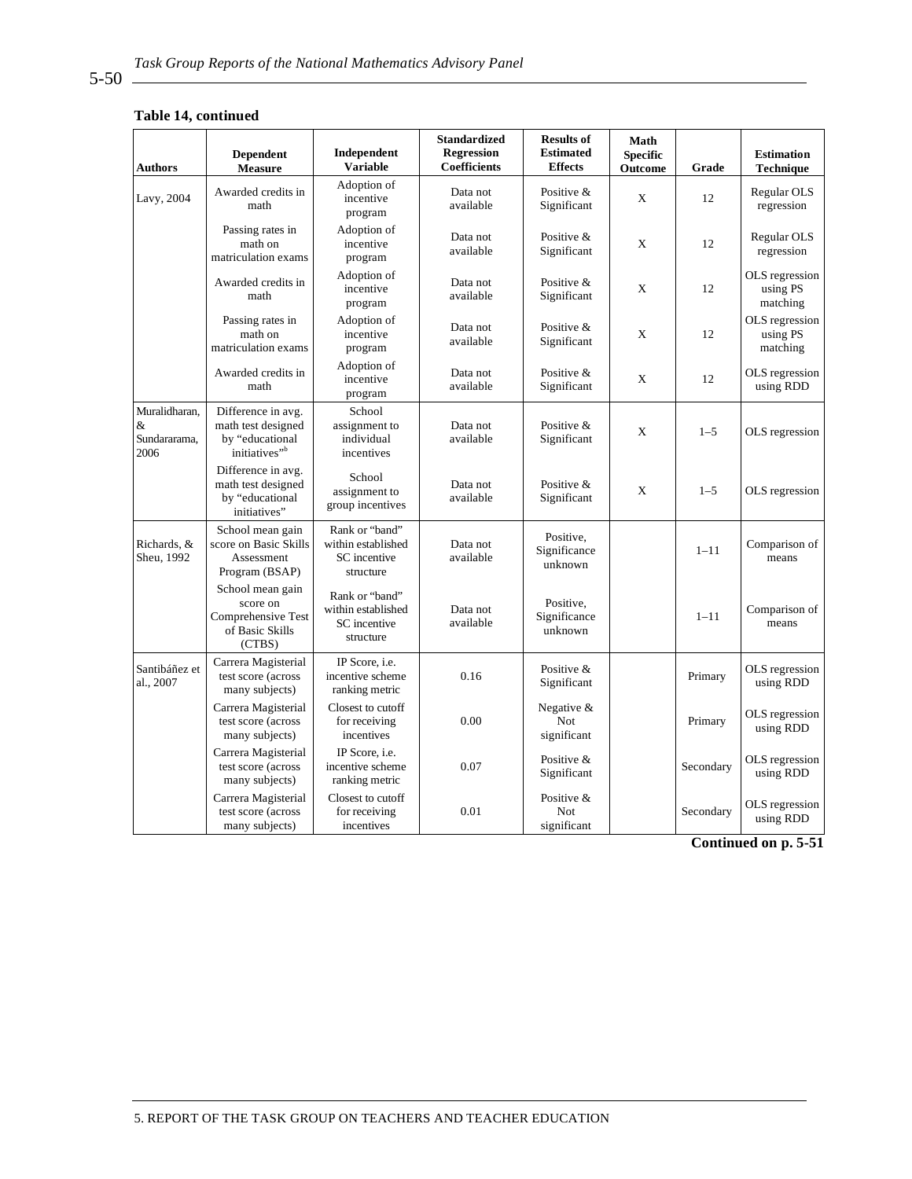**Table 14, continued**

| Authors | Dependent Measure | Independent Variable | Standardized Regression Coefficients | Results of Estimated Effects | Math Specific Outcome | Grade | Estimation Technique |
|---|---|---|---|---|---|---|---|
| Lavy, 2004 | Awarded credits in math | Adoption of incentive program | Data not available | Positive & Significant | X | 12 | Regular OLS regression |
| | Passing rates in math on matriculation exams | Adoption of incentive program | Data not available | Positive & Significant | X | 12 | Regular OLS regression |
| | Awarded credits in math | Adoption of incentive program | Data not available | Positive & Significant | X | 12 | OLS regression using PS matching |
| | Passing rates in math on matriculation exams | Adoption of incentive program | Data not available | Positive & Significant | X | 12 | OLS regression using PS matching |
| | Awarded credits in math | Adoption of incentive program | Data not available | Positive & Significant | X | 12 | OLS regression using RDD |
| Muralidharan, & Sundararama, 2006 | Difference in avg. math test designed by "educational initiatives"[b] | School assignment to individual incentives | Data not available | Positive & Significant | X | 1–5 | OLS regression |
| | Difference in avg. math test designed by "educational initiatives" | School assignment to group incentives | Data not available | Positive & Significant | X | 1–5 | OLS regression |
| Richards, & Sheu, 1992 | School mean gain score on Basic Skills Assessment Program (BSAP) | Rank or "band" within established SC incentive structure | Data not available | Positive, Significance unknown | | 1–11 | Comparison of means |
| | School mean gain score on Comprehensive Test of Basic Skills (CTBS) | Rank or "band" within established SC incentive structure | Data not available | Positive, Significance unknown | | 1–11 | Comparison of means |
| Santibáñez et al., 2007 | Carrera Magisterial test score (across many subjects) | IP Score, i.e. incentive scheme ranking metric | 0.16 | Positive & Significant | | Primary | OLS regression using RDD |
| | Carrera Magisterial test score (across many subjects) | Closest to cutoff for receiving incentives | 0.00 | Negative & Not significant | | Primary | OLS regression using RDD |
| | Carrera Magisterial test score (across many subjects) | IP Score, i.e. incentive scheme ranking metric | 0.07 | Positive & Significant | | Secondary | OLS regression using RDD |
| | Carrera Magisterial test score (across many subjects) | Closest to cutoff for receiving incentives | 0.01 | Positive & Not significant | | Secondary | OLS regression using RDD |

**Continued on p. 5-51**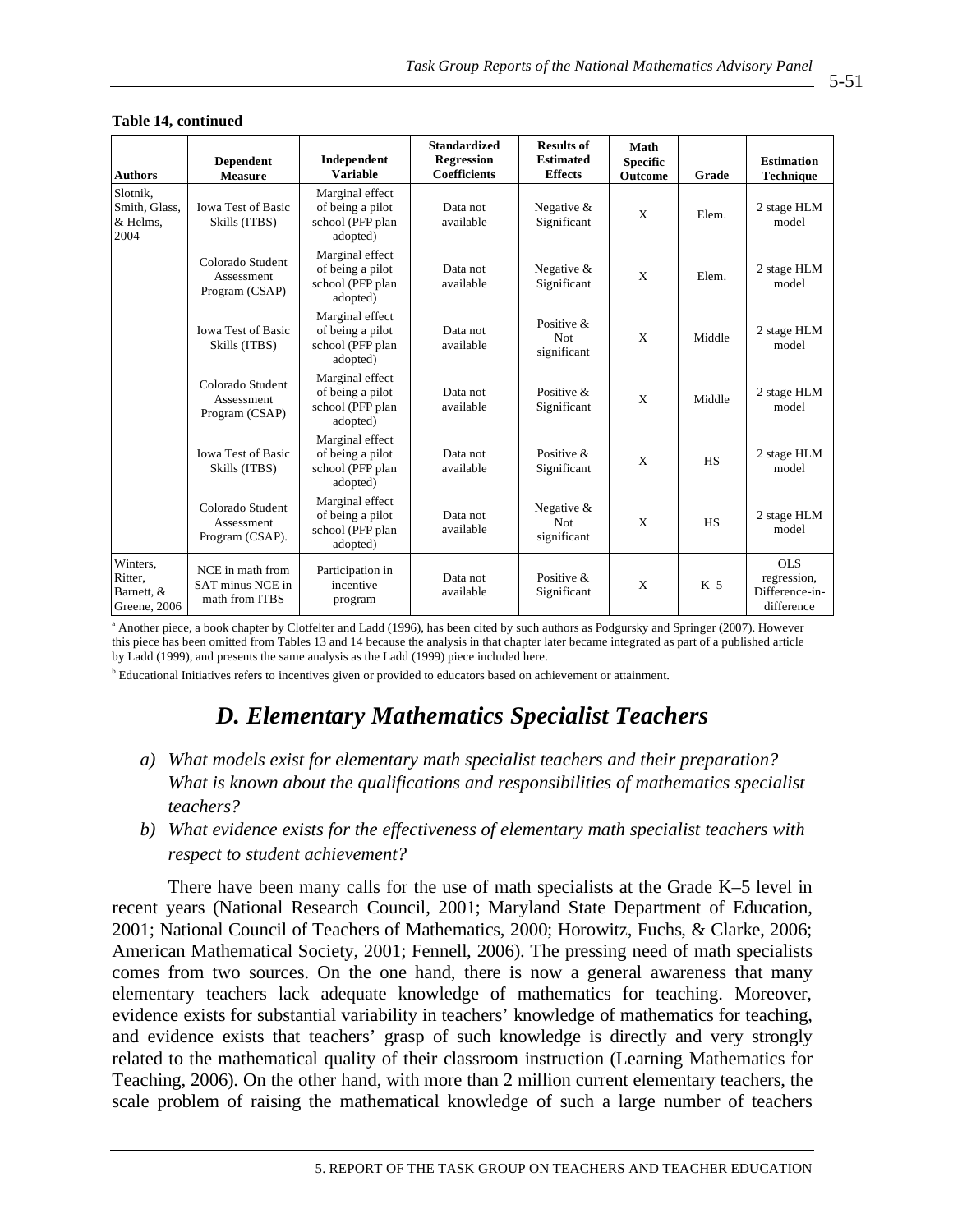**Table 14, continued**

| Authors | Dependent Measure | Independent Variable | Standardized Regression Coefficients | Results of Estimated Effects | Math Specific Outcome | Grade | Estimation Technique |
|---|---|---|---|---|---|---|---|
| Slotnik, Smith, Glass, & Helms, 2004 | Iowa Test of Basic Skills (ITBS) | Marginal effect of being a pilot school (PFP plan adopted) | Data not available | Negative & Significant | X | Elem. | 2 stage HLM model |
| | Colorado Student Assessment Program (CSAP) | Marginal effect of being a pilot school (PFP plan adopted) | Data not available | Negative & Significant | X | Elem. | 2 stage HLM model |
| | Iowa Test of Basic Skills (ITBS) | Marginal effect of being a pilot school (PFP plan adopted) | Data not available | Positive & Not significant | X | Middle | 2 stage HLM model |
| | Colorado Student Assessment Program (CSAP) | Marginal effect of being a pilot school (PFP plan adopted) | Data not available | Positive & Significant | X | Middle | 2 stage HLM model |
| | Iowa Test of Basic Skills (ITBS) | Marginal effect of being a pilot school (PFP plan adopted) | Data not available | Positive & Significant | X | HS | 2 stage HLM model |
| | Colorado Student Assessment Program (CSAP). | Marginal effect of being a pilot school (PFP plan adopted) | Data not available | Negative & Not significant | X | HS | 2 stage HLM model |
| Winters, Ritter, Barnett, & Greene, 2006 | NCE in math from SAT minus NCE in math from ITBS | Participation in incentive program | Data not available | Positive & Significant | X | K–5 | OLS regression, Difference-in-difference |

[a] Another piece, a book chapter by Clotfelter and Ladd (1996), has been cited by such authors as Podgursky and Springer (2007). However this piece has been omitted from Tables 13 and 14 because the analysis in that chapter later became integrated as part of a published article by Ladd (1999), and presents the same analysis as the Ladd (1999) piece included here.

[b] Educational Initiatives refers to incentives given or provided to educators based on achievement or attainment.

## *D. Elementary Mathematics Specialist Teachers*

*a) What models exist for elementary math specialist teachers and their preparation? What is known about the qualifications and responsibilities of mathematics specialist teachers?*

*b) What evidence exists for the effectiveness of elementary math specialist teachers with respect to student achievement?*

There have been many calls for the use of math specialists at the Grade K–5 level in recent years (National Research Council, 2001; Maryland State Department of Education, 2001; National Council of Teachers of Mathematics, 2000; Horowitz, Fuchs, & Clarke, 2006; American Mathematical Society, 2001; Fennell, 2006). The pressing need of math specialists comes from two sources. On the one hand, there is now a general awareness that many elementary teachers lack adequate knowledge of mathematics for teaching. Moreover, evidence exists for substantial variability in teachers' knowledge of mathematics for teaching, and evidence exists that teachers' grasp of such knowledge is directly and very strongly related to the mathematical quality of their classroom instruction (Learning Mathematics for Teaching, 2006). On the other hand, with more than 2 million current elementary teachers, the scale problem of raising the mathematical knowledge of such a large number of teachers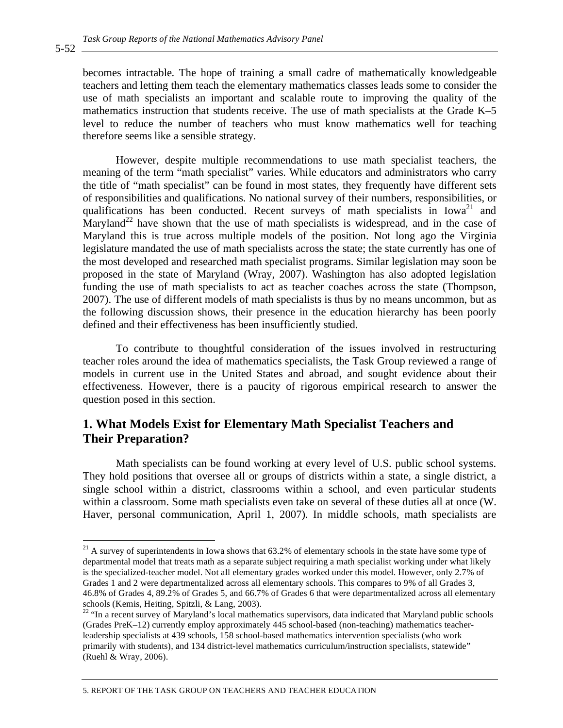becomes intractable. The hope of training a small cadre of mathematically knowledgeable teachers and letting them teach the elementary mathematics classes leads some to consider the use of math specialists an important and scalable route to improving the quality of the mathematics instruction that students receive. The use of math specialists at the Grade K–5 level to reduce the number of teachers who must know mathematics well for teaching therefore seems like a sensible strategy.

However, despite multiple recommendations to use math specialist teachers, the meaning of the term "math specialist" varies. While educators and administrators who carry the title of "math specialist" can be found in most states, they frequently have different sets of responsibilities and qualifications. No national survey of their numbers, responsibilities, or qualifications has been conducted. Recent surveys of math specialists in Iowa[21] and Maryland[22] have shown that the use of math specialists is widespread, and in the case of Maryland this is true across multiple models of the position. Not long ago the Virginia legislature mandated the use of math specialists across the state; the state currently has one of the most developed and researched math specialist programs. Similar legislation may soon be proposed in the state of Maryland (Wray, 2007). Washington has also adopted legislation funding the use of math specialists to act as teacher coaches across the state (Thompson, 2007). The use of different models of math specialists is thus by no means uncommon, but as the following discussion shows, their presence in the education hierarchy has been poorly defined and their effectiveness has been insufficiently studied.

To contribute to thoughtful consideration of the issues involved in restructuring teacher roles around the idea of mathematics specialists, the Task Group reviewed a range of models in current use in the United States and abroad, and sought evidence about their effectiveness. However, there is a paucity of rigorous empirical research to answer the question posed in this section.

## 1. What Models Exist for Elementary Math Specialist Teachers and Their Preparation?

Math specialists can be found working at every level of U.S. public school systems. They hold positions that oversee all or groups of districts within a state, a single district, a single school within a district, classrooms within a school, and even particular students within a classroom. Some math specialists even take on several of these duties all at once (W. Haver, personal communication, April 1, 2007). In middle schools, math specialists are

---

[21] A survey of superintendents in Iowa shows that 63.2% of elementary schools in the state have some type of departmental model that treats math as a separate subject requiring a math specialist working under what likely is the specialized-teacher model. Not all elementary grades worked under this model. However, only 2.7% of Grades 1 and 2 were departmentalized across all elementary schools. This compares to 9% of all Grades 3, 46.8% of Grades 4, 89.2% of Grades 5, and 66.7% of Grades 6 that were departmentalized across all elementary schools (Kemis, Heiting, Spitzli, & Lang, 2003).

[22] "In a recent survey of Maryland's local mathematics supervisors, data indicated that Maryland public schools (Grades PreK–12) currently employ approximately 445 school-based (non-teaching) mathematics teacher-leadership specialists at 439 schools, 158 school-based mathematics intervention specialists (who work primarily with students), and 134 district-level mathematics curriculum/instruction specialists, statewide" (Ruehl & Wray, 2006).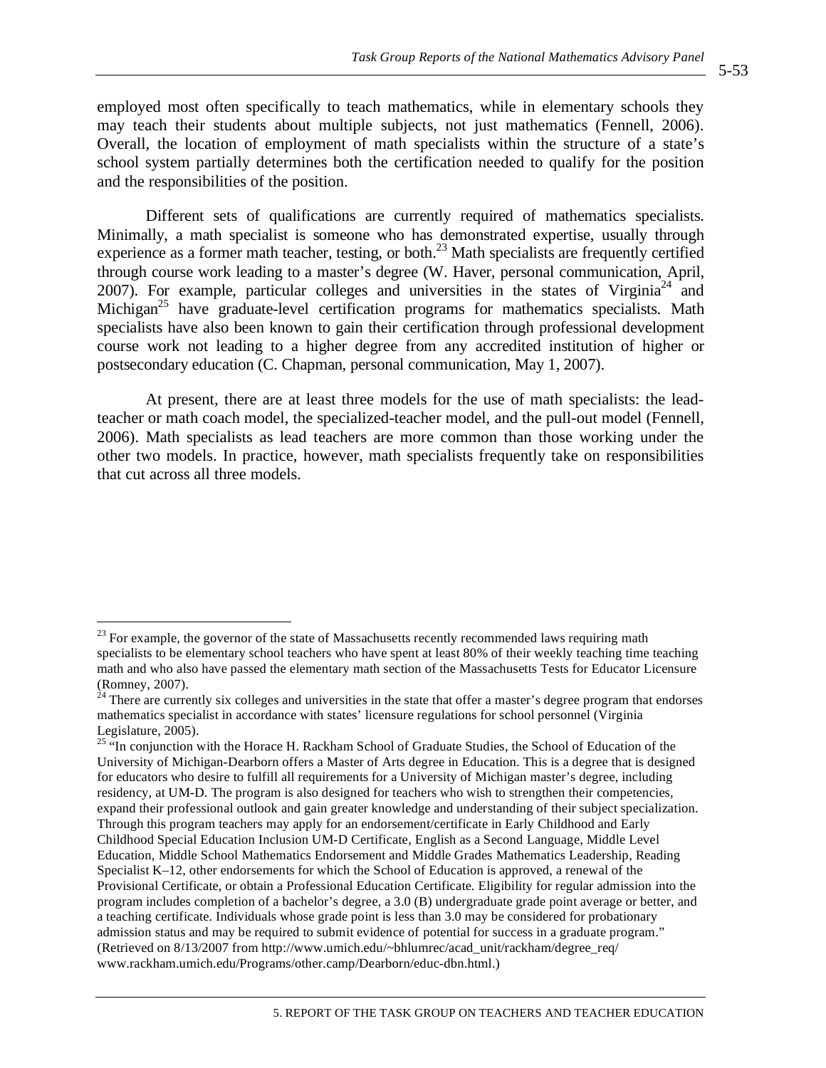employed most often specifically to teach mathematics, while in elementary schools they may teach their students about multiple subjects, not just mathematics (Fennell, 2006). Overall, the location of employment of math specialists within the structure of a state's school system partially determines both the certification needed to qualify for the position and the responsibilities of the position.

Different sets of qualifications are currently required of mathematics specialists. Minimally, a math specialist is someone who has demonstrated expertise, usually through experience as a former math teacher, testing, or both.[23] Math specialists are frequently certified through course work leading to a master's degree (W. Haver, personal communication, April, 2007). For example, particular colleges and universities in the states of Virginia[24] and Michigan[25] have graduate-level certification programs for mathematics specialists. Math specialists have also been known to gain their certification through professional development course work not leading to a higher degree from any accredited institution of higher or postsecondary education (C. Chapman, personal communication, May 1, 2007).

At present, there are at least three models for the use of math specialists: the lead-teacher or math coach model, the specialized-teacher model, and the pull-out model (Fennell, 2006). Math specialists as lead teachers are more common than those working under the other two models. In practice, however, math specialists frequently take on responsibilities that cut across all three models.

---

[23] For example, the governor of the state of Massachusetts recently recommended laws requiring math specialists to be elementary school teachers who have spent at least 80% of their weekly teaching time teaching math and who also have passed the elementary math section of the Massachusetts Tests for Educator Licensure (Romney, 2007).

[24] There are currently six colleges and universities in the state that offer a master's degree program that endorses mathematics specialist in accordance with states' licensure regulations for school personnel (Virginia Legislature, 2005).

[25] "In conjunction with the Horace H. Rackham School of Graduate Studies, the School of Education of the University of Michigan-Dearborn offers a Master of Arts degree in Education. This is a degree that is designed for educators who desire to fulfill all requirements for a University of Michigan master's degree, including residency, at UM-D. The program is also designed for teachers who wish to strengthen their competencies, expand their professional outlook and gain greater knowledge and understanding of their subject specialization. Through this program teachers may apply for an endorsement/certificate in Early Childhood and Early Childhood Special Education Inclusion UM-D Certificate, English as a Second Language, Middle Level Education, Middle School Mathematics Endorsement and Middle Grades Mathematics Leadership, Reading Specialist K–12, other endorsements for which the School of Education is approved, a renewal of the Provisional Certificate, or obtain a Professional Education Certificate. Eligibility for regular admission into the program includes completion of a bachelor's degree, a 3.0 (B) undergraduate grade point average or better, and a teaching certificate. Individuals whose grade point is less than 3.0 may be considered for probationary admission status and may be required to submit evidence of potential for success in a graduate program." (Retrieved on 8/13/2007 from http://www.umich.edu/~bhlumrec/acad_unit/rackham/degree_req/ www.rackham.umich.edu/Programs/other.camp/Dearborn/educ-dbn.html.)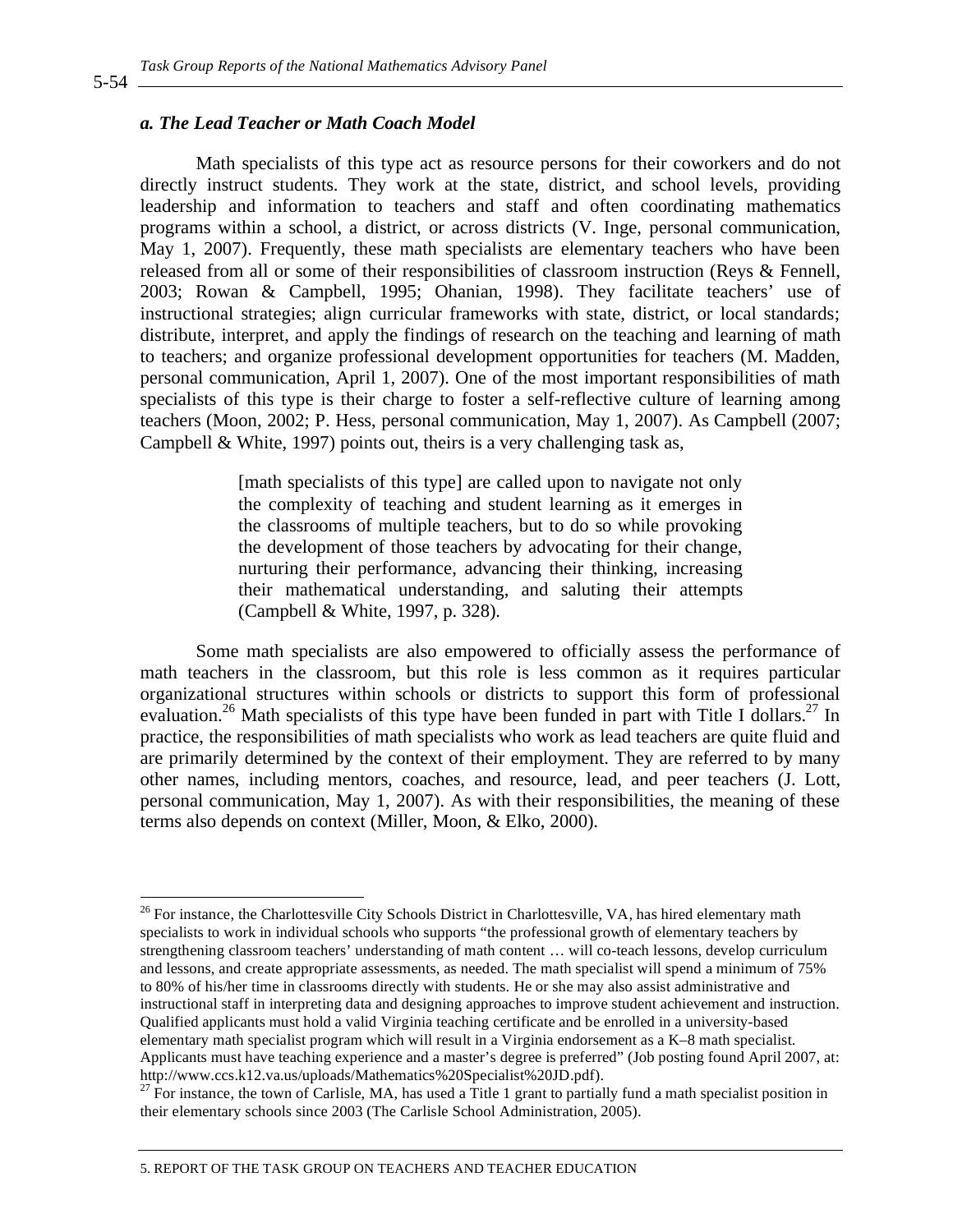### *a. The Lead Teacher or Math Coach Model*

Math specialists of this type act as resource persons for their coworkers and do not directly instruct students. They work at the state, district, and school levels, providing leadership and information to teachers and staff and often coordinating mathematics programs within a school, a district, or across districts (V. Inge, personal communication, May 1, 2007). Frequently, these math specialists are elementary teachers who have been released from all or some of their responsibilities of classroom instruction (Reys & Fennell, 2003; Rowan & Campbell, 1995; Ohanian, 1998). They facilitate teachers' use of instructional strategies; align curricular frameworks with state, district, or local standards; distribute, interpret, and apply the findings of research on the teaching and learning of math to teachers; and organize professional development opportunities for teachers (M. Madden, personal communication, April 1, 2007). One of the most important responsibilities of math specialists of this type is their charge to foster a self-reflective culture of learning among teachers (Moon, 2002; P. Hess, personal communication, May 1, 2007). As Campbell (2007; Campbell & White, 1997) points out, theirs is a very challenging task as,

> [math specialists of this type] are called upon to navigate not only the complexity of teaching and student learning as it emerges in the classrooms of multiple teachers, but to do so while provoking the development of those teachers by advocating for their change, nurturing their performance, advancing their thinking, increasing their mathematical understanding, and saluting their attempts (Campbell & White, 1997, p. 328).

Some math specialists are also empowered to officially assess the performance of math teachers in the classroom, but this role is less common as it requires particular organizational structures within schools or districts to support this form of professional evaluation.[26] Math specialists of this type have been funded in part with Title I dollars.[27] In practice, the responsibilities of math specialists who work as lead teachers are quite fluid and are primarily determined by the context of their employment. They are referred to by many other names, including mentors, coaches, and resource, lead, and peer teachers (J. Lott, personal communication, May 1, 2007). As with their responsibilities, the meaning of these terms also depends on context (Miller, Moon, & Elko, 2000).

---

[26] For instance, the Charlottesville City Schools District in Charlottesville, VA, has hired elementary math specialists to work in individual schools who supports "the professional growth of elementary teachers by strengthening classroom teachers' understanding of math content … will co-teach lessons, develop curriculum and lessons, and create appropriate assessments, as needed. The math specialist will spend a minimum of 75% to 80% of his/her time in classrooms directly with students. He or she may also assist administrative and instructional staff in interpreting data and designing approaches to improve student achievement and instruction. Qualified applicants must hold a valid Virginia teaching certificate and be enrolled in a university-based elementary math specialist program which will result in a Virginia endorsement as a K–8 math specialist. Applicants must have teaching experience and a master's degree is preferred" (Job posting found April 2007, at: http://www.ccs.k12.va.us/uploads/Mathematics%20Specialist%20JD.pdf).

[27] For instance, the town of Carlisle, MA, has used a Title 1 grant to partially fund a math specialist position in their elementary schools since 2003 (The Carlisle School Administration, 2005).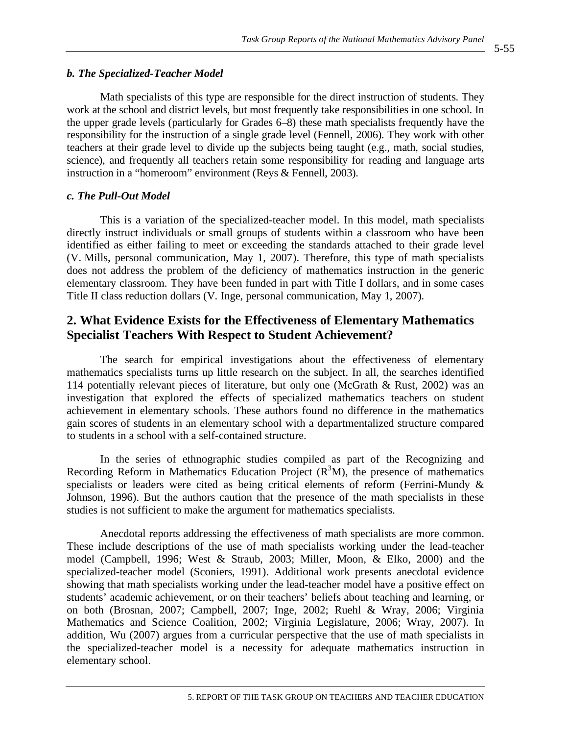### *b. The Specialized-Teacher Model*

Math specialists of this type are responsible for the direct instruction of students. They work at the school and district levels, but most frequently take responsibilities in one school. In the upper grade levels (particularly for Grades 6–8) these math specialists frequently have the responsibility for the instruction of a single grade level (Fennell, 2006). They work with other teachers at their grade level to divide up the subjects being taught (e.g., math, social studies, science), and frequently all teachers retain some responsibility for reading and language arts instruction in a "homeroom" environment (Reys & Fennell, 2003).

### *c. The Pull-Out Model*

This is a variation of the specialized-teacher model. In this model, math specialists directly instruct individuals or small groups of students within a classroom who have been identified as either failing to meet or exceeding the standards attached to their grade level (V. Mills, personal communication, May 1, 2007). Therefore, this type of math specialists does not address the problem of the deficiency of mathematics instruction in the generic elementary classroom. They have been funded in part with Title I dollars, and in some cases Title II class reduction dollars (V. Inge, personal communication, May 1, 2007).

## 2. What Evidence Exists for the Effectiveness of Elementary Mathematics Specialist Teachers With Respect to Student Achievement?

The search for empirical investigations about the effectiveness of elementary mathematics specialists turns up little research on the subject. In all, the searches identified 114 potentially relevant pieces of literature, but only one (McGrath & Rust, 2002) was an investigation that explored the effects of specialized mathematics teachers on student achievement in elementary schools. These authors found no difference in the mathematics gain scores of students in an elementary school with a departmentalized structure compared to students in a school with a self-contained structure.

In the series of ethnographic studies compiled as part of the Recognizing and Recording Reform in Mathematics Education Project ($R^3M$), the presence of mathematics specialists or leaders were cited as being critical elements of reform (Ferrini-Mundy & Johnson, 1996). But the authors caution that the presence of the math specialists in these studies is not sufficient to make the argument for mathematics specialists.

Anecdotal reports addressing the effectiveness of math specialists are more common. These include descriptions of the use of math specialists working under the lead-teacher model (Campbell, 1996; West & Straub, 2003; Miller, Moon, & Elko, 2000) and the specialized-teacher model (Sconiers, 1991). Additional work presents anecdotal evidence showing that math specialists working under the lead-teacher model have a positive effect on students' academic achievement, or on their teachers' beliefs about teaching and learning, or on both (Brosnan, 2007; Campbell, 2007; Inge, 2002; Ruehl & Wray, 2006; Virginia Mathematics and Science Coalition, 2002; Virginia Legislature, 2006; Wray, 2007). In addition, Wu (2007) argues from a curricular perspective that the use of math specialists in the specialized-teacher model is a necessity for adequate mathematics instruction in elementary school.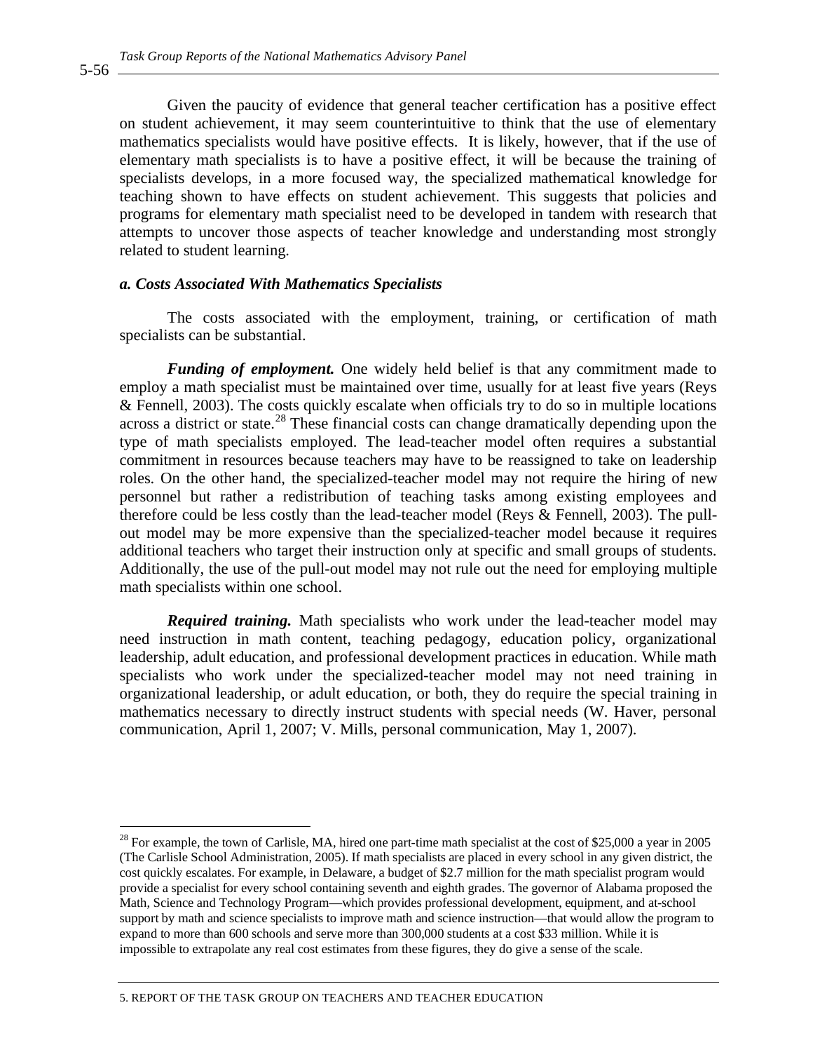Given the paucity of evidence that general teacher certification has a positive effect on student achievement, it may seem counterintuitive to think that the use of elementary mathematics specialists would have positive effects. It is likely, however, that if the use of elementary math specialists is to have a positive effect, it will be because the training of specialists develops, in a more focused way, the specialized mathematical knowledge for teaching shown to have effects on student achievement. This suggests that policies and programs for elementary math specialist need to be developed in tandem with research that attempts to uncover those aspects of teacher knowledge and understanding most strongly related to student learning.

### *a. Costs Associated With Mathematics Specialists*

The costs associated with the employment, training, or certification of math specialists can be substantial.

***Funding of employment.*** One widely held belief is that any commitment made to employ a math specialist must be maintained over time, usually for at least five years (Reys & Fennell, 2003). The costs quickly escalate when officials try to do so in multiple locations across a district or state.[28] These financial costs can change dramatically depending upon the type of math specialists employed. The lead-teacher model often requires a substantial commitment in resources because teachers may have to be reassigned to take on leadership roles. On the other hand, the specialized-teacher model may not require the hiring of new personnel but rather a redistribution of teaching tasks among existing employees and therefore could be less costly than the lead-teacher model (Reys & Fennell, 2003). The pull-out model may be more expensive than the specialized-teacher model because it requires additional teachers who target their instruction only at specific and small groups of students. Additionally, the use of the pull-out model may not rule out the need for employing multiple math specialists within one school.

***Required training.*** Math specialists who work under the lead-teacher model may need instruction in math content, teaching pedagogy, education policy, organizational leadership, adult education, and professional development practices in education. While math specialists who work under the specialized-teacher model may not need training in organizational leadership, or adult education, or both, they do require the special training in mathematics necessary to directly instruct students with special needs (W. Haver, personal communication, April 1, 2007; V. Mills, personal communication, May 1, 2007).

---

[28] For example, the town of Carlisle, MA, hired one part-time math specialist at the cost of $25,000 a year in 2005 (The Carlisle School Administration, 2005). If math specialists are placed in every school in any given district, the cost quickly escalates. For example, in Delaware, a budget of $2.7 million for the math specialist program would provide a specialist for every school containing seventh and eighth grades. The governor of Alabama proposed the Math, Science and Technology Program—which provides professional development, equipment, and at-school support by math and science specialists to improve math and science instruction—that would allow the program to expand to more than 600 schools and serve more than 300,000 students at a cost $33 million. While it is impossible to extrapolate any real cost estimates from these figures, they do give a sense of the scale.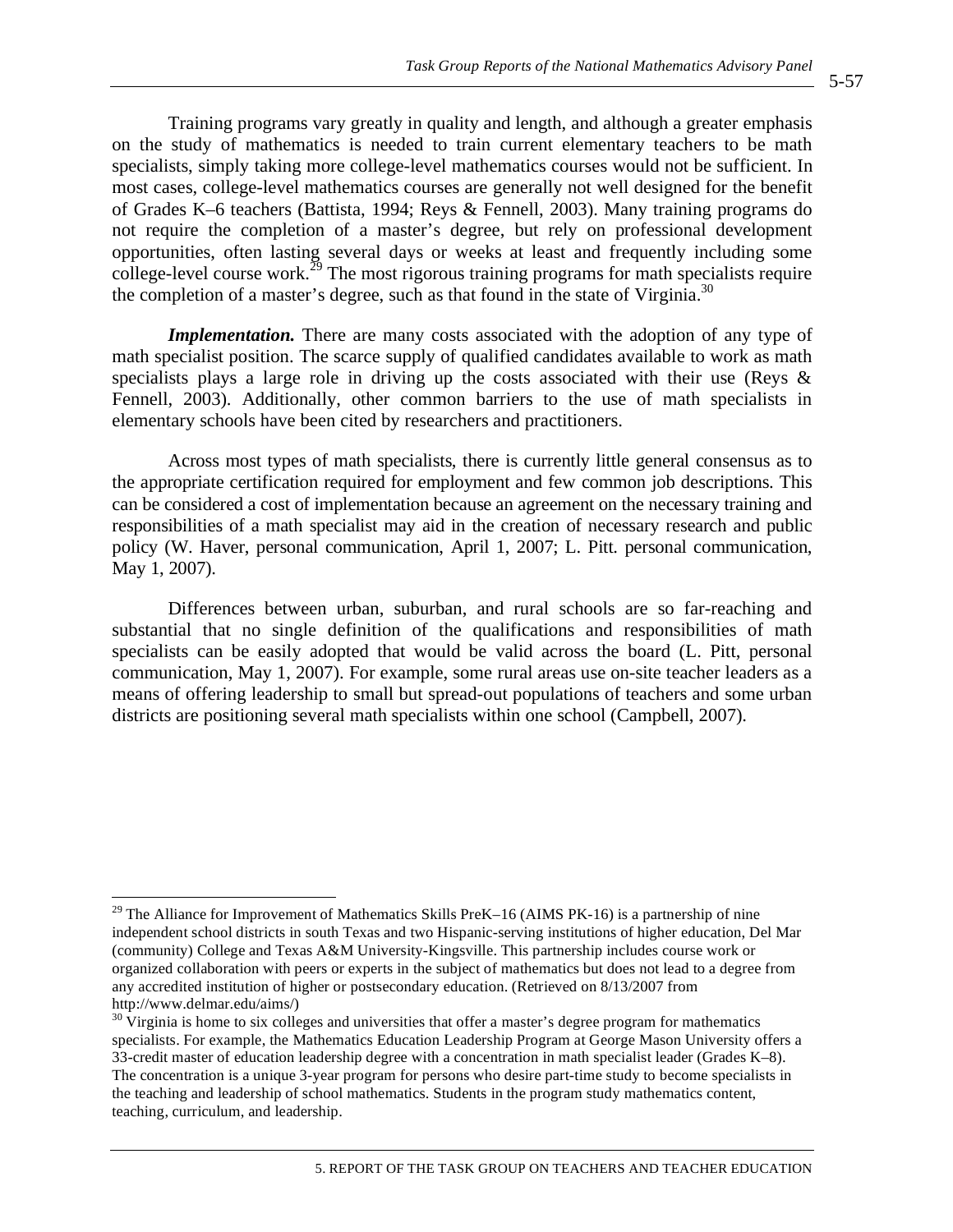Training programs vary greatly in quality and length, and although a greater emphasis on the study of mathematics is needed to train current elementary teachers to be math specialists, simply taking more college-level mathematics courses would not be sufficient. In most cases, college-level mathematics courses are generally not well designed for the benefit of Grades K–6 teachers (Battista, 1994; Reys & Fennell, 2003). Many training programs do not require the completion of a master's degree, but rely on professional development opportunities, often lasting several days or weeks at least and frequently including some college-level course work.[29] The most rigorous training programs for math specialists require the completion of a master's degree, such as that found in the state of Virginia.[30]

***Implementation.*** There are many costs associated with the adoption of any type of math specialist position. The scarce supply of qualified candidates available to work as math specialists plays a large role in driving up the costs associated with their use (Reys & Fennell, 2003). Additionally, other common barriers to the use of math specialists in elementary schools have been cited by researchers and practitioners.

Across most types of math specialists, there is currently little general consensus as to the appropriate certification required for employment and few common job descriptions. This can be considered a cost of implementation because an agreement on the necessary training and responsibilities of a math specialist may aid in the creation of necessary research and public policy (W. Haver, personal communication, April 1, 2007; L. Pitt. personal communication, May 1, 2007).

Differences between urban, suburban, and rural schools are so far-reaching and substantial that no single definition of the qualifications and responsibilities of math specialists can be easily adopted that would be valid across the board (L. Pitt, personal communication, May 1, 2007). For example, some rural areas use on-site teacher leaders as a means of offering leadership to small but spread-out populations of teachers and some urban districts are positioning several math specialists within one school (Campbell, 2007).

---

[29] The Alliance for Improvement of Mathematics Skills PreK–16 (AIMS PK-16) is a partnership of nine independent school districts in south Texas and two Hispanic-serving institutions of higher education, Del Mar (community) College and Texas A&M University-Kingsville. This partnership includes course work or organized collaboration with peers or experts in the subject of mathematics but does not lead to a degree from any accredited institution of higher or postsecondary education. (Retrieved on 8/13/2007 from http://www.delmar.edu/aims/)

[30] Virginia is home to six colleges and universities that offer a master's degree program for mathematics specialists. For example, the Mathematics Education Leadership Program at George Mason University offers a 33-credit master of education leadership degree with a concentration in math specialist leader (Grades K–8). The concentration is a unique 3-year program for persons who desire part-time study to become specialists in the teaching and leadership of school mathematics. Students in the program study mathematics content, teaching, curriculum, and leadership.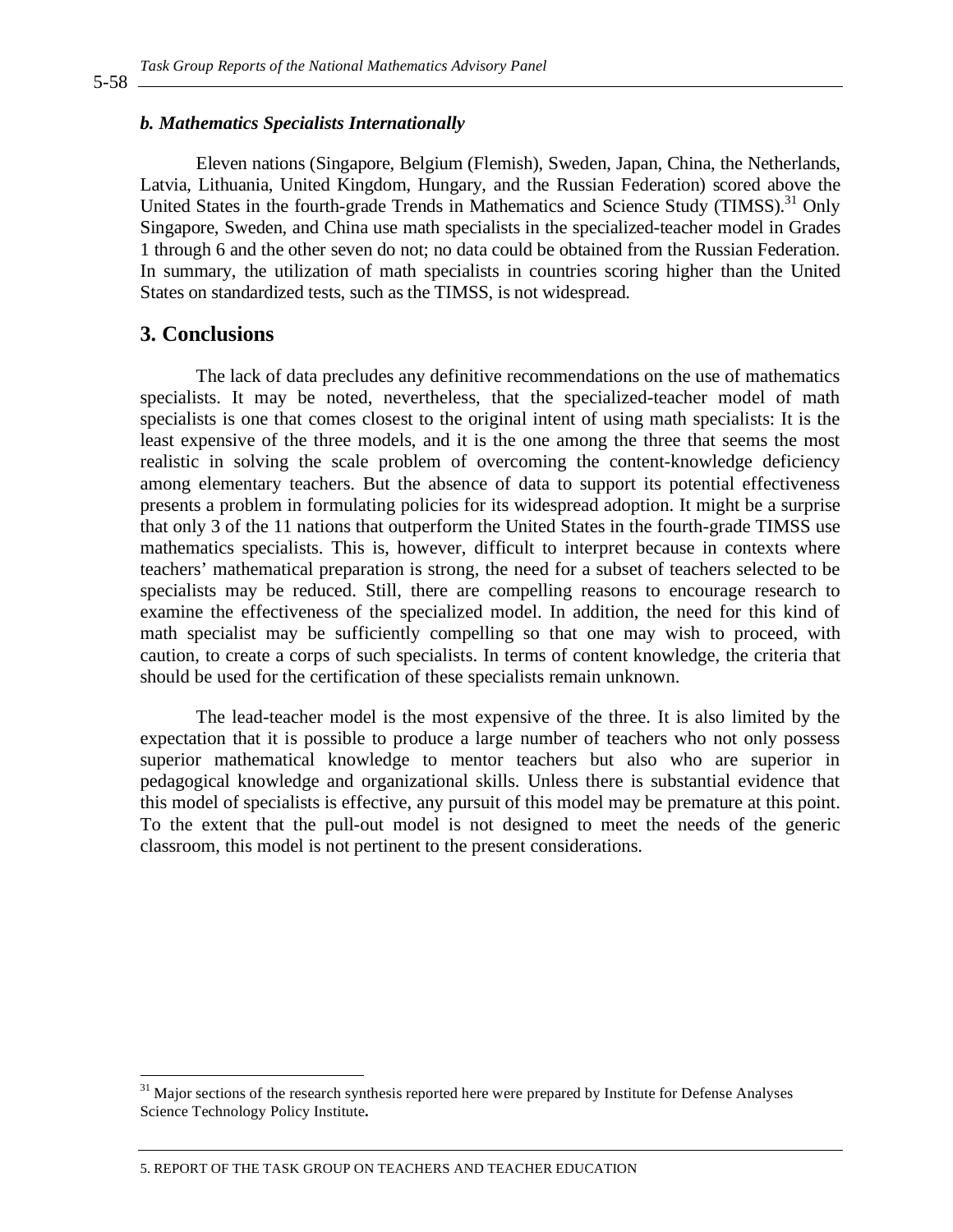### *b. Mathematics Specialists Internationally*

Eleven nations (Singapore, Belgium (Flemish), Sweden, Japan, China, the Netherlands, Latvia, Lithuania, United Kingdom, Hungary, and the Russian Federation) scored above the United States in the fourth-grade Trends in Mathematics and Science Study (TIMSS).[31] Only Singapore, Sweden, and China use math specialists in the specialized-teacher model in Grades 1 through 6 and the other seven do not; no data could be obtained from the Russian Federation. In summary, the utilization of math specialists in countries scoring higher than the United States on standardized tests, such as the TIMSS, is not widespread.

## 3. Conclusions

The lack of data precludes any definitive recommendations on the use of mathematics specialists. It may be noted, nevertheless, that the specialized-teacher model of math specialists is one that comes closest to the original intent of using math specialists: It is the least expensive of the three models, and it is the one among the three that seems the most realistic in solving the scale problem of overcoming the content-knowledge deficiency among elementary teachers. But the absence of data to support its potential effectiveness presents a problem in formulating policies for its widespread adoption. It might be a surprise that only 3 of the 11 nations that outperform the United States in the fourth-grade TIMSS use mathematics specialists. This is, however, difficult to interpret because in contexts where teachers' mathematical preparation is strong, the need for a subset of teachers selected to be specialists may be reduced. Still, there are compelling reasons to encourage research to examine the effectiveness of the specialized model. In addition, the need for this kind of math specialist may be sufficiently compelling so that one may wish to proceed, with caution, to create a corps of such specialists. In terms of content knowledge, the criteria that should be used for the certification of these specialists remain unknown.

The lead-teacher model is the most expensive of the three. It is also limited by the expectation that it is possible to produce a large number of teachers who not only possess superior mathematical knowledge to mentor teachers but also who are superior in pedagogical knowledge and organizational skills. Unless there is substantial evidence that this model of specialists is effective, any pursuit of this model may be premature at this point. To the extent that the pull-out model is not designed to meet the needs of the generic classroom, this model is not pertinent to the present considerations.

---

[31] Major sections of the research synthesis reported here were prepared by Institute for Defense Analyses Science Technology Policy Institute**.**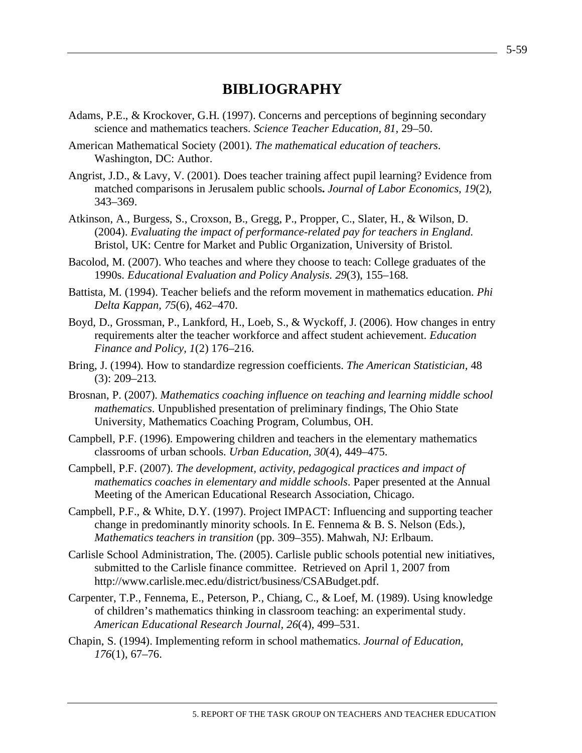# BIBLIOGRAPHY

Adams, P.E., & Krockover, G.H. (1997). Concerns and perceptions of beginning secondary science and mathematics teachers. *Science Teacher Education, 81*, 29–50.

American Mathematical Society (2001). *The mathematical education of teachers*. Washington, DC: Author.

Angrist, J.D., & Lavy, V. (2001). Does teacher training affect pupil learning? Evidence from matched comparisons in Jerusalem public schools**.** *Journal of Labor Economics, 19*(2), 343–369.

Atkinson, A., Burgess, S., Croxson, B., Gregg, P., Propper, C., Slater, H., & Wilson, D. (2004). *Evaluating the impact of performance-related pay for teachers in England.* Bristol, UK: Centre for Market and Public Organization, University of Bristol.

Bacolod, M. (2007). Who teaches and where they choose to teach: College graduates of the 1990s. *Educational Evaluation and Policy Analysis. 29*(3), 155–168.

Battista, M. (1994). Teacher beliefs and the reform movement in mathematics education. *Phi Delta Kappan*, *75*(6), 462–470.

Boyd, D., Grossman, P., Lankford, H., Loeb, S., & Wyckoff, J. (2006). How changes in entry requirements alter the teacher workforce and affect student achievement. *Education Finance and Policy, 1*(2) 176–216.

Bring, J. (1994). How to standardize regression coefficients. *The American Statistician,* 48 (3): 209–213*.*

Brosnan, P. (2007). *Mathematics coaching influence on teaching and learning middle school mathematics*. Unpublished presentation of preliminary findings, The Ohio State University, Mathematics Coaching Program, Columbus, OH.

Campbell, P.F. (1996). Empowering children and teachers in the elementary mathematics classrooms of urban schools. *Urban Education, 30*(4), 449–475.

Campbell, P.F. (2007). *The development, activity, pedagogical practices and impact of mathematics coaches in elementary and middle schools*. Paper presented at the Annual Meeting of the American Educational Research Association, Chicago.

Campbell, P.F., & White, D.Y. (1997). Project IMPACT: Influencing and supporting teacher change in predominantly minority schools. In E. Fennema & B. S. Nelson (Eds.), *Mathematics teachers in transition* (pp. 309–355). Mahwah, NJ: Erlbaum.

Carlisle School Administration, The. (2005). Carlisle public schools potential new initiatives, submitted to the Carlisle finance committee. Retrieved on April 1, 2007 from http://www.carlisle.mec.edu/district/business/CSABudget.pdf.

Carpenter, T.P., Fennema, E., Peterson, P., Chiang, C., & Loef, M. (1989). Using knowledge of children's mathematics thinking in classroom teaching: an experimental study. *American Educational Research Journal, 26*(4), 499–531.

Chapin, S. (1994). Implementing reform in school mathematics. *Journal of Education, 176*(1), 67–76.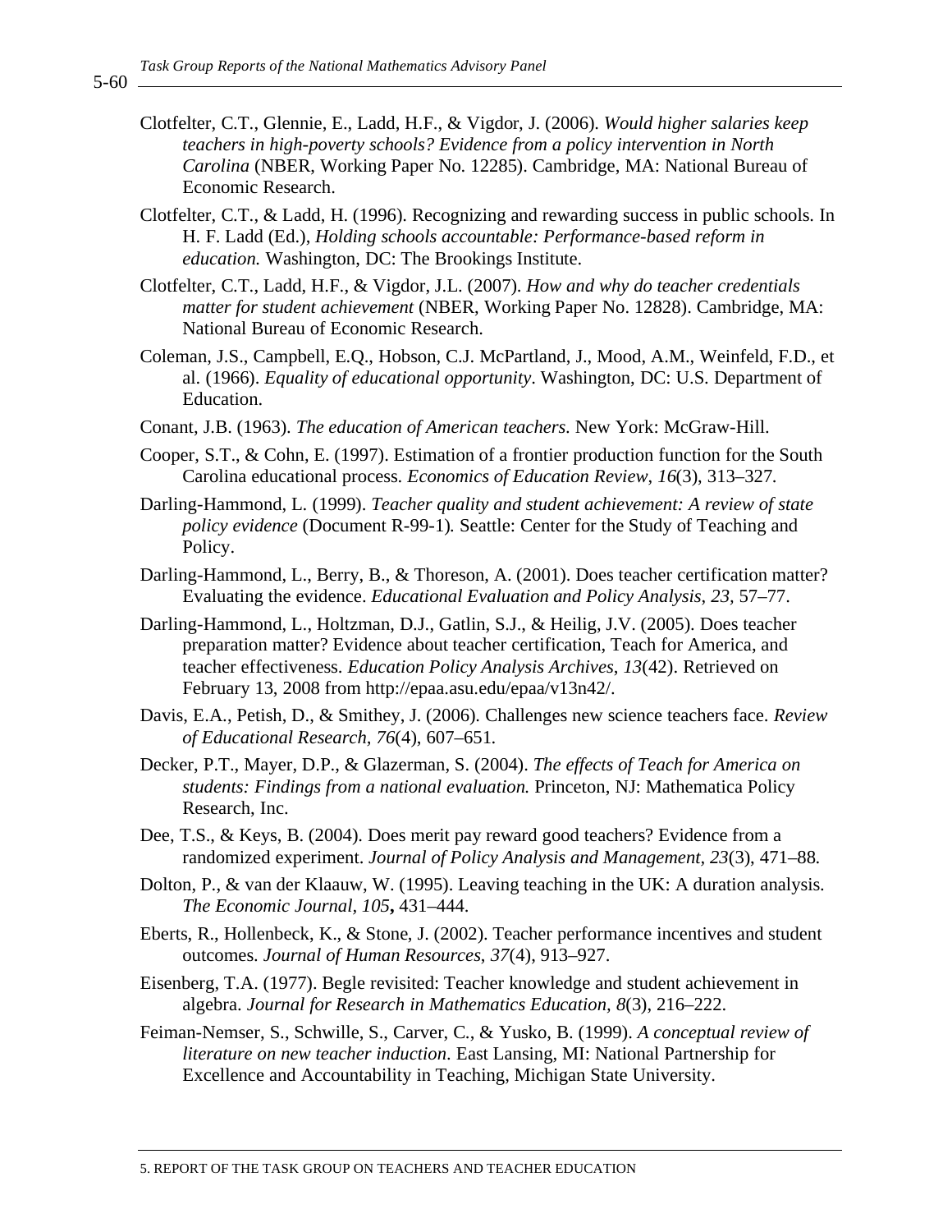Clotfelter, C.T., Glennie, E., Ladd, H.F., & Vigdor, J. (2006). *Would higher salaries keep teachers in high-poverty schools? Evidence from a policy intervention in North Carolina* (NBER, Working Paper No. 12285). Cambridge, MA: National Bureau of Economic Research.

Clotfelter, C.T., & Ladd, H. (1996). Recognizing and rewarding success in public schools. In H. F. Ladd (Ed.), *Holding schools accountable: Performance-based reform in education.* Washington, DC: The Brookings Institute.

Clotfelter, C.T., Ladd, H.F., & Vigdor, J.L. (2007). *How and why do teacher credentials matter for student achievement* (NBER, Working Paper No. 12828). Cambridge, MA: National Bureau of Economic Research.

Coleman, J.S., Campbell, E.Q., Hobson, C.J. McPartland, J., Mood, A.M., Weinfeld, F.D., et al. (1966). *Equality of educational opportunity*. Washington, DC: U.S. Department of Education.

Conant, J.B. (1963). *The education of American teachers*. New York: McGraw-Hill.

Cooper, S.T., & Cohn, E. (1997). Estimation of a frontier production function for the South Carolina educational process. *Economics of Education Review*, *16*(3), 313–327.

Darling-Hammond, L. (1999). *Teacher quality and student achievement: A review of state policy evidence* (Document R-99-1)*.* Seattle: Center for the Study of Teaching and Policy.

Darling-Hammond, L., Berry, B., & Thoreson, A. (2001). Does teacher certification matter? Evaluating the evidence. *Educational Evaluation and Policy Analysis*, *23,* 57–77.

Darling-Hammond, L., Holtzman, D.J., Gatlin, S.J., & Heilig, J.V. (2005). Does teacher preparation matter? Evidence about teacher certification, Teach for America, and teacher effectiveness. *Education Policy Analysis Archives*, *13*(42). Retrieved on February 13, 2008 from http://epaa.asu.edu/epaa/v13n42/.

Davis, E.A., Petish, D., & Smithey, J. (2006). Challenges new science teachers face. *Review of Educational Research*, *76*(4), 607–651*.*

Decker, P.T., Mayer, D.P., & Glazerman, S. (2004). *The effects of Teach for America on students: Findings from a national evaluation.* Princeton, NJ: Mathematica Policy Research, Inc.

Dee, T.S., & Keys, B. (2004). Does merit pay reward good teachers? Evidence from a randomized experiment. *Journal of Policy Analysis and Management*, *23*(3), 471–88*.*

Dolton, P., & van der Klaauw, W. (1995). Leaving teaching in the UK: A duration analysis. *The Economic Journal*, *105***,** 431–444.

Eberts, R., Hollenbeck, K., & Stone, J. (2002). Teacher performance incentives and student outcomes. *Journal of Human Resources*, *37*(4), 913–927.

Eisenberg, T.A. (1977). Begle revisited: Teacher knowledge and student achievement in algebra. *Journal for Research in Mathematics Education*, *8*(3), 216–222.

Feiman-Nemser, S., Schwille, S., Carver, C., & Yusko, B. (1999). *A conceptual review of literature on new teacher induction*. East Lansing, MI: National Partnership for Excellence and Accountability in Teaching, Michigan State University.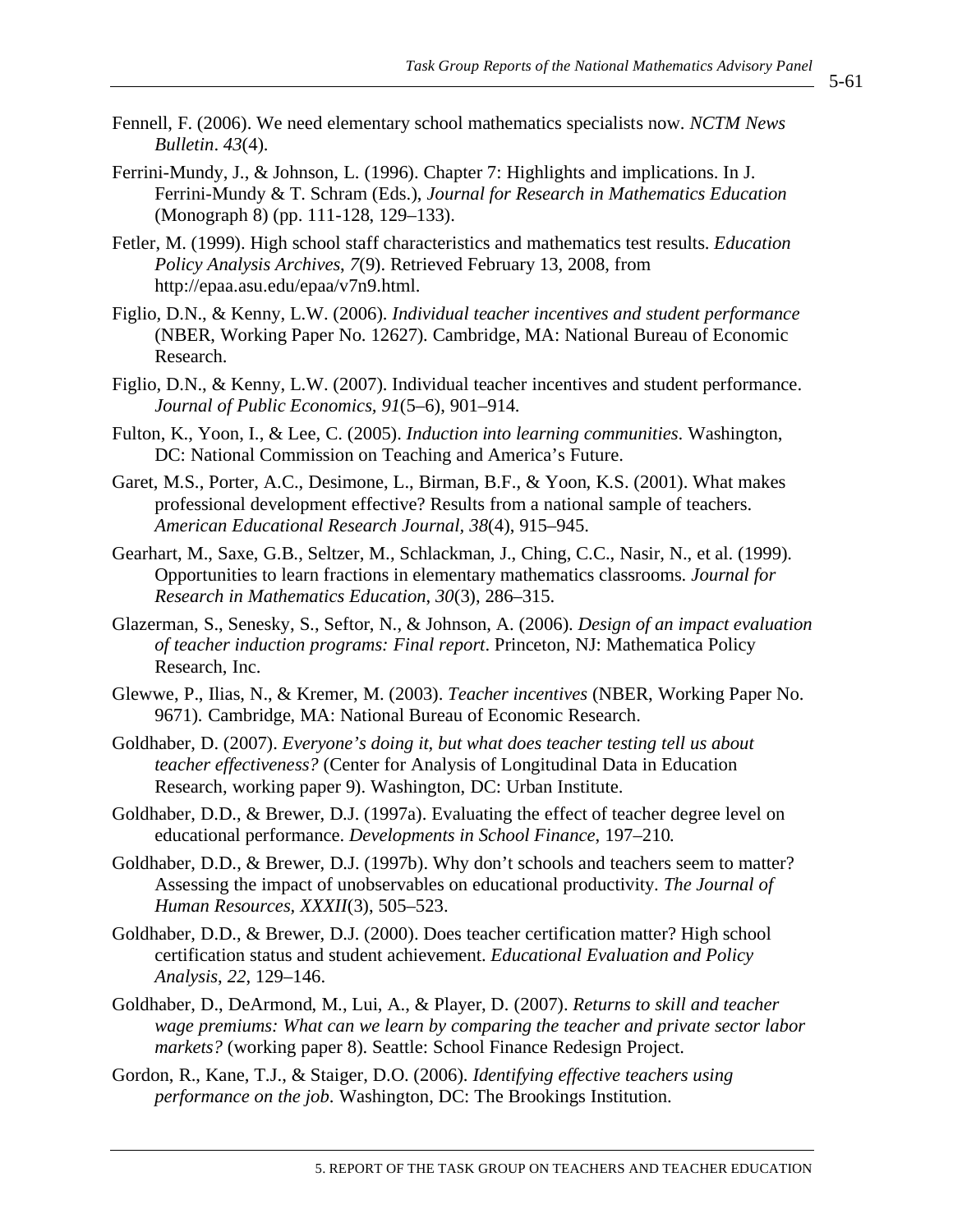Fennell, F. (2006). We need elementary school mathematics specialists now. *NCTM News Bulletin*. *43*(4).

Ferrini-Mundy, J., & Johnson, L. (1996). Chapter 7: Highlights and implications. In J. Ferrini-Mundy & T. Schram (Eds.), *Journal for Research in Mathematics Education* (Monograph 8) (pp. 111-128, 129–133).

Fetler, M. (1999). High school staff characteristics and mathematics test results. *Education Policy Analysis Archives*, *7*(9). Retrieved February 13, 2008, from http://epaa.asu.edu/epaa/v7n9.html.

Figlio, D.N., & Kenny, L.W. (2006). *Individual teacher incentives and student performance* (NBER, Working Paper No. 12627). Cambridge, MA: National Bureau of Economic Research.

Figlio, D.N., & Kenny, L.W. (2007). Individual teacher incentives and student performance. *Journal of Public Economics, 91*(5–6), 901–914.

Fulton, K., Yoon, I., & Lee, C. (2005). *Induction into learning communities*. Washington, DC: National Commission on Teaching and America's Future.

Garet, M.S., Porter, A.C., Desimone, L., Birman, B.F., & Yoon, K.S. (2001). What makes professional development effective? Results from a national sample of teachers. *American Educational Research Journal*, *38*(4), 915–945.

Gearhart, M., Saxe, G.B., Seltzer, M., Schlackman, J., Ching, C.C., Nasir, N., et al. (1999). Opportunities to learn fractions in elementary mathematics classrooms. *Journal for Research in Mathematics Education*, *30*(3), 286–315.

Glazerman, S., Senesky, S., Seftor, N., & Johnson, A. (2006). *Design of an impact evaluation of teacher induction programs: Final report*. Princeton, NJ: Mathematica Policy Research, Inc.

Glewwe, P., Ilias, N., & Kremer, M. (2003). *Teacher incentives* (NBER, Working Paper No. 9671). Cambridge, MA: National Bureau of Economic Research.

Goldhaber, D. (2007). *Everyone's doing it, but what does teacher testing tell us about teacher effectiveness?* (Center for Analysis of Longitudinal Data in Education Research, working paper 9). Washington, DC: Urban Institute.

Goldhaber, D.D., & Brewer, D.J. (1997a). Evaluating the effect of teacher degree level on educational performance. *Developments in School Finance*, 197–210.

Goldhaber, D.D., & Brewer, D.J. (1997b). Why don't schools and teachers seem to matter? Assessing the impact of unobservables on educational productivity. *The Journal of Human Resources, XXXII*(3), 505–523.

Goldhaber, D.D., & Brewer, D.J. (2000). Does teacher certification matter? High school certification status and student achievement. *Educational Evaluation and Policy Analysis*, *22*, 129–146.

Goldhaber, D., DeArmond, M., Lui, A., & Player, D. (2007). *Returns to skill and teacher wage premiums: What can we learn by comparing the teacher and private sector labor markets?* (working paper 8). Seattle: School Finance Redesign Project.

Gordon, R., Kane, T.J., & Staiger, D.O. (2006). *Identifying effective teachers using performance on the job*. Washington, DC: The Brookings Institution.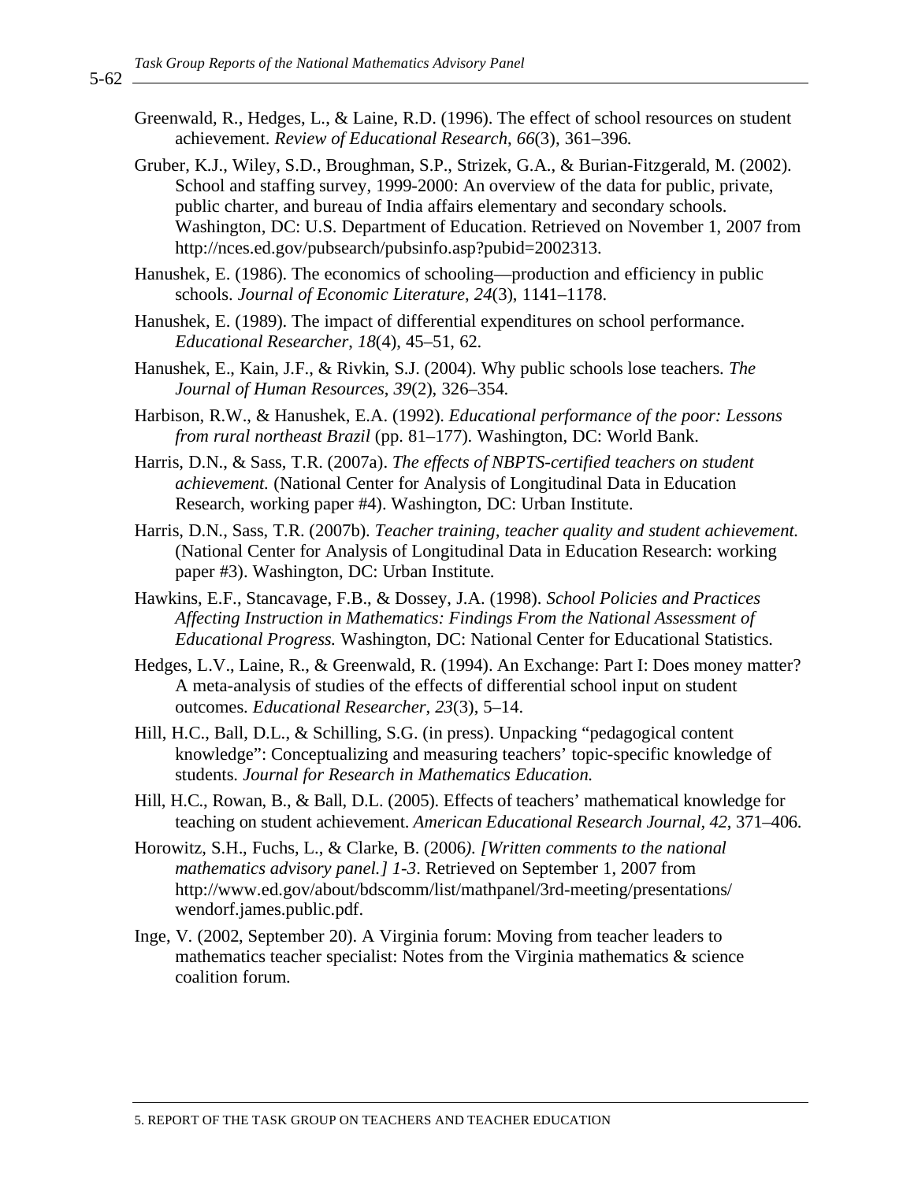Greenwald, R., Hedges, L., & Laine, R.D. (1996). The effect of school resources on student achievement. *Review of Educational Research*, *66*(3), 361–396.

Gruber, K.J., Wiley, S.D., Broughman, S.P., Strizek, G.A., & Burian-Fitzgerald, M. (2002). School and staffing survey, 1999-2000: An overview of the data for public, private, public charter, and bureau of India affairs elementary and secondary schools. Washington, DC: U.S. Department of Education. Retrieved on November 1, 2007 from http://nces.ed.gov/pubsearch/pubsinfo.asp?pubid=2002313.

Hanushek, E. (1986). The economics of schooling—production and efficiency in public schools. *Journal of Economic Literature*, *24*(3), 1141–1178.

Hanushek, E. (1989). The impact of differential expenditures on school performance. *Educational Researcher*, *18*(4), 45–51, 62.

Hanushek, E., Kain, J.F., & Rivkin, S.J. (2004). Why public schools lose teachers. *The Journal of Human Resources*, *39*(2), 326–354.

Harbison, R.W., & Hanushek, E.A. (1992). *Educational performance of the poor: Lessons from rural northeast Brazil* (pp. 81–177). Washington, DC: World Bank.

Harris, D.N., & Sass, T.R. (2007a). *The effects of NBPTS-certified teachers on student achievement.* (National Center for Analysis of Longitudinal Data in Education Research, working paper #4). Washington, DC: Urban Institute.

Harris, D.N., Sass, T.R. (2007b). *Teacher training, teacher quality and student achievement.* (National Center for Analysis of Longitudinal Data in Education Research: working paper #3). Washington, DC: Urban Institute.

Hawkins, E.F., Stancavage, F.B., & Dossey, J.A. (1998). *School Policies and Practices Affecting Instruction in Mathematics: Findings From the National Assessment of Educational Progress.* Washington, DC: National Center for Educational Statistics.

Hedges, L.V., Laine, R., & Greenwald, R. (1994). An Exchange: Part I: Does money matter? A meta-analysis of studies of the effects of differential school input on student outcomes. *Educational Researcher*, *23*(3), 5–14.

Hill, H.C., Ball, D.L., & Schilling, S.G. (in press). Unpacking "pedagogical content knowledge": Conceptualizing and measuring teachers' topic-specific knowledge of students. *Journal for Research in Mathematics Education.*

Hill, H.C., Rowan, B., & Ball, D.L. (2005). Effects of teachers' mathematical knowledge for teaching on student achievement. *American Educational Research Journal*, *42*, 371–406.

Horowitz, S.H., Fuchs, L., & Clarke, B. (2006). *[Written comments to the national mathematics advisory panel.] 1-3*. Retrieved on September 1, 2007 from http://www.ed.gov/about/bdscomm/list/mathpanel/3rd-meeting/presentations/wendorf.james.public.pdf.

Inge, V. (2002, September 20). A Virginia forum: Moving from teacher leaders to mathematics teacher specialist: Notes from the Virginia mathematics & science coalition forum.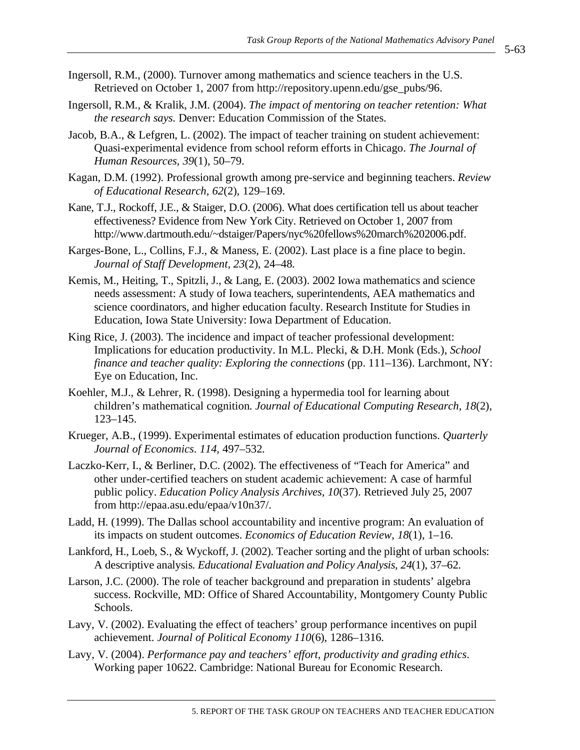Ingersoll, R.M., (2000). Turnover among mathematics and science teachers in the U.S. Retrieved on October 1, 2007 from http://repository.upenn.edu/gse_pubs/96.

Ingersoll, R.M., & Kralik, J.M. (2004). *The impact of mentoring on teacher retention: What the research says*. Denver: Education Commission of the States.

Jacob, B.A., & Lefgren, L. (2002). The impact of teacher training on student achievement: Quasi-experimental evidence from school reform efforts in Chicago. *The Journal of Human Resources, 39*(1), 50–79.

Kagan, D.M. (1992). Professional growth among pre-service and beginning teachers. *Review of Educational Research, 62*(2), 129–169.

Kane, T.J., Rockoff, J.E., & Staiger, D.O. (2006). What does certification tell us about teacher effectiveness? Evidence from New York City. Retrieved on October 1, 2007 from http://www.dartmouth.edu/~dstaiger/Papers/nyc%20fellows%20march%202006.pdf.

Karges-Bone, L., Collins, F.J., & Maness, E. (2002). Last place is a fine place to begin. *Journal of Staff Development, 23*(2), 24–48.

Kemis, M., Heiting, T., Spitzli, J., & Lang, E. (2003). 2002 Iowa mathematics and science needs assessment: A study of Iowa teachers, superintendents, AEA mathematics and science coordinators, and higher education faculty. Research Institute for Studies in Education, Iowa State University: Iowa Department of Education.

King Rice, J. (2003). The incidence and impact of teacher professional development: Implications for education productivity. In M.L. Plecki, & D.H. Monk (Eds.), *School finance and teacher quality: Exploring the connections* (pp. 111–136). Larchmont, NY: Eye on Education, Inc.

Koehler, M.J., & Lehrer, R. (1998). Designing a hypermedia tool for learning about children's mathematical cognition. *Journal of Educational Computing Research, 18*(2), 123–145.

Krueger, A.B., (1999). Experimental estimates of education production functions. *Quarterly Journal of Economics*. *114*, 497–532.

Laczko-Kerr, I., & Berliner, D.C. (2002). The effectiveness of "Teach for America" and other under-certified teachers on student academic achievement: A case of harmful public policy. *Education Policy Analysis Archives, 10*(37). Retrieved July 25, 2007 from http://epaa.asu.edu/epaa/v10n37/.

Ladd, H. (1999). The Dallas school accountability and incentive program: An evaluation of its impacts on student outcomes. *Economics of Education Review, 18*(1), 1–16.

Lankford, H., Loeb, S., & Wyckoff, J. (2002). Teacher sorting and the plight of urban schools: A descriptive analysis. *Educational Evaluation and Policy Analysis, 24*(1), 37–62.

Larson, J.C. (2000). The role of teacher background and preparation in students' algebra success. Rockville, MD: Office of Shared Accountability, Montgomery County Public Schools.

Lavy, V. (2002). Evaluating the effect of teachers' group performance incentives on pupil achievement. *Journal of Political Economy 110*(6), 1286–1316.

Lavy, V. (2004). *Performance pay and teachers' effort, productivity and grading ethics*. Working paper 10622. Cambridge: National Bureau for Economic Research.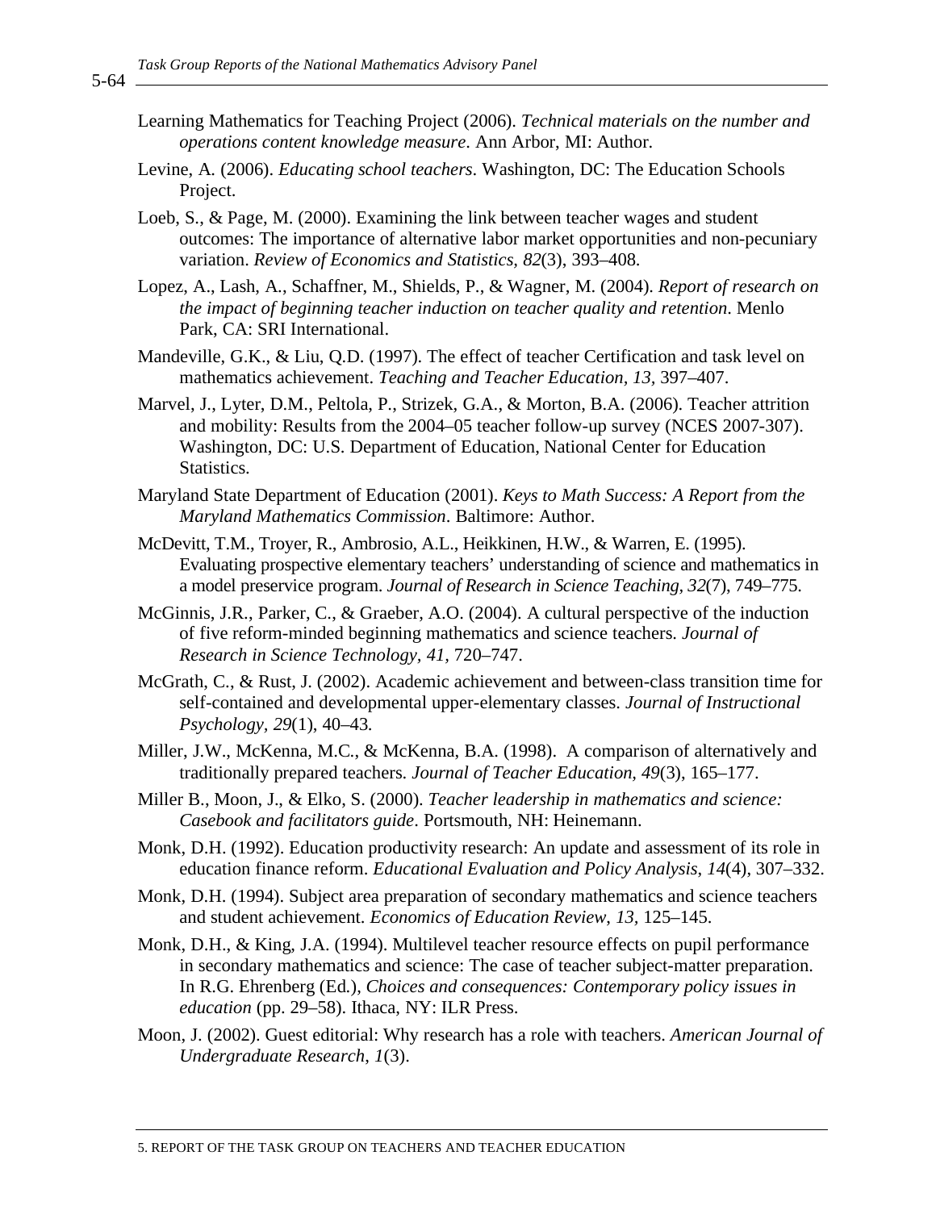Learning Mathematics for Teaching Project (2006). *Technical materials on the number and operations content knowledge measure*. Ann Arbor, MI: Author.

Levine, A. (2006). *Educating school teachers*. Washington, DC: The Education Schools Project.

Loeb, S., & Page, M. (2000). Examining the link between teacher wages and student outcomes: The importance of alternative labor market opportunities and non-pecuniary variation. *Review of Economics and Statistics, 82*(3), 393–408.

Lopez, A., Lash, A., Schaffner, M., Shields, P., & Wagner, M. (2004). *Report of research on the impact of beginning teacher induction on teacher quality and retention*. Menlo Park, CA: SRI International.

Mandeville, G.K., & Liu, Q.D. (1997). The effect of teacher Certification and task level on mathematics achievement. *Teaching and Teacher Education, 13*, 397–407.

Marvel, J., Lyter, D.M., Peltola, P., Strizek, G.A., & Morton, B.A. (2006). Teacher attrition and mobility: Results from the 2004–05 teacher follow-up survey (NCES 2007-307). Washington, DC: U.S. Department of Education, National Center for Education Statistics.

Maryland State Department of Education (2001). *Keys to Math Success: A Report from the Maryland Mathematics Commission*. Baltimore: Author.

McDevitt, T.M., Troyer, R., Ambrosio, A.L., Heikkinen, H.W., & Warren, E. (1995). Evaluating prospective elementary teachers' understanding of science and mathematics in a model preservice program. *Journal of Research in Science Teaching, 32*(7), 749–775.

McGinnis, J.R., Parker, C., & Graeber, A.O. (2004). A cultural perspective of the induction of five reform-minded beginning mathematics and science teachers. *Journal of Research in Science Technology, 41*, 720–747.

McGrath, C., & Rust, J. (2002). Academic achievement and between-class transition time for self-contained and developmental upper-elementary classes. *Journal of Instructional Psychology, 29*(1), 40–43.

Miller, J.W., McKenna, M.C., & McKenna, B.A. (1998). A comparison of alternatively and traditionally prepared teachers. *Journal of Teacher Education, 49*(3), 165–177.

Miller B., Moon, J., & Elko, S. (2000). *Teacher leadership in mathematics and science: Casebook and facilitators guide*. Portsmouth, NH: Heinemann.

Monk, D.H. (1992). Education productivity research: An update and assessment of its role in education finance reform. *Educational Evaluation and Policy Analysis, 14*(4), 307–332.

Monk, D.H. (1994). Subject area preparation of secondary mathematics and science teachers and student achievement. *Economics of Education Review, 13*, 125–145.

Monk, D.H., & King, J.A. (1994). Multilevel teacher resource effects on pupil performance in secondary mathematics and science: The case of teacher subject-matter preparation. In R.G. Ehrenberg (Ed.), *Choices and consequences: Contemporary policy issues in education* (pp. 29–58). Ithaca, NY: ILR Press.

Moon, J. (2002). Guest editorial: Why research has a role with teachers. *American Journal of Undergraduate Research, 1*(3).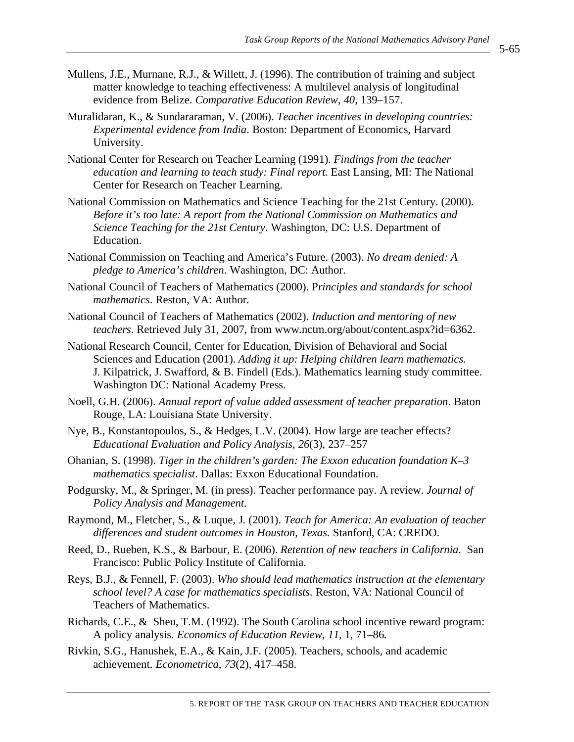Mullens, J.E., Murnane, R.J., & Willett, J. (1996). The contribution of training and subject matter knowledge to teaching effectiveness: A multilevel analysis of longitudinal evidence from Belize. *Comparative Education Review*, *40*, 139–157.

Muralidaran, K., & Sundararaman, V. (2006). *Teacher incentives in developing countries: Experimental evidence from India*. Boston: Department of Economics, Harvard University.

National Center for Research on Teacher Learning (1991). *Findings from the teacher education and learning to teach study: Final report.* East Lansing, MI: The National Center for Research on Teacher Learning.

National Commission on Mathematics and Science Teaching for the 21st Century. (2000). *Before it's too late: A report from the National Commission on Mathematics and Science Teaching for the 21st Century*. Washington, DC: U.S. Department of Education.

National Commission on Teaching and America's Future. (2003). *No dream denied: A pledge to America's children*. Washington, DC: Author.

National Council of Teachers of Mathematics (2000). P*rinciples and standards for school mathematics*. Reston, VA: Author.

National Council of Teachers of Mathematics (2002). *Induction and mentoring of new teachers*. Retrieved July 31, 2007, from www.nctm.org/about/content.aspx?id=6362.

National Research Council, Center for Education, Division of Behavioral and Social Sciences and Education (2001). *Adding it up: Helping children learn mathematics.* J. Kilpatrick, J. Swafford, & B. Findell (Eds.). Mathematics learning study committee. Washington DC: National Academy Press.

Noell, G.H. (2006). *Annual report of value added assessment of teacher preparation*. Baton Rouge, LA: Louisiana State University.

Nye, B., Konstantopoulos, S., & Hedges, L.V. (2004). How large are teacher effects? *Educational Evaluation and Policy Analysis*, *26*(3), 237–257

Ohanian, S. (1998). *Tiger in the children's garden: The Exxon education foundation K–3 mathematics specialist.* Dallas: Exxon Educational Foundation.

Podgursky, M., & Springer, M. (in press). Teacher performance pay. A review. *Journal of Policy Analysis and Management.*

Raymond, M., Fletcher, S., & Luque, J. (2001). *Teach for America: An evaluation of teacher differences and student outcomes in Houston, Texas.* Stanford, CA: CREDO.

Reed, D., Rueben, K.S., & Barbour, E. (2006). *Retention of new teachers in California*. San Francisco: Public Policy Institute of California.

Reys, B.J., & Fennell, F. (2003). *Who should lead mathematics instruction at the elementary school level? A case for mathematics specialists.* Reston, VA: National Council of Teachers of Mathematics.

Richards, C.E., & Sheu, T.M. (1992). The South Carolina school incentive reward program: A policy analysis. *Economics of Education Review*, *11*, 1, 71–86.

Rivkin, S.G., Hanushek, E.A., & Kain, J.F. (2005). Teachers, schools, and academic achievement. *Econometrica*, *73*(2), 417–458.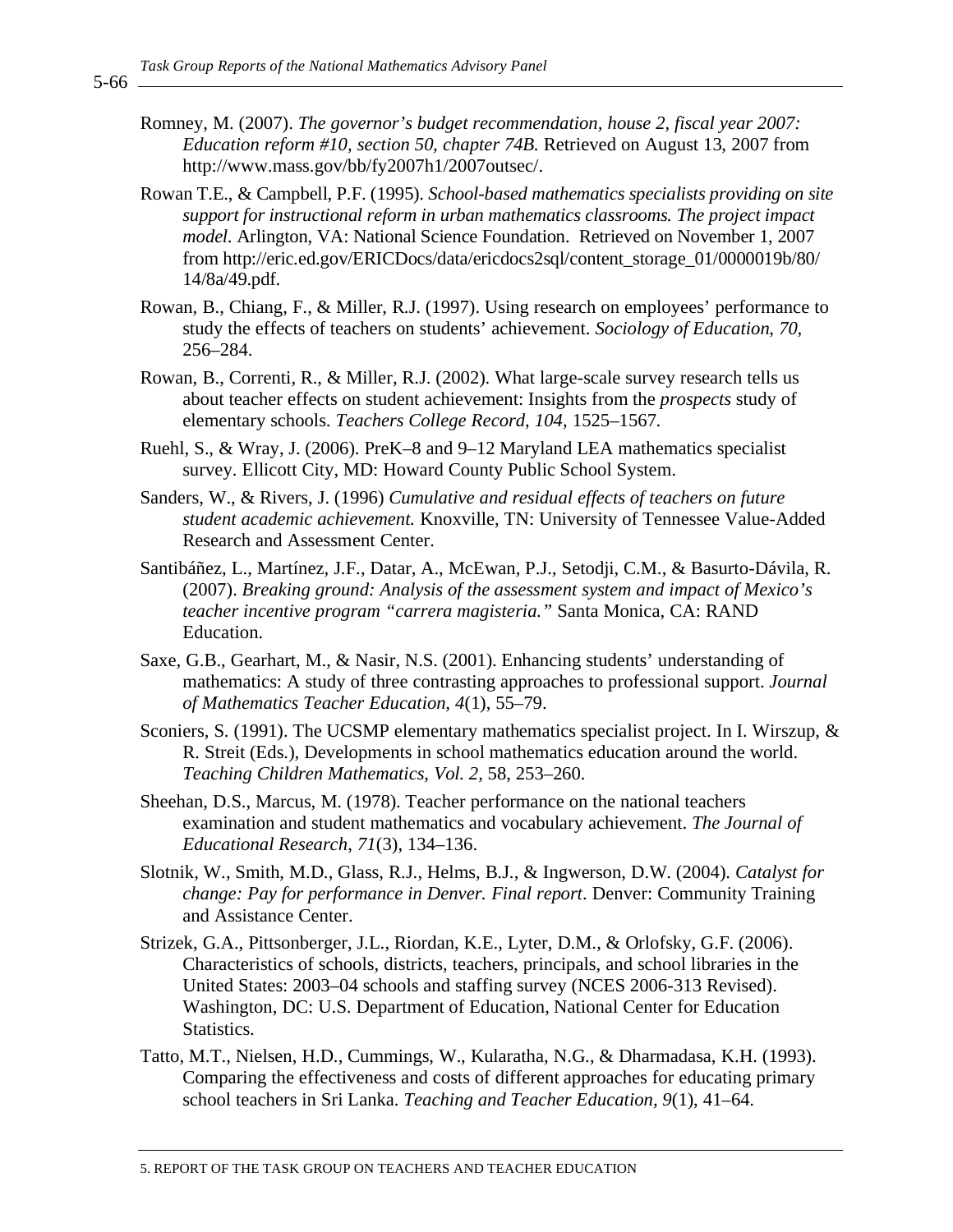Romney, M. (2007). *The governor's budget recommendation, house 2, fiscal year 2007: Education reform #10, section 50, chapter 74B.* Retrieved on August 13, 2007 from http://www.mass.gov/bb/fy2007h1/2007outsec/.

Rowan T.E., & Campbell, P.F. (1995). *School-based mathematics specialists providing on site support for instructional reform in urban mathematics classrooms. The project impact model.* Arlington, VA: National Science Foundation. Retrieved on November 1, 2007 from http://eric.ed.gov/ERICDocs/data/ericdocs2sql/content_storage_01/0000019b/80/14/8a/49.pdf.

Rowan, B., Chiang, F., & Miller, R.J. (1997). Using research on employees' performance to study the effects of teachers on students' achievement. *Sociology of Education, 70,* 256–284.

Rowan, B., Correnti, R., & Miller, R.J. (2002). What large-scale survey research tells us about teacher effects on student achievement: Insights from the *prospects* study of elementary schools. *Teachers College Record, 104,* 1525–1567.

Ruehl, S., & Wray, J. (2006). PreK–8 and 9–12 Maryland LEA mathematics specialist survey. Ellicott City, MD: Howard County Public School System.

Sanders, W., & Rivers, J. (1996) *Cumulative and residual effects of teachers on future student academic achievement.* Knoxville, TN: University of Tennessee Value-Added Research and Assessment Center.

Santibáñez, L., Martínez, J.F., Datar, A., McEwan, P.J., Setodji, C.M., & Basurto-Dávila, R. (2007). *Breaking ground: Analysis of the assessment system and impact of Mexico's teacher incentive program "carrera magisteria."* Santa Monica, CA: RAND Education.

Saxe, G.B., Gearhart, M., & Nasir, N.S. (2001). Enhancing students' understanding of mathematics: A study of three contrasting approaches to professional support. *Journal of Mathematics Teacher Education, 4*(1), 55–79.

Sconiers, S. (1991). The UCSMP elementary mathematics specialist project. In I. Wirszup, & R. Streit (Eds.), Developments in school mathematics education around the world. *Teaching Children Mathematics, Vol. 2,* 58, 253–260.

Sheehan, D.S., Marcus, M. (1978). Teacher performance on the national teachers examination and student mathematics and vocabulary achievement. *The Journal of Educational Research, 71*(3), 134–136.

Slotnik, W., Smith, M.D., Glass, R.J., Helms, B.J., & Ingwerson, D.W. (2004). *Catalyst for change: Pay for performance in Denver. Final report*. Denver: Community Training and Assistance Center.

Strizek, G.A., Pittsonberger, J.L., Riordan, K.E., Lyter, D.M., & Orlofsky, G.F. (2006). Characteristics of schools, districts, teachers, principals, and school libraries in the United States: 2003–04 schools and staffing survey (NCES 2006-313 Revised). Washington, DC: U.S. Department of Education, National Center for Education Statistics.

Tatto, M.T., Nielsen, H.D., Cummings, W., Kularatha, N.G., & Dharmadasa, K.H. (1993). Comparing the effectiveness and costs of different approaches for educating primary school teachers in Sri Lanka. *Teaching and Teacher Education, 9*(1), 41–64.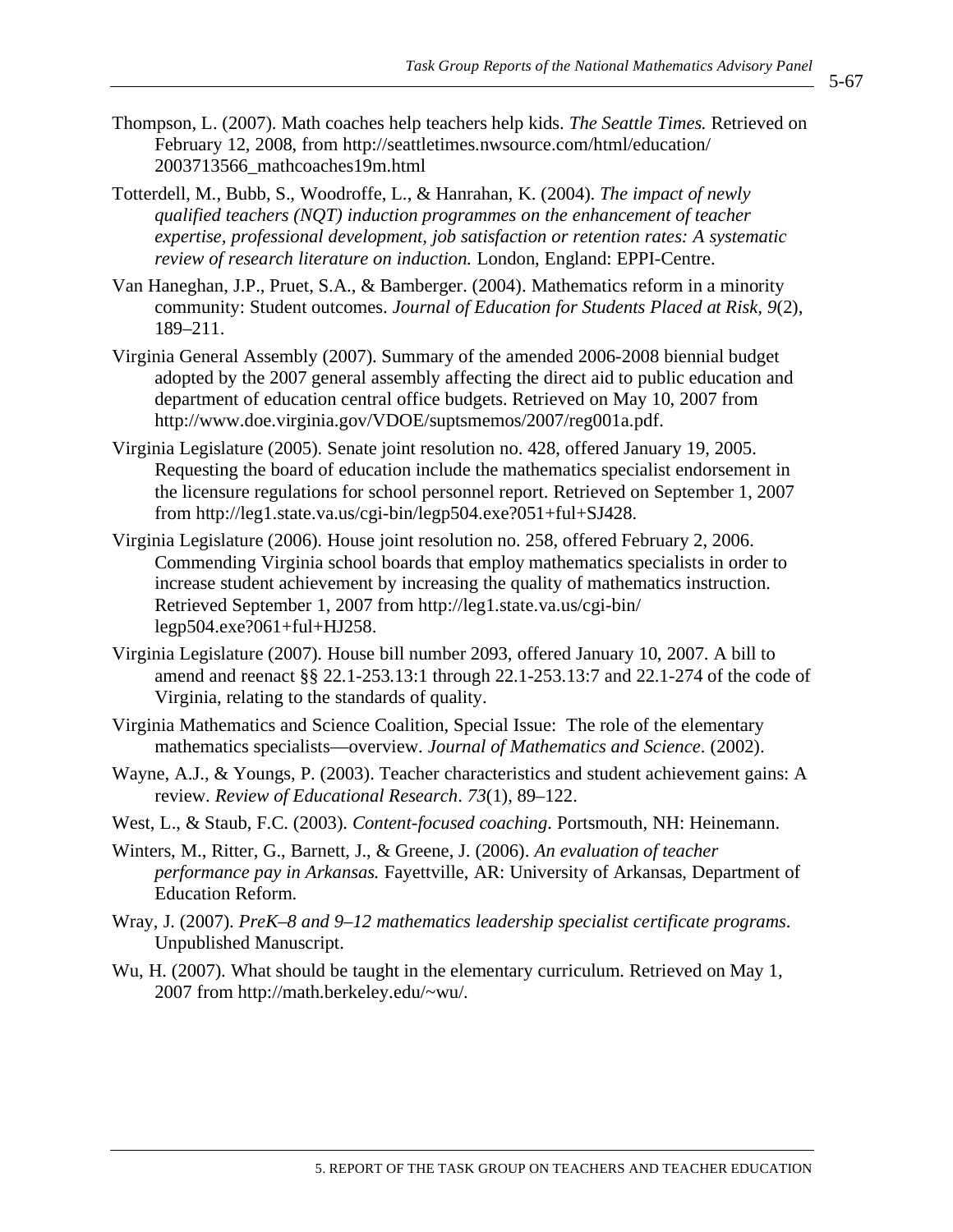Thompson, L. (2007). Math coaches help teachers help kids. *The Seattle Times.* Retrieved on February 12, 2008, from http://seattletimes.nwsource.com/html/education/2003713566_mathcoaches19m.html

Totterdell, M., Bubb, S., Woodroffe, L., & Hanrahan, K. (2004). *The impact of newly qualified teachers (NQT) induction programmes on the enhancement of teacher expertise, professional development, job satisfaction or retention rates: A systematic review of research literature on induction.* London, England: EPPI-Centre.

Van Haneghan, J.P., Pruet, S.A., & Bamberger. (2004). Mathematics reform in a minority community: Student outcomes. *Journal of Education for Students Placed at Risk, 9*(2), 189–211.

Virginia General Assembly (2007). Summary of the amended 2006-2008 biennial budget adopted by the 2007 general assembly affecting the direct aid to public education and department of education central office budgets. Retrieved on May 10, 2007 from http://www.doe.virginia.gov/VDOE/suptsmemos/2007/reg001a.pdf.

Virginia Legislature (2005). Senate joint resolution no. 428, offered January 19, 2005. Requesting the board of education include the mathematics specialist endorsement in the licensure regulations for school personnel report. Retrieved on September 1, 2007 from http://leg1.state.va.us/cgi-bin/legp504.exe?051+ful+SJ428.

Virginia Legislature (2006). House joint resolution no. 258, offered February 2, 2006. Commending Virginia school boards that employ mathematics specialists in order to increase student achievement by increasing the quality of mathematics instruction. Retrieved September 1, 2007 from http://leg1.state.va.us/cgi-bin/legp504.exe?061+ful+HJ258.

Virginia Legislature (2007). House bill number 2093, offered January 10, 2007. A bill to amend and reenact §§ 22.1-253.13:1 through 22.1-253.13:7 and 22.1-274 of the code of Virginia, relating to the standards of quality.

Virginia Mathematics and Science Coalition, Special Issue: The role of the elementary mathematics specialists—overview. *Journal of Mathematics and Science*. (2002).

Wayne, A.J., & Youngs, P. (2003). Teacher characteristics and student achievement gains: A review. *Review of Educational Research*. *73*(1), 89–122.

West, L., & Staub, F.C. (2003). *Content-focused coaching*. Portsmouth, NH: Heinemann.

Winters, M., Ritter, G., Barnett, J., & Greene, J. (2006). *An evaluation of teacher performance pay in Arkansas.* Fayettville, AR: University of Arkansas, Department of Education Reform.

Wray, J. (2007). *PreK–8 and 9–12 mathematics leadership specialist certificate programs*. Unpublished Manuscript.

Wu, H. (2007). What should be taught in the elementary curriculum. Retrieved on May 1, 2007 from http://math.berkeley.edu/~wu/.